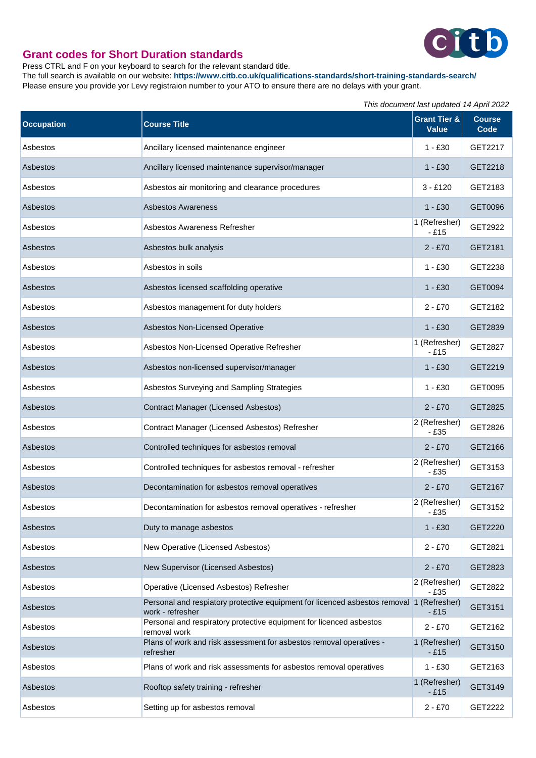## Grant codes for Short Duration standards

Press CTRL and F on your keyboard to search for the relevant standard title.
The full search is available on our website: **https://www.citb.co.uk/qualifications-standards/short-training-standards-search/**
Please ensure you provide yor Levy registraion number to your ATO to ensure there are no delays with your grant.

*This document last updated 14 April 2022*

| Occupation | Course Title | Grant Tier & Value | Course Code |
|---|---|---|---|
| Asbestos | Ancillary licensed maintenance engineer | 1 - £30 | GET2217 |
| Asbestos | Ancillary licensed maintenance supervisor/manager | 1 - £30 | GET2218 |
| Asbestos | Asbestos air monitoring and clearance procedures | 3 - £120 | GET2183 |
| Asbestos | Asbestos Awareness | 1 - £30 | GET0096 |
| Asbestos | Asbestos Awareness Refresher | 1 (Refresher) - £15 | GET2922 |
| Asbestos | Asbestos bulk analysis | 2 - £70 | GET2181 |
| Asbestos | Asbestos in soils | 1 - £30 | GET2238 |
| Asbestos | Asbestos licensed scaffolding operative | 1 - £30 | GET0094 |
| Asbestos | Asbestos management for duty holders | 2 - £70 | GET2182 |
| Asbestos | Asbestos Non-Licensed Operative | 1 - £30 | GET2839 |
| Asbestos | Asbestos Non-Licensed Operative Refresher | 1 (Refresher) - £15 | GET2827 |
| Asbestos | Asbestos non-licensed supervisor/manager | 1 - £30 | GET2219 |
| Asbestos | Asbestos Surveying and Sampling Strategies | 1 - £30 | GET0095 |
| Asbestos | Contract Manager (Licensed Asbestos) | 2 - £70 | GET2825 |
| Asbestos | Contract Manager (Licensed Asbestos) Refresher | 2 (Refresher) - £35 | GET2826 |
| Asbestos | Controlled techniques for asbestos removal | 2 - £70 | GET2166 |
| Asbestos | Controlled techniques for asbestos removal - refresher | 2 (Refresher) - £35 | GET3153 |
| Asbestos | Decontamination for asbestos removal operatives | 2 - £70 | GET2167 |
| Asbestos | Decontamination for asbestos removal operatives - refresher | 2 (Refresher) - £35 | GET3152 |
| Asbestos | Duty to manage asbestos | 1 - £30 | GET2220 |
| Asbestos | New Operative (Licensed Asbestos) | 2 - £70 | GET2821 |
| Asbestos | New Supervisor (Licensed Asbestos) | 2 - £70 | GET2823 |
| Asbestos | Operative (Licensed Asbestos) Refresher | 2 (Refresher) - £35 | GET2822 |
| Asbestos | Personal and respiatory protective equipment for licenced asbestos removal work - refresher | 1 (Refresher) - £15 | GET3151 |
| Asbestos | Personal and respiratory protective equipment for licenced asbestos removal work | 2 - £70 | GET2162 |
| Asbestos | Plans of work and risk assessment for asbestos removal operatives - refresher | 1 (Refresher) - £15 | GET3150 |
| Asbestos | Plans of work and risk assessments for asbestos removal operatives | 1 - £30 | GET2163 |
| Asbestos | Rooftop safety training - refresher | 1 (Refresher) - £15 | GET3149 |
| Asbestos | Setting up for asbestos removal | 2 - £70 | GET2222 |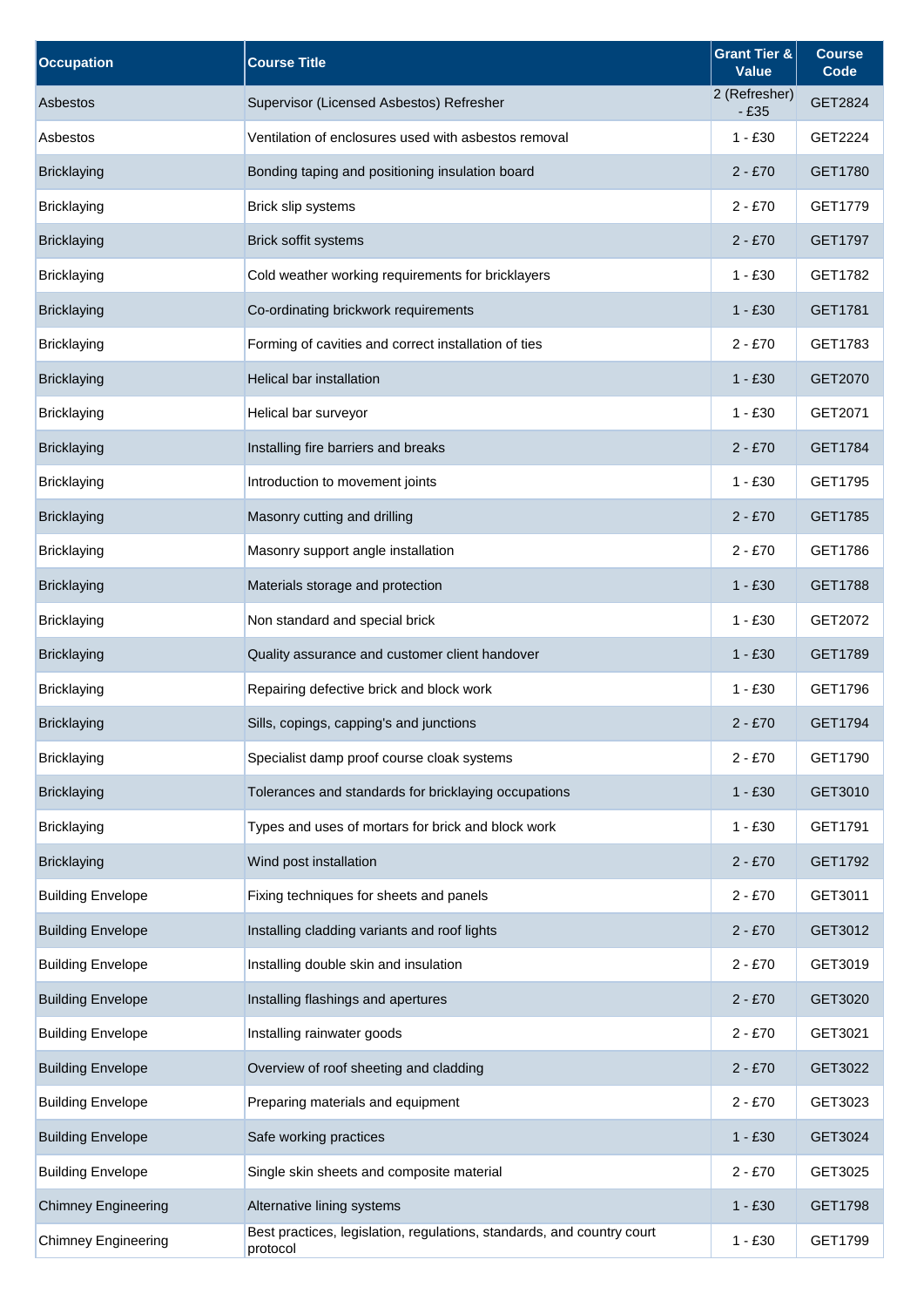| Occupation | Course Title | Grant Tier & Value | Course Code |
|---|---|---|---|
| Asbestos | Supervisor (Licensed Asbestos) Refresher | 2 (Refresher) - £35 | GET2824 |
| Asbestos | Ventilation of enclosures used with asbestos removal | 1 - £30 | GET2224 |
| Bricklaying | Bonding taping and positioning insulation board | 2 - £70 | GET1780 |
| Bricklaying | Brick slip systems | 2 - £70 | GET1779 |
| Bricklaying | Brick soffit systems | 2 - £70 | GET1797 |
| Bricklaying | Cold weather working requirements for bricklayers | 1 - £30 | GET1782 |
| Bricklaying | Co-ordinating brickwork requirements | 1 - £30 | GET1781 |
| Bricklaying | Forming of cavities and correct installation of ties | 2 - £70 | GET1783 |
| Bricklaying | Helical bar installation | 1 - £30 | GET2070 |
| Bricklaying | Helical bar surveyor | 1 - £30 | GET2071 |
| Bricklaying | Installing fire barriers and breaks | 2 - £70 | GET1784 |
| Bricklaying | Introduction to movement joints | 1 - £30 | GET1795 |
| Bricklaying | Masonry cutting and drilling | 2 - £70 | GET1785 |
| Bricklaying | Masonry support angle installation | 2 - £70 | GET1786 |
| Bricklaying | Materials storage and protection | 1 - £30 | GET1788 |
| Bricklaying | Non standard and special brick | 1 - £30 | GET2072 |
| Bricklaying | Quality assurance and customer client handover | 1 - £30 | GET1789 |
| Bricklaying | Repairing defective brick and block work | 1 - £30 | GET1796 |
| Bricklaying | Sills, copings, capping's and junctions | 2 - £70 | GET1794 |
| Bricklaying | Specialist damp proof course cloak systems | 2 - £70 | GET1790 |
| Bricklaying | Tolerances and standards for bricklaying occupations | 1 - £30 | GET3010 |
| Bricklaying | Types and uses of mortars for brick and block work | 1 - £30 | GET1791 |
| Bricklaying | Wind post installation | 2 - £70 | GET1792 |
| Building Envelope | Fixing techniques for sheets and panels | 2 - £70 | GET3011 |
| Building Envelope | Installing cladding variants and roof lights | 2 - £70 | GET3012 |
| Building Envelope | Installing double skin and insulation | 2 - £70 | GET3019 |
| Building Envelope | Installing flashings and apertures | 2 - £70 | GET3020 |
| Building Envelope | Installing rainwater goods | 2 - £70 | GET3021 |
| Building Envelope | Overview of roof sheeting and cladding | 2 - £70 | GET3022 |
| Building Envelope | Preparing materials and equipment | 2 - £70 | GET3023 |
| Building Envelope | Safe working practices | 1 - £30 | GET3024 |
| Building Envelope | Single skin sheets and composite material | 2 - £70 | GET3025 |
| Chimney Engineering | Alternative lining systems | 1 - £30 | GET1798 |
| Chimney Engineering | Best practices, legislation, regulations, standards, and country court protocol | 1 - £30 | GET1799 |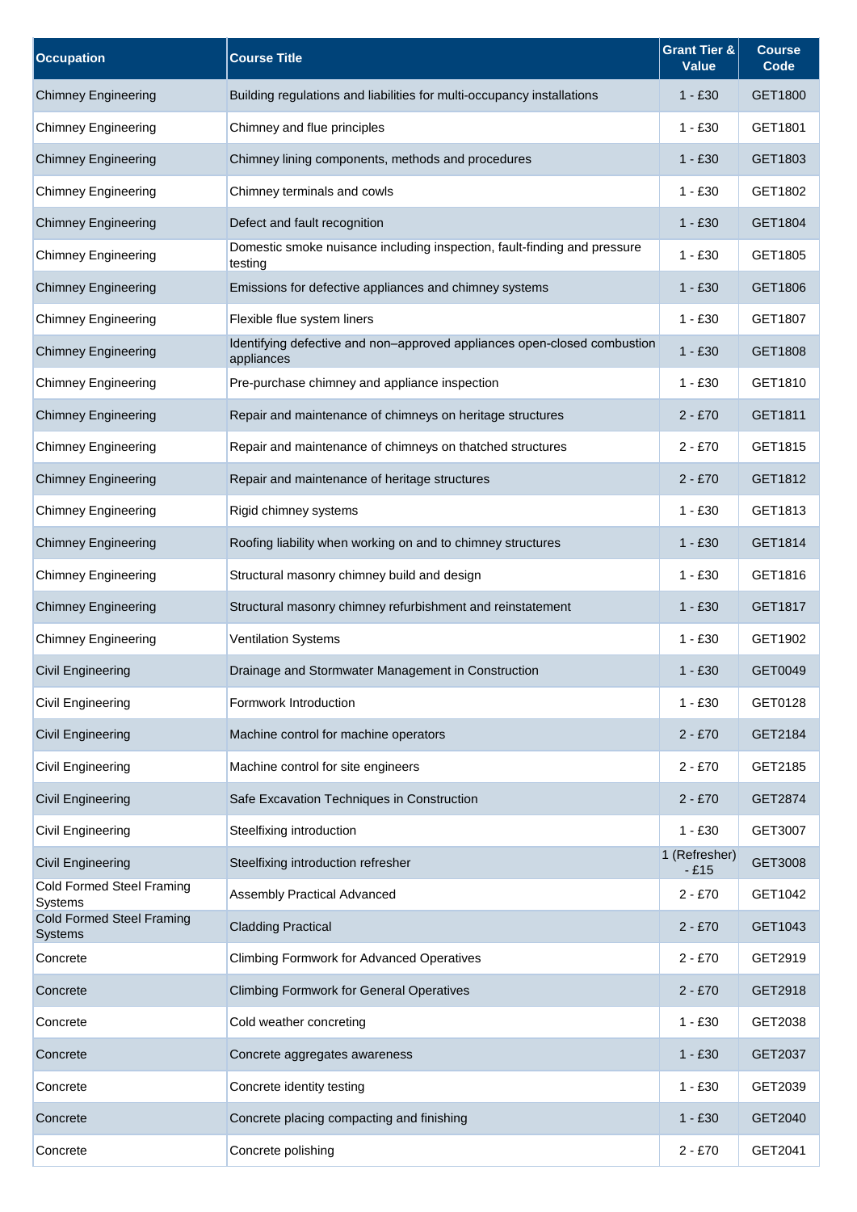| Occupation | Course Title | Grant Tier & Value | Course Code |
|---|---|---|---|
| Chimney Engineering | Building regulations and liabilities for multi-occupancy installations | 1 - £30 | GET1800 |
| Chimney Engineering | Chimney and flue principles | 1 - £30 | GET1801 |
| Chimney Engineering | Chimney lining components, methods and procedures | 1 - £30 | GET1803 |
| Chimney Engineering | Chimney terminals and cowls | 1 - £30 | GET1802 |
| Chimney Engineering | Defect and fault recognition | 1 - £30 | GET1804 |
| Chimney Engineering | Domestic smoke nuisance including inspection, fault-finding and pressure testing | 1 - £30 | GET1805 |
| Chimney Engineering | Emissions for defective appliances and chimney systems | 1 - £30 | GET1806 |
| Chimney Engineering | Flexible flue system liners | 1 - £30 | GET1807 |
| Chimney Engineering | Identifying defective and non–approved appliances open-closed combustion appliances | 1 - £30 | GET1808 |
| Chimney Engineering | Pre-purchase chimney and appliance inspection | 1 - £30 | GET1810 |
| Chimney Engineering | Repair and maintenance of chimneys on heritage structures | 2 - £70 | GET1811 |
| Chimney Engineering | Repair and maintenance of chimneys on thatched structures | 2 - £70 | GET1815 |
| Chimney Engineering | Repair and maintenance of heritage structures | 2 - £70 | GET1812 |
| Chimney Engineering | Rigid chimney systems | 1 - £30 | GET1813 |
| Chimney Engineering | Roofing liability when working on and to chimney structures | 1 - £30 | GET1814 |
| Chimney Engineering | Structural masonry chimney build and design | 1 - £30 | GET1816 |
| Chimney Engineering | Structural masonry chimney refurbishment and reinstatement | 1 - £30 | GET1817 |
| Chimney Engineering | Ventilation Systems | 1 - £30 | GET1902 |
| Civil Engineering | Drainage and Stormwater Management in Construction | 1 - £30 | GET0049 |
| Civil Engineering | Formwork Introduction | 1 - £30 | GET0128 |
| Civil Engineering | Machine control for machine operators | 2 - £70 | GET2184 |
| Civil Engineering | Machine control for site engineers | 2 - £70 | GET2185 |
| Civil Engineering | Safe Excavation Techniques in Construction | 2 - £70 | GET2874 |
| Civil Engineering | Steelfixing introduction | 1 - £30 | GET3007 |
| Civil Engineering | Steelfixing introduction refresher | 1 (Refresher) - £15 | GET3008 |
| Cold Formed Steel Framing Systems | Assembly Practical Advanced | 2 - £70 | GET1042 |
| Cold Formed Steel Framing Systems | Cladding Practical | 2 - £70 | GET1043 |
| Concrete | Climbing Formwork for Advanced Operatives | 2 - £70 | GET2919 |
| Concrete | Climbing Formwork for General Operatives | 2 - £70 | GET2918 |
| Concrete | Cold weather concreting | 1 - £30 | GET2038 |
| Concrete | Concrete aggregates awareness | 1 - £30 | GET2037 |
| Concrete | Concrete identity testing | 1 - £30 | GET2039 |
| Concrete | Concrete placing compacting and finishing | 1 - £30 | GET2040 |
| Concrete | Concrete polishing | 2 - £70 | GET2041 |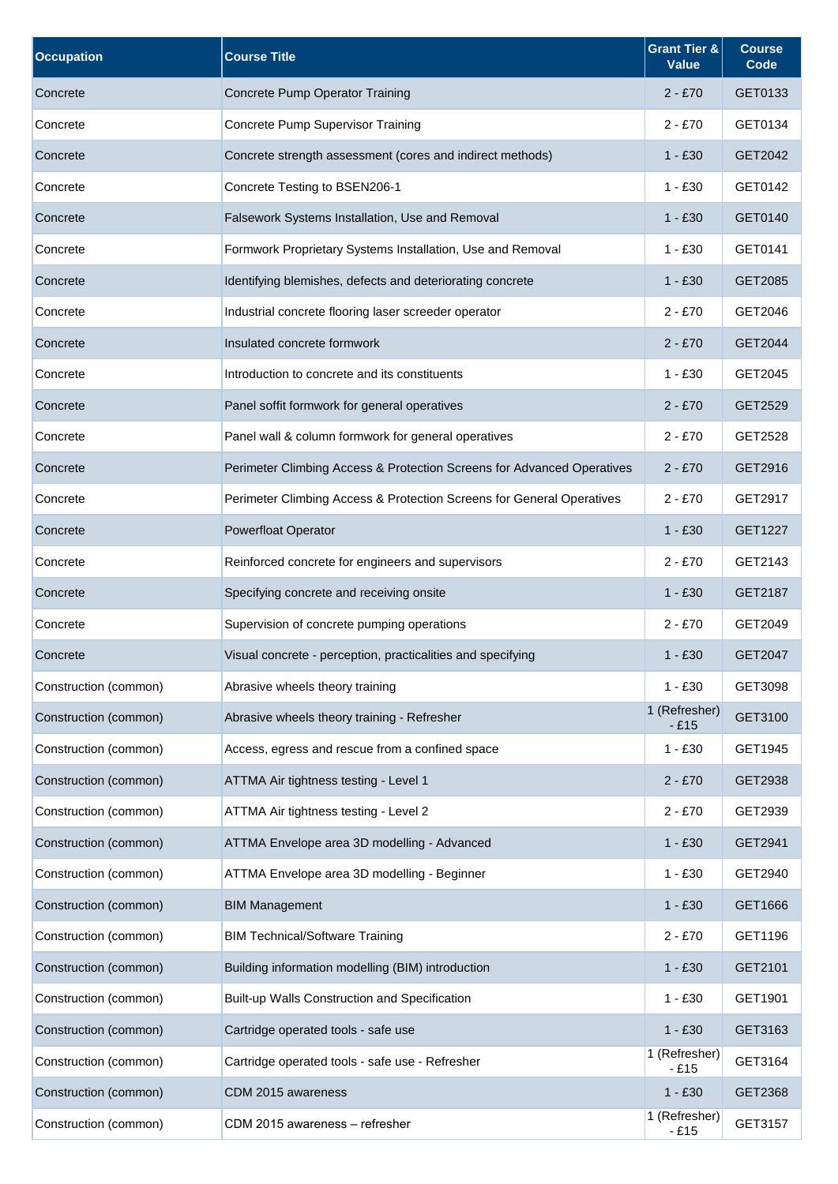| Occupation | Course Title | Grant Tier & Value | Course Code |
|---|---|---|---|
| Concrete | Concrete Pump Operator Training | 2 - £70 | GET0133 |
| Concrete | Concrete Pump Supervisor Training | 2 - £70 | GET0134 |
| Concrete | Concrete strength assessment (cores and indirect methods) | 1 - £30 | GET2042 |
| Concrete | Concrete Testing to BSEN206-1 | 1 - £30 | GET0142 |
| Concrete | Falsework Systems Installation, Use and Removal | 1 - £30 | GET0140 |
| Concrete | Formwork Proprietary Systems Installation, Use and Removal | 1 - £30 | GET0141 |
| Concrete | Identifying blemishes, defects and deteriorating concrete | 1 - £30 | GET2085 |
| Concrete | Industrial concrete flooring laser screeder operator | 2 - £70 | GET2046 |
| Concrete | Insulated concrete formwork | 2 - £70 | GET2044 |
| Concrete | Introduction to concrete and its constituents | 1 - £30 | GET2045 |
| Concrete | Panel soffit formwork for general operatives | 2 - £70 | GET2529 |
| Concrete | Panel wall & column formwork for general operatives | 2 - £70 | GET2528 |
| Concrete | Perimeter Climbing Access & Protection Screens for Advanced Operatives | 2 - £70 | GET2916 |
| Concrete | Perimeter Climbing Access & Protection Screens for General Operatives | 2 - £70 | GET2917 |
| Concrete | Powerfloat Operator | 1 - £30 | GET1227 |
| Concrete | Reinforced concrete for engineers and supervisors | 2 - £70 | GET2143 |
| Concrete | Specifying concrete and receiving onsite | 1 - £30 | GET2187 |
| Concrete | Supervision of concrete pumping operations | 2 - £70 | GET2049 |
| Concrete | Visual concrete - perception, practicalities and specifying | 1 - £30 | GET2047 |
| Construction (common) | Abrasive wheels theory training | 1 - £30 | GET3098 |
| Construction (common) | Abrasive wheels theory training - Refresher | 1 (Refresher) - £15 | GET3100 |
| Construction (common) | Access, egress and rescue from a confined space | 1 - £30 | GET1945 |
| Construction (common) | ATTMA Air tightness testing - Level 1 | 2 - £70 | GET2938 |
| Construction (common) | ATTMA Air tightness testing - Level 2 | 2 - £70 | GET2939 |
| Construction (common) | ATTMA Envelope area 3D modelling - Advanced | 1 - £30 | GET2941 |
| Construction (common) | ATTMA Envelope area 3D modelling - Beginner | 1 - £30 | GET2940 |
| Construction (common) | BIM Management | 1 - £30 | GET1666 |
| Construction (common) | BIM Technical/Software Training | 2 - £70 | GET1196 |
| Construction (common) | Building information modelling (BIM) introduction | 1 - £30 | GET2101 |
| Construction (common) | Built-up Walls Construction and Specification | 1 - £30 | GET1901 |
| Construction (common) | Cartridge operated tools - safe use | 1 - £30 | GET3163 |
| Construction (common) | Cartridge operated tools - safe use - Refresher | 1 (Refresher) - £15 | GET3164 |
| Construction (common) | CDM 2015 awareness | 1 - £30 | GET2368 |
| Construction (common) | CDM 2015 awareness – refresher | 1 (Refresher) - £15 | GET3157 |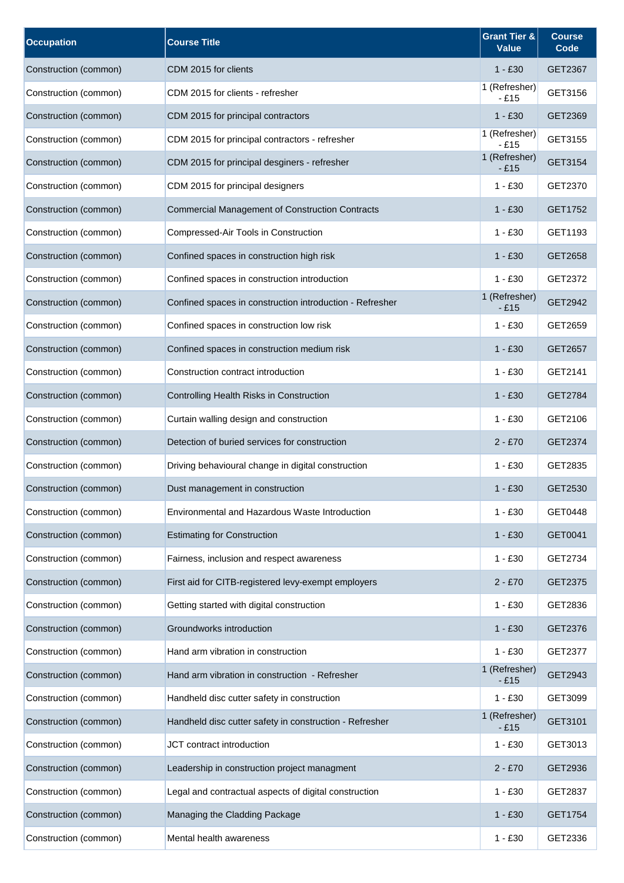| Occupation | Course Title | Grant Tier & Value | Course Code |
|---|---|---|---|
| Construction (common) | CDM 2015 for clients | 1 - £30 | GET2367 |
| Construction (common) | CDM 2015 for clients - refresher | 1 (Refresher) - £15 | GET3156 |
| Construction (common) | CDM 2015 for principal contractors | 1 - £30 | GET2369 |
| Construction (common) | CDM 2015 for principal contractors - refresher | 1 (Refresher) - £15 | GET3155 |
| Construction (common) | CDM 2015 for principal desginers - refresher | 1 (Refresher) - £15 | GET3154 |
| Construction (common) | CDM 2015 for principal designers | 1 - £30 | GET2370 |
| Construction (common) | Commercial Management of Construction Contracts | 1 - £30 | GET1752 |
| Construction (common) | Compressed-Air Tools in Construction | 1 - £30 | GET1193 |
| Construction (common) | Confined spaces in construction high risk | 1 - £30 | GET2658 |
| Construction (common) | Confined spaces in construction introduction | 1 - £30 | GET2372 |
| Construction (common) | Confined spaces in construction introduction - Refresher | 1 (Refresher) - £15 | GET2942 |
| Construction (common) | Confined spaces in construction low risk | 1 - £30 | GET2659 |
| Construction (common) | Confined spaces in construction medium risk | 1 - £30 | GET2657 |
| Construction (common) | Construction contract introduction | 1 - £30 | GET2141 |
| Construction (common) | Controlling Health Risks in Construction | 1 - £30 | GET2784 |
| Construction (common) | Curtain walling design and construction | 1 - £30 | GET2106 |
| Construction (common) | Detection of buried services for construction | 2 - £70 | GET2374 |
| Construction (common) | Driving behavioural change in digital construction | 1 - £30 | GET2835 |
| Construction (common) | Dust management in construction | 1 - £30 | GET2530 |
| Construction (common) | Environmental and Hazardous Waste Introduction | 1 - £30 | GET0448 |
| Construction (common) | Estimating for Construction | 1 - £30 | GET0041 |
| Construction (common) | Fairness, inclusion and respect awareness | 1 - £30 | GET2734 |
| Construction (common) | First aid for CITB-registered levy-exempt employers | 2 - £70 | GET2375 |
| Construction (common) | Getting started with digital construction | 1 - £30 | GET2836 |
| Construction (common) | Groundworks introduction | 1 - £30 | GET2376 |
| Construction (common) | Hand arm vibration in construction | 1 - £30 | GET2377 |
| Construction (common) | Hand arm vibration in construction - Refresher | 1 (Refresher) - £15 | GET2943 |
| Construction (common) | Handheld disc cutter safety in construction | 1 - £30 | GET3099 |
| Construction (common) | Handheld disc cutter safety in construction - Refresher | 1 (Refresher) - £15 | GET3101 |
| Construction (common) | JCT contract introduction | 1 - £30 | GET3013 |
| Construction (common) | Leadership in construction project managment | 2 - £70 | GET2936 |
| Construction (common) | Legal and contractual aspects of digital construction | 1 - £30 | GET2837 |
| Construction (common) | Managing the Cladding Package | 1 - £30 | GET1754 |
| Construction (common) | Mental health awareness | 1 - £30 | GET2336 |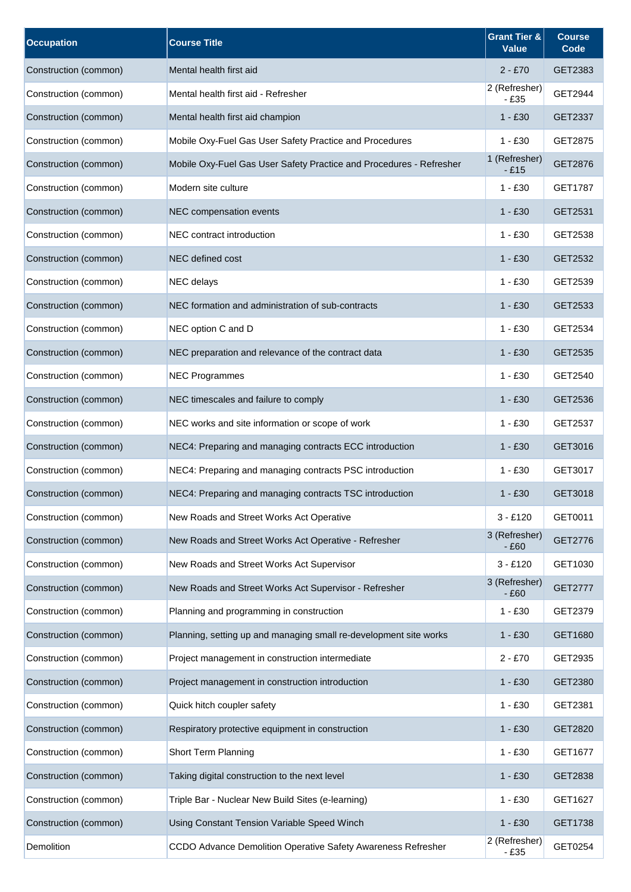| Occupation | Course Title | Grant Tier & Value | Course Code |
|---|---|---|---|
| Construction (common) | Mental health first aid | 2 - £70 | GET2383 |
| Construction (common) | Mental health first aid - Refresher | 2 (Refresher) - £35 | GET2944 |
| Construction (common) | Mental health first aid champion | 1 - £30 | GET2337 |
| Construction (common) | Mobile Oxy-Fuel Gas User Safety Practice and Procedures | 1 - £30 | GET2875 |
| Construction (common) | Mobile Oxy-Fuel Gas User Safety Practice and Procedures - Refresher | 1 (Refresher) - £15 | GET2876 |
| Construction (common) | Modern site culture | 1 - £30 | GET1787 |
| Construction (common) | NEC compensation events | 1 - £30 | GET2531 |
| Construction (common) | NEC contract introduction | 1 - £30 | GET2538 |
| Construction (common) | NEC defined cost | 1 - £30 | GET2532 |
| Construction (common) | NEC delays | 1 - £30 | GET2539 |
| Construction (common) | NEC formation and administration of sub-contracts | 1 - £30 | GET2533 |
| Construction (common) | NEC option C and D | 1 - £30 | GET2534 |
| Construction (common) | NEC preparation and relevance of the contract data | 1 - £30 | GET2535 |
| Construction (common) | NEC Programmes | 1 - £30 | GET2540 |
| Construction (common) | NEC timescales and failure to comply | 1 - £30 | GET2536 |
| Construction (common) | NEC works and site information or scope of work | 1 - £30 | GET2537 |
| Construction (common) | NEC4: Preparing and managing contracts ECC introduction | 1 - £30 | GET3016 |
| Construction (common) | NEC4: Preparing and managing contracts PSC introduction | 1 - £30 | GET3017 |
| Construction (common) | NEC4: Preparing and managing contracts TSC introduction | 1 - £30 | GET3018 |
| Construction (common) | New Roads and Street Works Act Operative | 3 - £120 | GET0011 |
| Construction (common) | New Roads and Street Works Act Operative - Refresher | 3 (Refresher) - £60 | GET2776 |
| Construction (common) | New Roads and Street Works Act Supervisor | 3 - £120 | GET1030 |
| Construction (common) | New Roads and Street Works Act Supervisor - Refresher | 3 (Refresher) - £60 | GET2777 |
| Construction (common) | Planning and programming in construction | 1 - £30 | GET2379 |
| Construction (common) | Planning, setting up and managing small re-development site works | 1 - £30 | GET1680 |
| Construction (common) | Project management in construction intermediate | 2 - £70 | GET2935 |
| Construction (common) | Project management in construction introduction | 1 - £30 | GET2380 |
| Construction (common) | Quick hitch coupler safety | 1 - £30 | GET2381 |
| Construction (common) | Respiratory protective equipment in construction | 1 - £30 | GET2820 |
| Construction (common) | Short Term Planning | 1 - £30 | GET1677 |
| Construction (common) | Taking digital construction to the next level | 1 - £30 | GET2838 |
| Construction (common) | Triple Bar - Nuclear New Build Sites (e-learning) | 1 - £30 | GET1627 |
| Construction (common) | Using Constant Tension Variable Speed Winch | 1 - £30 | GET1738 |
| Demolition | CCDO Advance Demolition Operative Safety Awareness Refresher | 2 (Refresher) - £35 | GET0254 |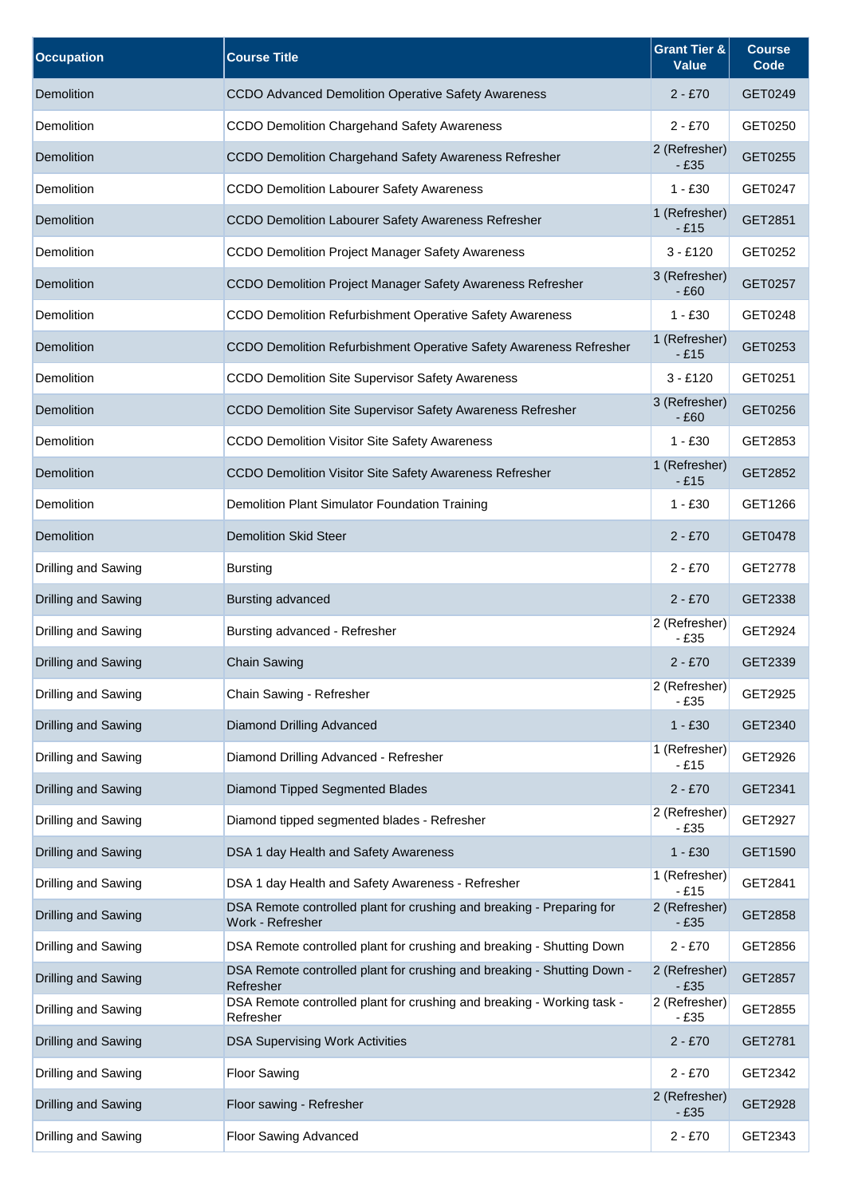| Occupation | Course Title | Grant Tier & Value | Course Code |
| --- | --- | --- | --- |
| Demolition | CCDO Advanced Demolition Operative Safety Awareness | 2 - £70 | GET0249 |
| Demolition | CCDO Demolition Chargehand Safety Awareness | 2 - £70 | GET0250 |
| Demolition | CCDO Demolition Chargehand Safety Awareness Refresher | 2 (Refresher) - £35 | GET0255 |
| Demolition | CCDO Demolition Labourer Safety Awareness | 1 - £30 | GET0247 |
| Demolition | CCDO Demolition Labourer Safety Awareness Refresher | 1 (Refresher) - £15 | GET2851 |
| Demolition | CCDO Demolition Project Manager Safety Awareness | 3 - £120 | GET0252 |
| Demolition | CCDO Demolition Project Manager Safety Awareness Refresher | 3 (Refresher) - £60 | GET0257 |
| Demolition | CCDO Demolition Refurbishment Operative Safety Awareness | 1 - £30 | GET0248 |
| Demolition | CCDO Demolition Refurbishment Operative Safety Awareness Refresher | 1 (Refresher) - £15 | GET0253 |
| Demolition | CCDO Demolition Site Supervisor Safety Awareness | 3 - £120 | GET0251 |
| Demolition | CCDO Demolition Site Supervisor Safety Awareness Refresher | 3 (Refresher) - £60 | GET0256 |
| Demolition | CCDO Demolition Visitor Site Safety Awareness | 1 - £30 | GET2853 |
| Demolition | CCDO Demolition Visitor Site Safety Awareness Refresher | 1 (Refresher) - £15 | GET2852 |
| Demolition | Demolition Plant Simulator Foundation Training | 1 - £30 | GET1266 |
| Demolition | Demolition Skid Steer | 2 - £70 | GET0478 |
| Drilling and Sawing | Bursting | 2 - £70 | GET2778 |
| Drilling and Sawing | Bursting advanced | 2 - £70 | GET2338 |
| Drilling and Sawing | Bursting advanced - Refresher | 2 (Refresher) - £35 | GET2924 |
| Drilling and Sawing | Chain Sawing | 2 - £70 | GET2339 |
| Drilling and Sawing | Chain Sawing - Refresher | 2 (Refresher) - £35 | GET2925 |
| Drilling and Sawing | Diamond Drilling Advanced | 1 - £30 | GET2340 |
| Drilling and Sawing | Diamond Drilling Advanced - Refresher | 1 (Refresher) - £15 | GET2926 |
| Drilling and Sawing | Diamond Tipped Segmented Blades | 2 - £70 | GET2341 |
| Drilling and Sawing | Diamond tipped segmented blades - Refresher | 2 (Refresher) - £35 | GET2927 |
| Drilling and Sawing | DSA 1 day Health and Safety Awareness | 1 - £30 | GET1590 |
| Drilling and Sawing | DSA 1 day Health and Safety Awareness - Refresher | 1 (Refresher) - £15 | GET2841 |
| Drilling and Sawing | DSA Remote controlled plant for crushing and breaking - Preparing for Work - Refresher | 2 (Refresher) - £35 | GET2858 |
| Drilling and Sawing | DSA Remote controlled plant for crushing and breaking - Shutting Down | 2 - £70 | GET2856 |
| Drilling and Sawing | DSA Remote controlled plant for crushing and breaking - Shutting Down - Refresher | 2 (Refresher) - £35 | GET2857 |
| Drilling and Sawing | DSA Remote controlled plant for crushing and breaking - Working task - Refresher | 2 (Refresher) - £35 | GET2855 |
| Drilling and Sawing | DSA Supervising Work Activities | 2 - £70 | GET2781 |
| Drilling and Sawing | Floor Sawing | 2 - £70 | GET2342 |
| Drilling and Sawing | Floor sawing - Refresher | 2 (Refresher) - £35 | GET2928 |
| Drilling and Sawing | Floor Sawing Advanced | 2 - £70 | GET2343 |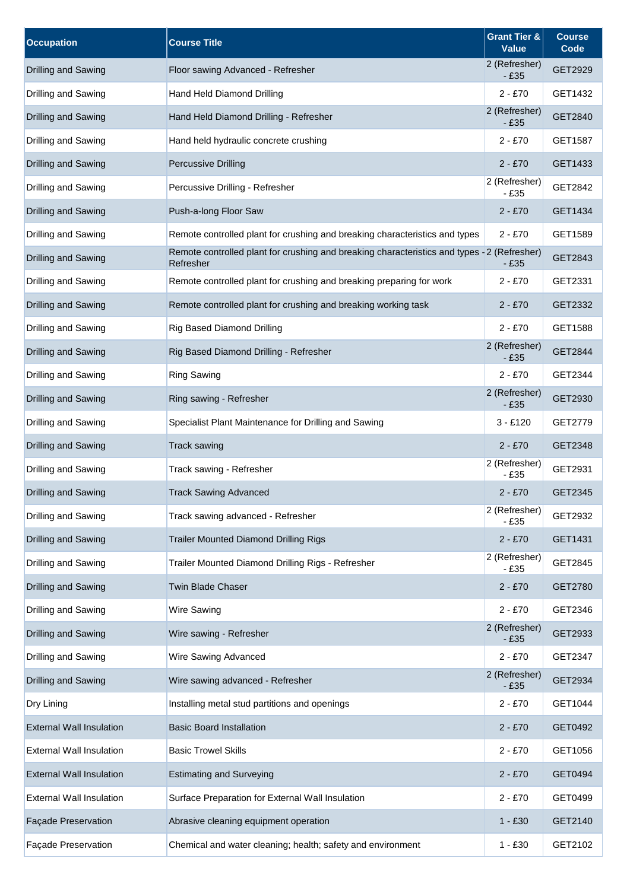| Occupation | Course Title | Grant Tier & Value | Course Code |
|---|---|---|---|
| Drilling and Sawing | Floor sawing Advanced - Refresher | 2 (Refresher) - £35 | GET2929 |
| Drilling and Sawing | Hand Held Diamond Drilling | 2 - £70 | GET1432 |
| Drilling and Sawing | Hand Held Diamond Drilling - Refresher | 2 (Refresher) - £35 | GET2840 |
| Drilling and Sawing | Hand held hydraulic concrete crushing | 2 - £70 | GET1587 |
| Drilling and Sawing | Percussive Drilling | 2 - £70 | GET1433 |
| Drilling and Sawing | Percussive Drilling - Refresher | 2 (Refresher) - £35 | GET2842 |
| Drilling and Sawing | Push-a-long Floor Saw | 2 - £70 | GET1434 |
| Drilling and Sawing | Remote controlled plant for crushing and breaking characteristics and types | 2 - £70 | GET1589 |
| Drilling and Sawing | Remote controlled plant for crushing and breaking characteristics and types - Refresher | 2 (Refresher) - £35 | GET2843 |
| Drilling and Sawing | Remote controlled plant for crushing and breaking preparing for work | 2 - £70 | GET2331 |
| Drilling and Sawing | Remote controlled plant for crushing and breaking working task | 2 - £70 | GET2332 |
| Drilling and Sawing | Rig Based Diamond Drilling | 2 - £70 | GET1588 |
| Drilling and Sawing | Rig Based Diamond Drilling - Refresher | 2 (Refresher) - £35 | GET2844 |
| Drilling and Sawing | Ring Sawing | 2 - £70 | GET2344 |
| Drilling and Sawing | Ring sawing - Refresher | 2 (Refresher) - £35 | GET2930 |
| Drilling and Sawing | Specialist Plant Maintenance for Drilling and Sawing | 3 - £120 | GET2779 |
| Drilling and Sawing | Track sawing | 2 - £70 | GET2348 |
| Drilling and Sawing | Track sawing - Refresher | 2 (Refresher) - £35 | GET2931 |
| Drilling and Sawing | Track Sawing Advanced | 2 - £70 | GET2345 |
| Drilling and Sawing | Track sawing advanced - Refresher | 2 (Refresher) - £35 | GET2932 |
| Drilling and Sawing | Trailer Mounted Diamond Drilling Rigs | 2 - £70 | GET1431 |
| Drilling and Sawing | Trailer Mounted Diamond Drilling Rigs - Refresher | 2 (Refresher) - £35 | GET2845 |
| Drilling and Sawing | Twin Blade Chaser | 2 - £70 | GET2780 |
| Drilling and Sawing | Wire Sawing | 2 - £70 | GET2346 |
| Drilling and Sawing | Wire sawing - Refresher | 2 (Refresher) - £35 | GET2933 |
| Drilling and Sawing | Wire Sawing Advanced | 2 - £70 | GET2347 |
| Drilling and Sawing | Wire sawing advanced - Refresher | 2 (Refresher) - £35 | GET2934 |
| Dry Lining | Installing metal stud partitions and openings | 2 - £70 | GET1044 |
| External Wall Insulation | Basic Board Installation | 2 - £70 | GET0492 |
| External Wall Insulation | Basic Trowel Skills | 2 - £70 | GET1056 |
| External Wall Insulation | Estimating and Surveying | 2 - £70 | GET0494 |
| External Wall Insulation | Surface Preparation for External Wall Insulation | 2 - £70 | GET0499 |
| Façade Preservation | Abrasive cleaning equipment operation | 1 - £30 | GET2140 |
| Façade Preservation | Chemical and water cleaning; health; safety and environment | 1 - £30 | GET2102 |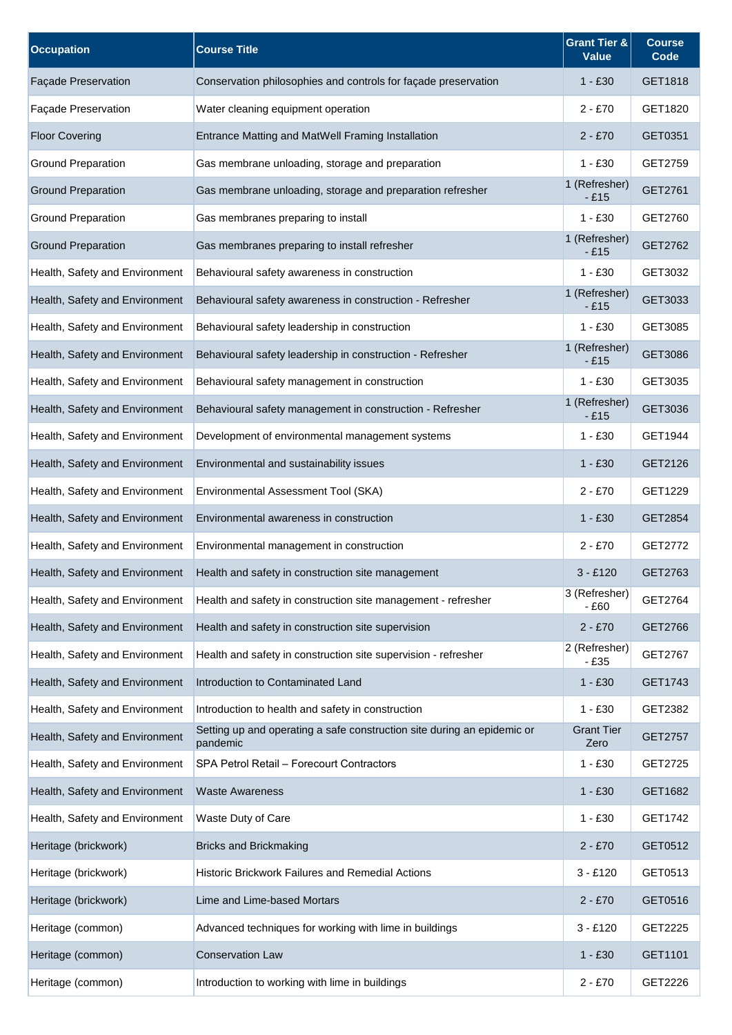| Occupation | Course Title | Grant Tier & Value | Course Code |
|---|---|---|---|
| Façade Preservation | Conservation philosophies and controls for façade preservation | 1 - £30 | GET1818 |
| Façade Preservation | Water cleaning equipment operation | 2 - £70 | GET1820 |
| Floor Covering | Entrance Matting and MatWell Framing Installation | 2 - £70 | GET0351 |
| Ground Preparation | Gas membrane unloading, storage and preparation | 1 - £30 | GET2759 |
| Ground Preparation | Gas membrane unloading, storage and preparation refresher | 1 (Refresher) - £15 | GET2761 |
| Ground Preparation | Gas membranes preparing to install | 1 - £30 | GET2760 |
| Ground Preparation | Gas membranes preparing to install refresher | 1 (Refresher) - £15 | GET2762 |
| Health, Safety and Environment | Behavioural safety awareness in construction | 1 - £30 | GET3032 |
| Health, Safety and Environment | Behavioural safety awareness in construction - Refresher | 1 (Refresher) - £15 | GET3033 |
| Health, Safety and Environment | Behavioural safety leadership in construction | 1 - £30 | GET3085 |
| Health, Safety and Environment | Behavioural safety leadership in construction - Refresher | 1 (Refresher) - £15 | GET3086 |
| Health, Safety and Environment | Behavioural safety management in construction | 1 - £30 | GET3035 |
| Health, Safety and Environment | Behavioural safety management in construction - Refresher | 1 (Refresher) - £15 | GET3036 |
| Health, Safety and Environment | Development of environmental management systems | 1 - £30 | GET1944 |
| Health, Safety and Environment | Environmental and sustainability issues | 1 - £30 | GET2126 |
| Health, Safety and Environment | Environmental Assessment Tool (SKA) | 2 - £70 | GET1229 |
| Health, Safety and Environment | Environmental awareness in construction | 1 - £30 | GET2854 |
| Health, Safety and Environment | Environmental management in construction | 2 - £70 | GET2772 |
| Health, Safety and Environment | Health and safety in construction site management | 3 - £120 | GET2763 |
| Health, Safety and Environment | Health and safety in construction site management - refresher | 3 (Refresher) - £60 | GET2764 |
| Health, Safety and Environment | Health and safety in construction site supervision | 2 - £70 | GET2766 |
| Health, Safety and Environment | Health and safety in construction site supervision - refresher | 2 (Refresher) - £35 | GET2767 |
| Health, Safety and Environment | Introduction to Contaminated Land | 1 - £30 | GET1743 |
| Health, Safety and Environment | Introduction to health and safety in construction | 1 - £30 | GET2382 |
| Health, Safety and Environment | Setting up and operating a safe construction site during an epidemic or pandemic | Grant Tier Zero | GET2757 |
| Health, Safety and Environment | SPA Petrol Retail – Forecourt Contractors | 1 - £30 | GET2725 |
| Health, Safety and Environment | Waste Awareness | 1 - £30 | GET1682 |
| Health, Safety and Environment | Waste Duty of Care | 1 - £30 | GET1742 |
| Heritage (brickwork) | Bricks and Brickmaking | 2 - £70 | GET0512 |
| Heritage (brickwork) | Historic Brickwork Failures and Remedial Actions | 3 - £120 | GET0513 |
| Heritage (brickwork) | Lime and Lime-based Mortars | 2 - £70 | GET0516 |
| Heritage (common) | Advanced techniques for working with lime in buildings | 3 - £120 | GET2225 |
| Heritage (common) | Conservation Law | 1 - £30 | GET1101 |
| Heritage (common) | Introduction to working with lime in buildings | 2 - £70 | GET2226 |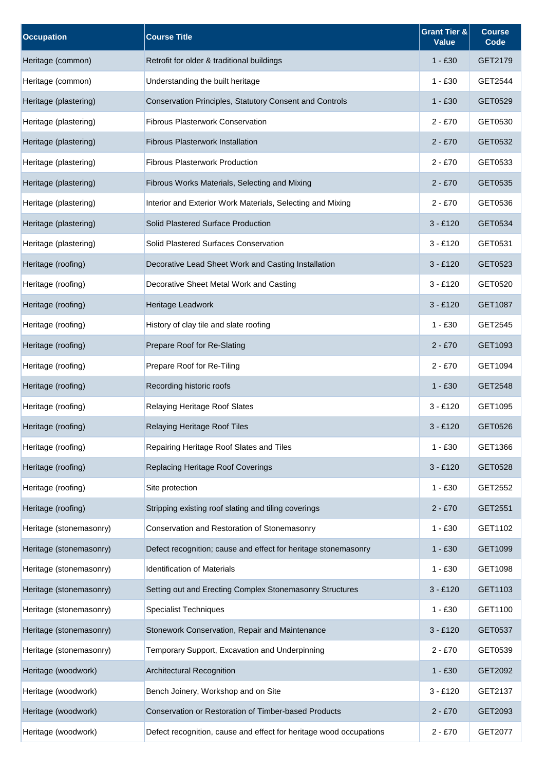| Occupation | Course Title | Grant Tier & Value | Course Code |
|---|---|---|---|
| Heritage (common) | Retrofit for older & traditional buildings | 1 - £30 | GET2179 |
| Heritage (common) | Understanding the built heritage | 1 - £30 | GET2544 |
| Heritage (plastering) | Conservation Principles, Statutory Consent and Controls | 1 - £30 | GET0529 |
| Heritage (plastering) | Fibrous Plasterwork Conservation | 2 - £70 | GET0530 |
| Heritage (plastering) | Fibrous Plasterwork Installation | 2 - £70 | GET0532 |
| Heritage (plastering) | Fibrous Plasterwork Production | 2 - £70 | GET0533 |
| Heritage (plastering) | Fibrous Works Materials, Selecting and Mixing | 2 - £70 | GET0535 |
| Heritage (plastering) | Interior and Exterior Work Materials, Selecting and Mixing | 2 - £70 | GET0536 |
| Heritage (plastering) | Solid Plastered Surface Production | 3 - £120 | GET0534 |
| Heritage (plastering) | Solid Plastered Surfaces Conservation | 3 - £120 | GET0531 |
| Heritage (roofing) | Decorative Lead Sheet Work and Casting Installation | 3 - £120 | GET0523 |
| Heritage (roofing) | Decorative Sheet Metal Work and Casting | 3 - £120 | GET0520 |
| Heritage (roofing) | Heritage Leadwork | 3 - £120 | GET1087 |
| Heritage (roofing) | History of clay tile and slate roofing | 1 - £30 | GET2545 |
| Heritage (roofing) | Prepare Roof for Re-Slating | 2 - £70 | GET1093 |
| Heritage (roofing) | Prepare Roof for Re-Tiling | 2 - £70 | GET1094 |
| Heritage (roofing) | Recording historic roofs | 1 - £30 | GET2548 |
| Heritage (roofing) | Relaying Heritage Roof Slates | 3 - £120 | GET1095 |
| Heritage (roofing) | Relaying Heritage Roof Tiles | 3 - £120 | GET0526 |
| Heritage (roofing) | Repairing Heritage Roof Slates and Tiles | 1 - £30 | GET1366 |
| Heritage (roofing) | Replacing Heritage Roof Coverings | 3 - £120 | GET0528 |
| Heritage (roofing) | Site protection | 1 - £30 | GET2552 |
| Heritage (roofing) | Stripping existing roof slating and tiling coverings | 2 - £70 | GET2551 |
| Heritage (stonemasonry) | Conservation and Restoration of Stonemasonry | 1 - £30 | GET1102 |
| Heritage (stonemasonry) | Defect recognition; cause and effect for heritage stonemasonry | 1 - £30 | GET1099 |
| Heritage (stonemasonry) | Identification of Materials | 1 - £30 | GET1098 |
| Heritage (stonemasonry) | Setting out and Erecting Complex Stonemasonry Structures | 3 - £120 | GET1103 |
| Heritage (stonemasonry) | Specialist Techniques | 1 - £30 | GET1100 |
| Heritage (stonemasonry) | Stonework Conservation, Repair and Maintenance | 3 - £120 | GET0537 |
| Heritage (stonemasonry) | Temporary Support, Excavation and Underpinning | 2 - £70 | GET0539 |
| Heritage (woodwork) | Architectural Recognition | 1 - £30 | GET2092 |
| Heritage (woodwork) | Bench Joinery, Workshop and on Site | 3 - £120 | GET2137 |
| Heritage (woodwork) | Conservation or Restoration of Timber-based Products | 2 - £70 | GET2093 |
| Heritage (woodwork) | Defect recognition, cause and effect for heritage wood occupations | 2 - £70 | GET2077 |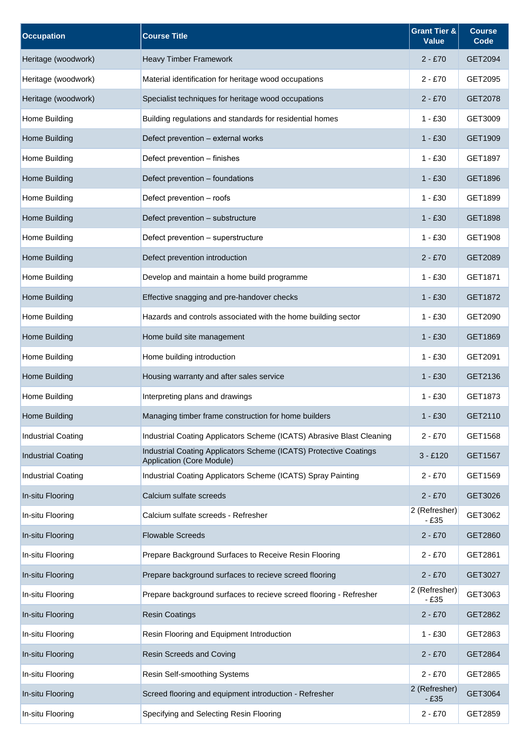| Occupation | Course Title | Grant Tier & Value | Course Code |
| --- | --- | --- | --- |
| Heritage (woodwork) | Heavy Timber Framework | 2 - £70 | GET2094 |
| Heritage (woodwork) | Material identification for heritage wood occupations | 2 - £70 | GET2095 |
| Heritage (woodwork) | Specialist techniques for heritage wood occupations | 2 - £70 | GET2078 |
| Home Building | Building regulations and standards for residential homes | 1 - £30 | GET3009 |
| Home Building | Defect prevention – external works | 1 - £30 | GET1909 |
| Home Building | Defect prevention – finishes | 1 - £30 | GET1897 |
| Home Building | Defect prevention – foundations | 1 - £30 | GET1896 |
| Home Building | Defect prevention – roofs | 1 - £30 | GET1899 |
| Home Building | Defect prevention – substructure | 1 - £30 | GET1898 |
| Home Building | Defect prevention – superstructure | 1 - £30 | GET1908 |
| Home Building | Defect prevention introduction | 2 - £70 | GET2089 |
| Home Building | Develop and maintain a home build programme | 1 - £30 | GET1871 |
| Home Building | Effective snagging and pre-handover checks | 1 - £30 | GET1872 |
| Home Building | Hazards and controls associated with the home building sector | 1 - £30 | GET2090 |
| Home Building | Home build site management | 1 - £30 | GET1869 |
| Home Building | Home building introduction | 1 - £30 | GET2091 |
| Home Building | Housing warranty and after sales service | 1 - £30 | GET2136 |
| Home Building | Interpreting plans and drawings | 1 - £30 | GET1873 |
| Home Building | Managing timber frame construction for home builders | 1 - £30 | GET2110 |
| Industrial Coating | Industrial Coating Applicators Scheme (ICATS) Abrasive Blast Cleaning | 2 - £70 | GET1568 |
| Industrial Coating | Industrial Coating Applicators Scheme (ICATS) Protective Coatings Application (Core Module) | 3 - £120 | GET1567 |
| Industrial Coating | Industrial Coating Applicators Scheme (ICATS) Spray Painting | 2 - £70 | GET1569 |
| In-situ Flooring | Calcium sulfate screeds | 2 - £70 | GET3026 |
| In-situ Flooring | Calcium sulfate screeds - Refresher | 2 (Refresher) - £35 | GET3062 |
| In-situ Flooring | Flowable Screeds | 2 - £70 | GET2860 |
| In-situ Flooring | Prepare Background Surfaces to Receive Resin Flooring | 2 - £70 | GET2861 |
| In-situ Flooring | Prepare background surfaces to recieve screed flooring | 2 - £70 | GET3027 |
| In-situ Flooring | Prepare background surfaces to recieve screed flooring - Refresher | 2 (Refresher) - £35 | GET3063 |
| In-situ Flooring | Resin Coatings | 2 - £70 | GET2862 |
| In-situ Flooring | Resin Flooring and Equipment Introduction | 1 - £30 | GET2863 |
| In-situ Flooring | Resin Screeds and Coving | 2 - £70 | GET2864 |
| In-situ Flooring | Resin Self-smoothing Systems | 2 - £70 | GET2865 |
| In-situ Flooring | Screed flooring and equipment introduction - Refresher | 2 (Refresher) - £35 | GET3064 |
| In-situ Flooring | Specifying and Selecting Resin Flooring | 2 - £70 | GET2859 |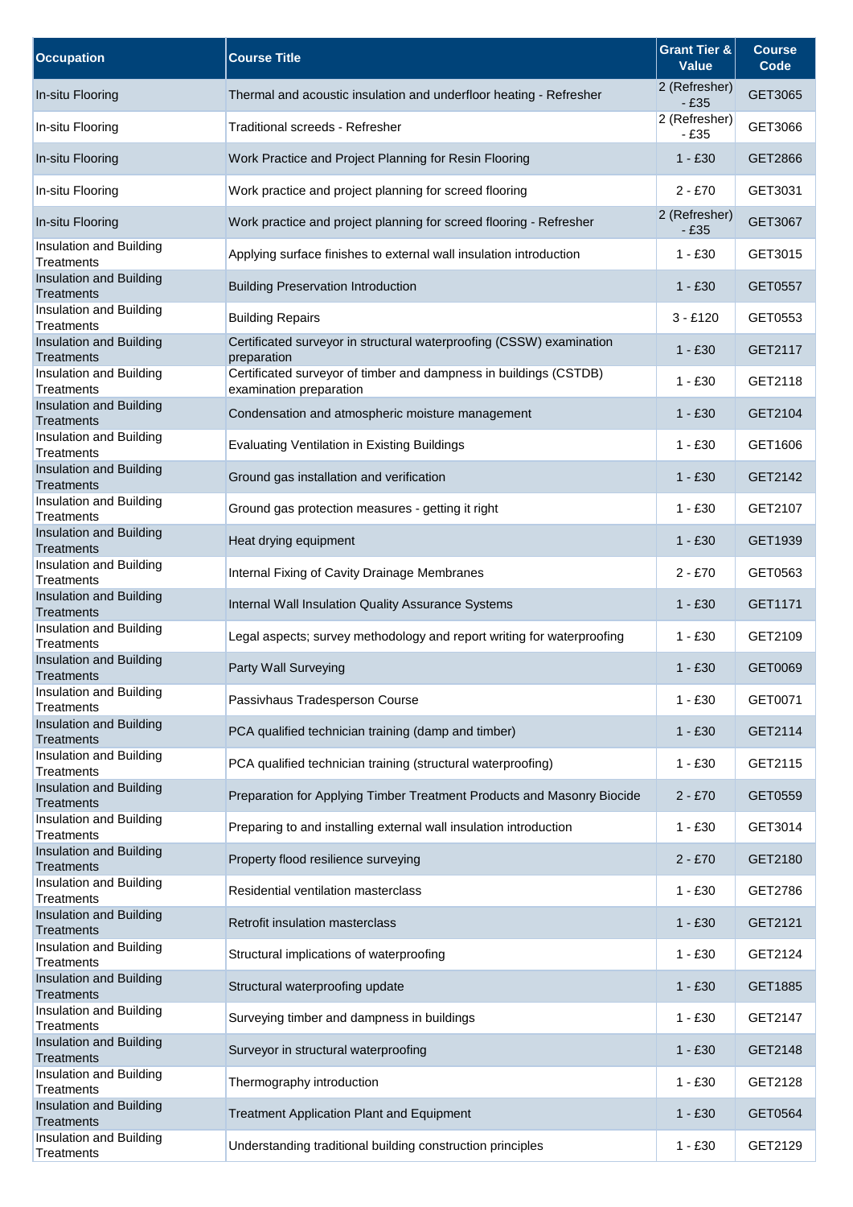| Occupation | Course Title | Grant Tier & Value | Course Code |
| --- | --- | --- | --- |
| In-situ Flooring | Thermal and acoustic insulation and underfloor heating - Refresher | 2 (Refresher) - £35 | GET3065 |
| In-situ Flooring | Traditional screeds - Refresher | 2 (Refresher) - £35 | GET3066 |
| In-situ Flooring | Work Practice and Project Planning for Resin Flooring | 1 - £30 | GET2866 |
| In-situ Flooring | Work practice and project planning for screed flooring | 2 - £70 | GET3031 |
| In-situ Flooring | Work practice and project planning for screed flooring - Refresher | 2 (Refresher) - £35 | GET3067 |
| Insulation and Building Treatments | Applying surface finishes to external wall insulation introduction | 1 - £30 | GET3015 |
| Insulation and Building Treatments | Building Preservation Introduction | 1 - £30 | GET0557 |
| Insulation and Building Treatments | Building Repairs | 3 - £120 | GET0553 |
| Insulation and Building Treatments | Certificated surveyor in structural waterproofing (CSSW) examination preparation | 1 - £30 | GET2117 |
| Insulation and Building Treatments | Certificated surveyor of timber and dampness in buildings (CSTDB) examination preparation | 1 - £30 | GET2118 |
| Insulation and Building Treatments | Condensation and atmospheric moisture management | 1 - £30 | GET2104 |
| Insulation and Building Treatments | Evaluating Ventilation in Existing Buildings | 1 - £30 | GET1606 |
| Insulation and Building Treatments | Ground gas installation and verification | 1 - £30 | GET2142 |
| Insulation and Building Treatments | Ground gas protection measures - getting it right | 1 - £30 | GET2107 |
| Insulation and Building Treatments | Heat drying equipment | 1 - £30 | GET1939 |
| Insulation and Building Treatments | Internal Fixing of Cavity Drainage Membranes | 2 - £70 | GET0563 |
| Insulation and Building Treatments | Internal Wall Insulation Quality Assurance Systems | 1 - £30 | GET1171 |
| Insulation and Building Treatments | Legal aspects; survey methodology and report writing for waterproofing | 1 - £30 | GET2109 |
| Insulation and Building Treatments | Party Wall Surveying | 1 - £30 | GET0069 |
| Insulation and Building Treatments | Passivhaus Tradesperson Course | 1 - £30 | GET0071 |
| Insulation and Building Treatments | PCA qualified technician training (damp and timber) | 1 - £30 | GET2114 |
| Insulation and Building Treatments | PCA qualified technician training (structural waterproofing) | 1 - £30 | GET2115 |
| Insulation and Building Treatments | Preparation for Applying Timber Treatment Products and Masonry Biocide | 2 - £70 | GET0559 |
| Insulation and Building Treatments | Preparing to and installing external wall insulation introduction | 1 - £30 | GET3014 |
| Insulation and Building Treatments | Property flood resilience surveying | 2 - £70 | GET2180 |
| Insulation and Building Treatments | Residential ventilation masterclass | 1 - £30 | GET2786 |
| Insulation and Building Treatments | Retrofit insulation masterclass | 1 - £30 | GET2121 |
| Insulation and Building Treatments | Structural implications of waterproofing | 1 - £30 | GET2124 |
| Insulation and Building Treatments | Structural waterproofing update | 1 - £30 | GET1885 |
| Insulation and Building Treatments | Surveying timber and dampness in buildings | 1 - £30 | GET2147 |
| Insulation and Building Treatments | Surveyor in structural waterproofing | 1 - £30 | GET2148 |
| Insulation and Building Treatments | Thermography introduction | 1 - £30 | GET2128 |
| Insulation and Building Treatments | Treatment Application Plant and Equipment | 1 - £30 | GET0564 |
| Insulation and Building Treatments | Understanding traditional building construction principles | 1 - £30 | GET2129 |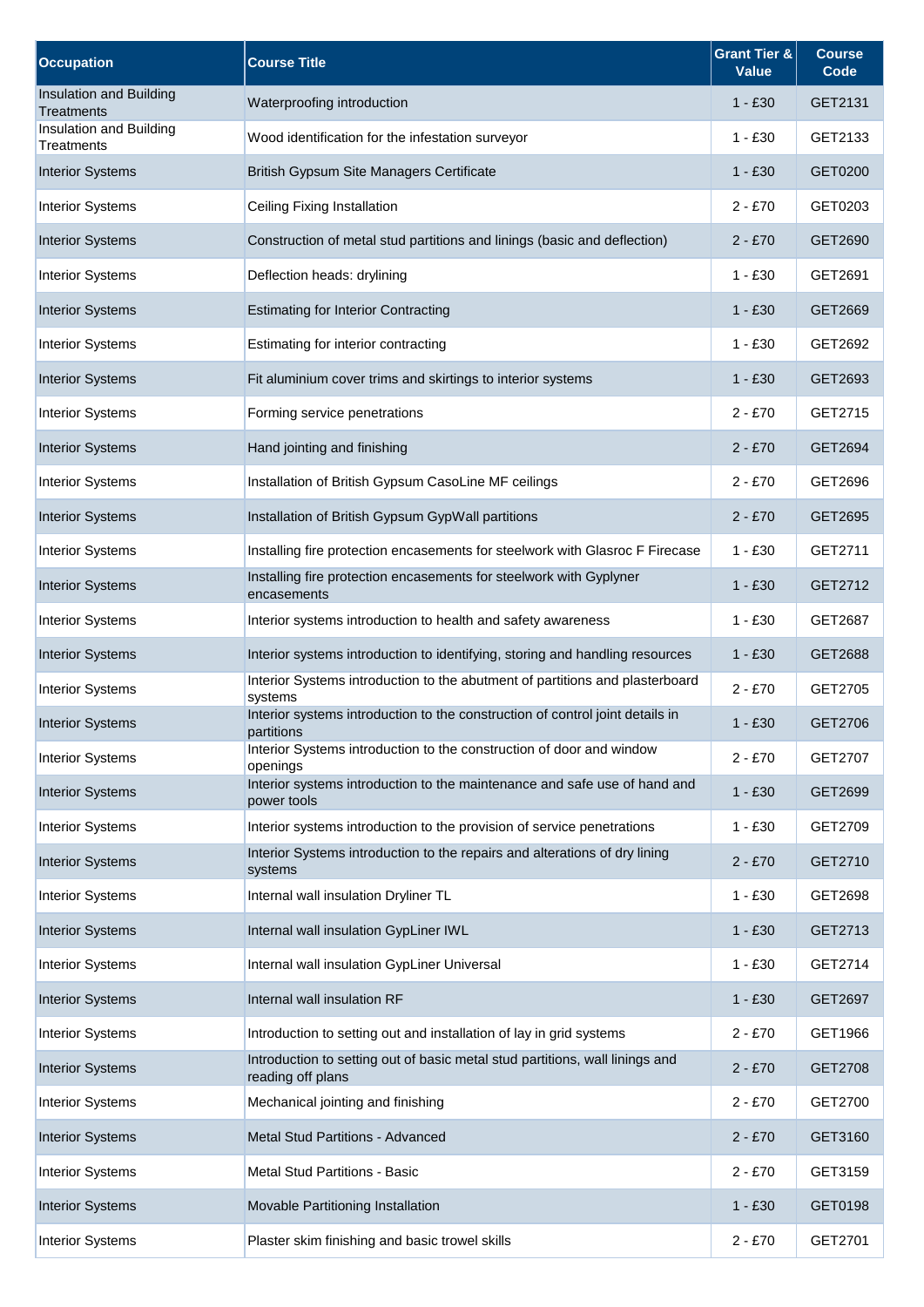| Occupation | Course Title | Grant Tier & Value | Course Code |
|---|---|---|---|
| Insulation and Building Treatments | Waterproofing introduction | 1 - £30 | GET2131 |
| Insulation and Building Treatments | Wood identification for the infestation surveyor | 1 - £30 | GET2133 |
| Interior Systems | British Gypsum Site Managers Certificate | 1 - £30 | GET0200 |
| Interior Systems | Ceiling Fixing Installation | 2 - £70 | GET0203 |
| Interior Systems | Construction of metal stud partitions and linings (basic and deflection) | 2 - £70 | GET2690 |
| Interior Systems | Deflection heads: drylining | 1 - £30 | GET2691 |
| Interior Systems | Estimating for Interior Contracting | 1 - £30 | GET2669 |
| Interior Systems | Estimating for interior contracting | 1 - £30 | GET2692 |
| Interior Systems | Fit aluminium cover trims and skirtings to interior systems | 1 - £30 | GET2693 |
| Interior Systems | Forming service penetrations | 2 - £70 | GET2715 |
| Interior Systems | Hand jointing and finishing | 2 - £70 | GET2694 |
| Interior Systems | Installation of British Gypsum CasoLine MF ceilings | 2 - £70 | GET2696 |
| Interior Systems | Installation of British Gypsum GypWall partitions | 2 - £70 | GET2695 |
| Interior Systems | Installing fire protection encasements for steelwork with Glasroc F Firecase | 1 - £30 | GET2711 |
| Interior Systems | Installing fire protection encasements for steelwork with Gyplyner encasements | 1 - £30 | GET2712 |
| Interior Systems | Interior systems introduction to health and safety awareness | 1 - £30 | GET2687 |
| Interior Systems | Interior systems introduction to identifying, storing and handling resources | 1 - £30 | GET2688 |
| Interior Systems | Interior Systems introduction to the abutment of partitions and plasterboard systems | 2 - £70 | GET2705 |
| Interior Systems | Interior systems introduction to the construction of control joint details in partitions | 1 - £30 | GET2706 |
| Interior Systems | Interior Systems introduction to the construction of door and window openings | 2 - £70 | GET2707 |
| Interior Systems | Interior systems introduction to the maintenance and safe use of hand and power tools | 1 - £30 | GET2699 |
| Interior Systems | Interior systems introduction to the provision of service penetrations | 1 - £30 | GET2709 |
| Interior Systems | Interior Systems introduction to the repairs and alterations of dry lining systems | 2 - £70 | GET2710 |
| Interior Systems | Internal wall insulation Dryliner TL | 1 - £30 | GET2698 |
| Interior Systems | Internal wall insulation GypLiner IWL | 1 - £30 | GET2713 |
| Interior Systems | Internal wall insulation GypLiner Universal | 1 - £30 | GET2714 |
| Interior Systems | Internal wall insulation RF | 1 - £30 | GET2697 |
| Interior Systems | Introduction to setting out and installation of lay in grid systems | 2 - £70 | GET1966 |
| Interior Systems | Introduction to setting out of basic metal stud partitions, wall linings and reading off plans | 2 - £70 | GET2708 |
| Interior Systems | Mechanical jointing and finishing | 2 - £70 | GET2700 |
| Interior Systems | Metal Stud Partitions - Advanced | 2 - £70 | GET3160 |
| Interior Systems | Metal Stud Partitions - Basic | 2 - £70 | GET3159 |
| Interior Systems | Movable Partitioning Installation | 1 - £30 | GET0198 |
| Interior Systems | Plaster skim finishing and basic trowel skills | 2 - £70 | GET2701 |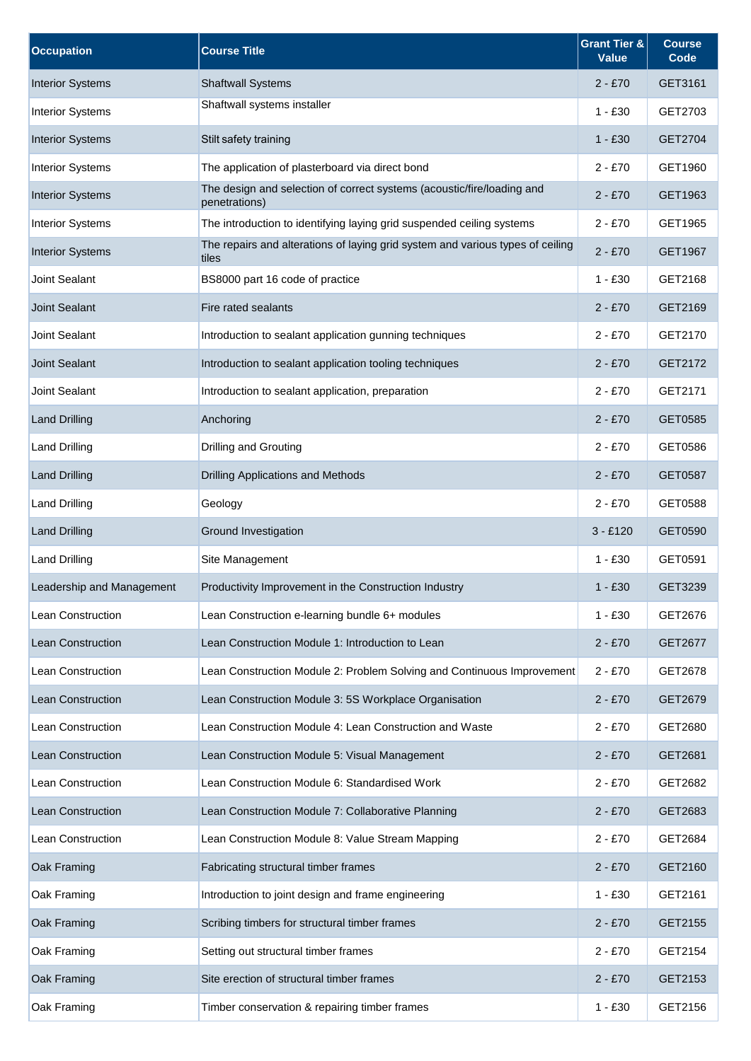| Occupation | Course Title | Grant Tier & Value | Course Code |
|---|---|---|---|
| Interior Systems | Shaftwall Systems | 2 - £70 | GET3161 |
| Interior Systems | Shaftwall systems installer | 1 - £30 | GET2703 |
| Interior Systems | Stilt safety training | 1 - £30 | GET2704 |
| Interior Systems | The application of plasterboard via direct bond | 2 - £70 | GET1960 |
| Interior Systems | The design and selection of correct systems (acoustic/fire/loading and penetrations) | 2 - £70 | GET1963 |
| Interior Systems | The introduction to identifying laying grid suspended ceiling systems | 2 - £70 | GET1965 |
| Interior Systems | The repairs and alterations of laying grid system and various types of ceiling tiles | 2 - £70 | GET1967 |
| Joint Sealant | BS8000 part 16 code of practice | 1 - £30 | GET2168 |
| Joint Sealant | Fire rated sealants | 2 - £70 | GET2169 |
| Joint Sealant | Introduction to sealant application gunning techniques | 2 - £70 | GET2170 |
| Joint Sealant | Introduction to sealant application tooling techniques | 2 - £70 | GET2172 |
| Joint Sealant | Introduction to sealant application, preparation | 2 - £70 | GET2171 |
| Land Drilling | Anchoring | 2 - £70 | GET0585 |
| Land Drilling | Drilling and Grouting | 2 - £70 | GET0586 |
| Land Drilling | Drilling Applications and Methods | 2 - £70 | GET0587 |
| Land Drilling | Geology | 2 - £70 | GET0588 |
| Land Drilling | Ground Investigation | 3 - £120 | GET0590 |
| Land Drilling | Site Management | 1 - £30 | GET0591 |
| Leadership and Management | Productivity Improvement in the Construction Industry | 1 - £30 | GET3239 |
| Lean Construction | Lean Construction e-learning bundle 6+ modules | 1 - £30 | GET2676 |
| Lean Construction | Lean Construction Module 1: Introduction to Lean | 2 - £70 | GET2677 |
| Lean Construction | Lean Construction Module 2: Problem Solving and Continuous Improvement | 2 - £70 | GET2678 |
| Lean Construction | Lean Construction Module 3: 5S Workplace Organisation | 2 - £70 | GET2679 |
| Lean Construction | Lean Construction Module 4: Lean Construction and Waste | 2 - £70 | GET2680 |
| Lean Construction | Lean Construction Module 5: Visual Management | 2 - £70 | GET2681 |
| Lean Construction | Lean Construction Module 6: Standardised Work | 2 - £70 | GET2682 |
| Lean Construction | Lean Construction Module 7: Collaborative Planning | 2 - £70 | GET2683 |
| Lean Construction | Lean Construction Module 8: Value Stream Mapping | 2 - £70 | GET2684 |
| Oak Framing | Fabricating structural timber frames | 2 - £70 | GET2160 |
| Oak Framing | Introduction to joint design and frame engineering | 1 - £30 | GET2161 |
| Oak Framing | Scribing timbers for structural timber frames | 2 - £70 | GET2155 |
| Oak Framing | Setting out structural timber frames | 2 - £70 | GET2154 |
| Oak Framing | Site erection of structural timber frames | 2 - £70 | GET2153 |
| Oak Framing | Timber conservation & repairing timber frames | 1 - £30 | GET2156 |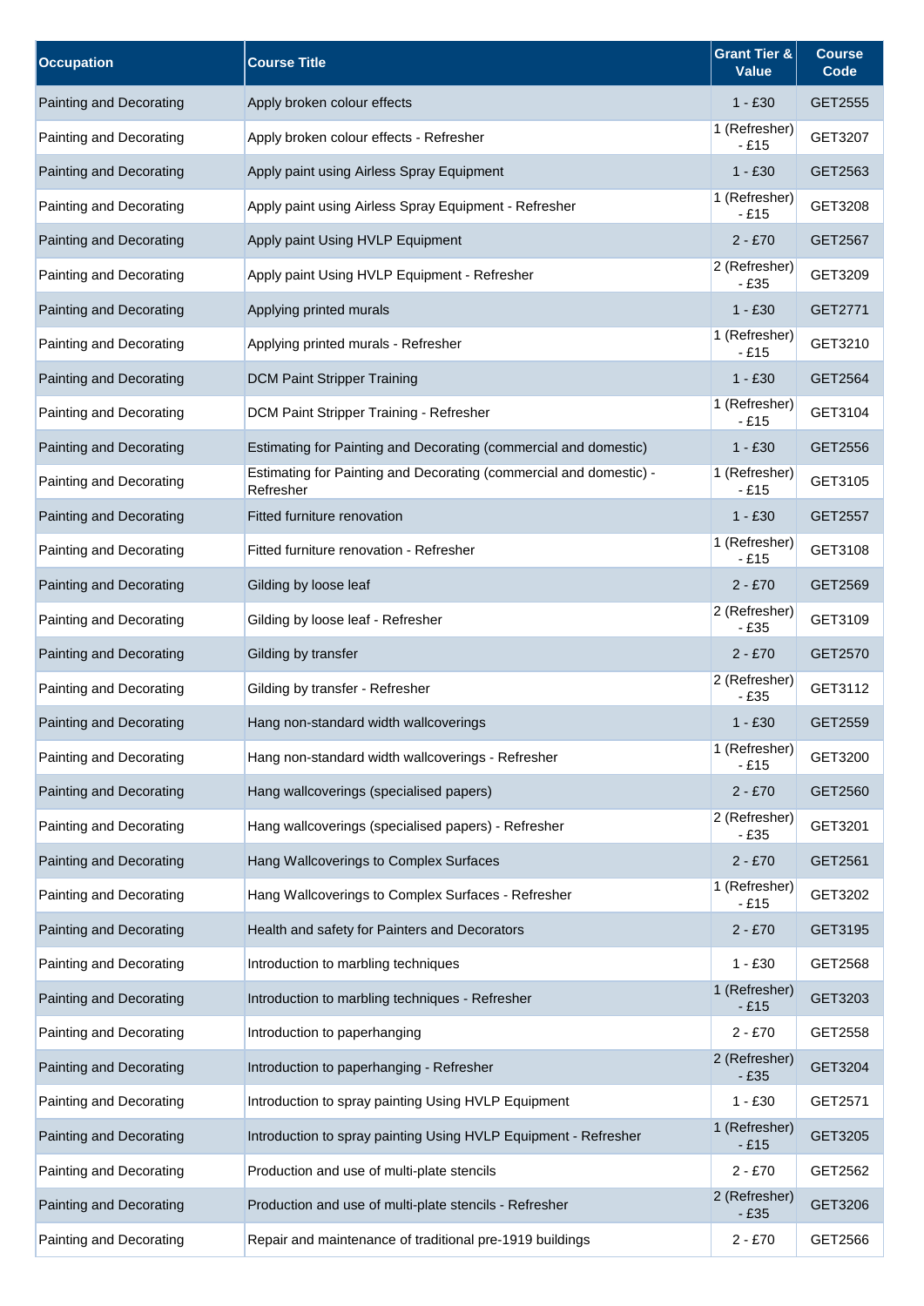| Occupation | Course Title | Grant Tier & Value | Course Code |
|---|---|---|---|
| Painting and Decorating | Apply broken colour effects | 1 - £30 | GET2555 |
| Painting and Decorating | Apply broken colour effects - Refresher | 1 (Refresher) - £15 | GET3207 |
| Painting and Decorating | Apply paint using Airless Spray Equipment | 1 - £30 | GET2563 |
| Painting and Decorating | Apply paint using Airless Spray Equipment - Refresher | 1 (Refresher) - £15 | GET3208 |
| Painting and Decorating | Apply paint Using HVLP Equipment | 2 - £70 | GET2567 |
| Painting and Decorating | Apply paint Using HVLP Equipment - Refresher | 2 (Refresher) - £35 | GET3209 |
| Painting and Decorating | Applying printed murals | 1 - £30 | GET2771 |
| Painting and Decorating | Applying printed murals - Refresher | 1 (Refresher) - £15 | GET3210 |
| Painting and Decorating | DCM Paint Stripper Training | 1 - £30 | GET2564 |
| Painting and Decorating | DCM Paint Stripper Training - Refresher | 1 (Refresher) - £15 | GET3104 |
| Painting and Decorating | Estimating for Painting and Decorating (commercial and domestic) | 1 - £30 | GET2556 |
| Painting and Decorating | Estimating for Painting and Decorating (commercial and domestic) - Refresher | 1 (Refresher) - £15 | GET3105 |
| Painting and Decorating | Fitted furniture renovation | 1 - £30 | GET2557 |
| Painting and Decorating | Fitted furniture renovation - Refresher | 1 (Refresher) - £15 | GET3108 |
| Painting and Decorating | Gilding by loose leaf | 2 - £70 | GET2569 |
| Painting and Decorating | Gilding by loose leaf - Refresher | 2 (Refresher) - £35 | GET3109 |
| Painting and Decorating | Gilding by transfer | 2 - £70 | GET2570 |
| Painting and Decorating | Gilding by transfer - Refresher | 2 (Refresher) - £35 | GET3112 |
| Painting and Decorating | Hang non-standard width wallcoverings | 1 - £30 | GET2559 |
| Painting and Decorating | Hang non-standard width wallcoverings - Refresher | 1 (Refresher) - £15 | GET3200 |
| Painting and Decorating | Hang wallcoverings (specialised papers) | 2 - £70 | GET2560 |
| Painting and Decorating | Hang wallcoverings (specialised papers) - Refresher | 2 (Refresher) - £35 | GET3201 |
| Painting and Decorating | Hang Wallcoverings to Complex Surfaces | 2 - £70 | GET2561 |
| Painting and Decorating | Hang Wallcoverings to Complex Surfaces - Refresher | 1 (Refresher) - £15 | GET3202 |
| Painting and Decorating | Health and safety for Painters and Decorators | 2 - £70 | GET3195 |
| Painting and Decorating | Introduction to marbling techniques | 1 - £30 | GET2568 |
| Painting and Decorating | Introduction to marbling techniques - Refresher | 1 (Refresher) - £15 | GET3203 |
| Painting and Decorating | Introduction to paperhanging | 2 - £70 | GET2558 |
| Painting and Decorating | Introduction to paperhanging - Refresher | 2 (Refresher) - £35 | GET3204 |
| Painting and Decorating | Introduction to spray painting Using HVLP Equipment | 1 - £30 | GET2571 |
| Painting and Decorating | Introduction to spray painting Using HVLP Equipment - Refresher | 1 (Refresher) - £15 | GET3205 |
| Painting and Decorating | Production and use of multi-plate stencils | 2 - £70 | GET2562 |
| Painting and Decorating | Production and use of multi-plate stencils - Refresher | 2 (Refresher) - £35 | GET3206 |
| Painting and Decorating | Repair and maintenance of traditional pre-1919 buildings | 2 - £70 | GET2566 |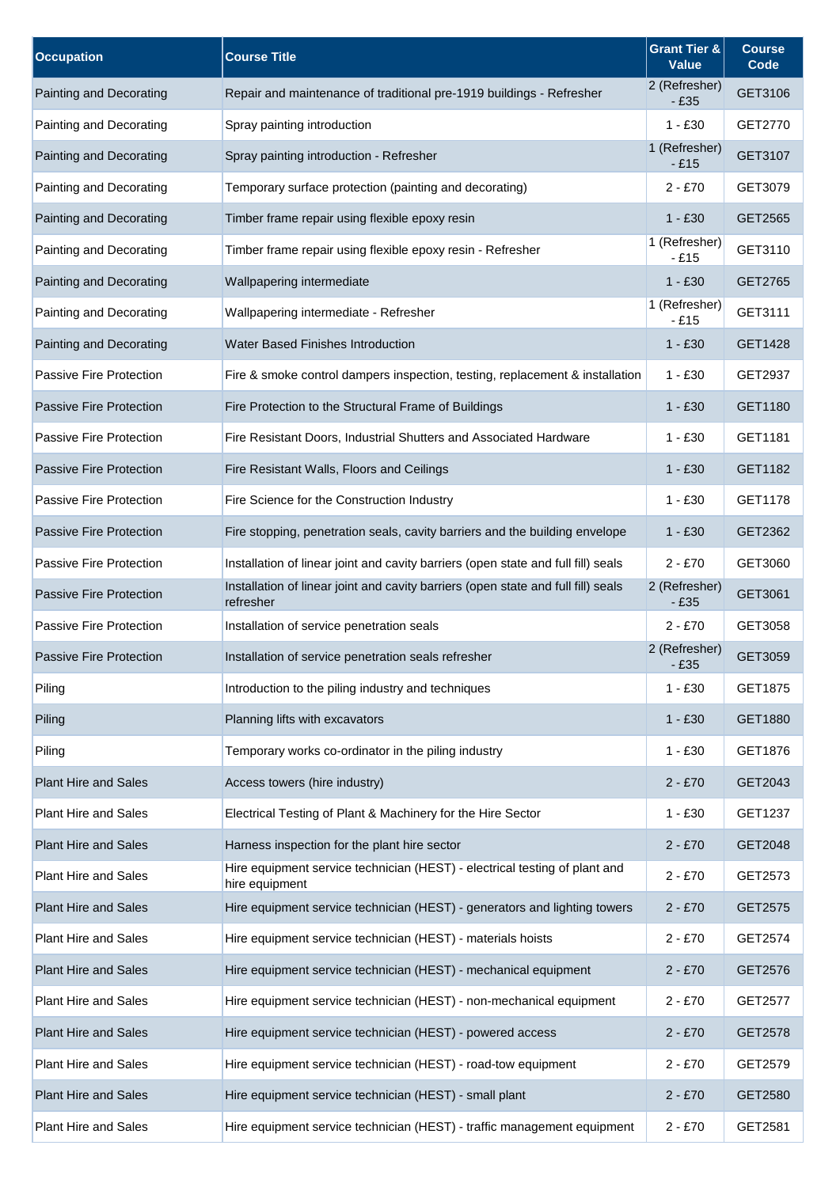| Occupation | Course Title | Grant Tier & Value | Course Code |
|---|---|---|---|
| Painting and Decorating | Repair and maintenance of traditional pre-1919 buildings - Refresher | 2 (Refresher) - £35 | GET3106 |
| Painting and Decorating | Spray painting introduction | 1 - £30 | GET2770 |
| Painting and Decorating | Spray painting introduction - Refresher | 1 (Refresher) - £15 | GET3107 |
| Painting and Decorating | Temporary surface protection (painting and decorating) | 2 - £70 | GET3079 |
| Painting and Decorating | Timber frame repair using flexible epoxy resin | 1 - £30 | GET2565 |
| Painting and Decorating | Timber frame repair using flexible epoxy resin - Refresher | 1 (Refresher) - £15 | GET3110 |
| Painting and Decorating | Wallpapering intermediate | 1 - £30 | GET2765 |
| Painting and Decorating | Wallpapering intermediate - Refresher | 1 (Refresher) - £15 | GET3111 |
| Painting and Decorating | Water Based Finishes Introduction | 1 - £30 | GET1428 |
| Passive Fire Protection | Fire & smoke control dampers inspection, testing, replacement & installation | 1 - £30 | GET2937 |
| Passive Fire Protection | Fire Protection to the Structural Frame of Buildings | 1 - £30 | GET1180 |
| Passive Fire Protection | Fire Resistant Doors, Industrial Shutters and Associated Hardware | 1 - £30 | GET1181 |
| Passive Fire Protection | Fire Resistant Walls, Floors and Ceilings | 1 - £30 | GET1182 |
| Passive Fire Protection | Fire Science for the Construction Industry | 1 - £30 | GET1178 |
| Passive Fire Protection | Fire stopping, penetration seals, cavity barriers and the building envelope | 1 - £30 | GET2362 |
| Passive Fire Protection | Installation of linear joint and cavity barriers (open state and full fill) seals | 2 - £70 | GET3060 |
| Passive Fire Protection | Installation of linear joint and cavity barriers (open state and full fill) seals refresher | 2 (Refresher) - £35 | GET3061 |
| Passive Fire Protection | Installation of service penetration seals | 2 - £70 | GET3058 |
| Passive Fire Protection | Installation of service penetration seals refresher | 2 (Refresher) - £35 | GET3059 |
| Piling | Introduction to the piling industry and techniques | 1 - £30 | GET1875 |
| Piling | Planning lifts with excavators | 1 - £30 | GET1880 |
| Piling | Temporary works co-ordinator in the piling industry | 1 - £30 | GET1876 |
| Plant Hire and Sales | Access towers (hire industry) | 2 - £70 | GET2043 |
| Plant Hire and Sales | Electrical Testing of Plant & Machinery for the Hire Sector | 1 - £30 | GET1237 |
| Plant Hire and Sales | Harness inspection for the plant hire sector | 2 - £70 | GET2048 |
| Plant Hire and Sales | Hire equipment service technician (HEST) - electrical testing of plant and hire equipment | 2 - £70 | GET2573 |
| Plant Hire and Sales | Hire equipment service technician (HEST) - generators and lighting towers | 2 - £70 | GET2575 |
| Plant Hire and Sales | Hire equipment service technician (HEST) - materials hoists | 2 - £70 | GET2574 |
| Plant Hire and Sales | Hire equipment service technician (HEST) - mechanical equipment | 2 - £70 | GET2576 |
| Plant Hire and Sales | Hire equipment service technician (HEST) - non-mechanical equipment | 2 - £70 | GET2577 |
| Plant Hire and Sales | Hire equipment service technician (HEST) - powered access | 2 - £70 | GET2578 |
| Plant Hire and Sales | Hire equipment service technician (HEST) - road-tow equipment | 2 - £70 | GET2579 |
| Plant Hire and Sales | Hire equipment service technician (HEST) - small plant | 2 - £70 | GET2580 |
| Plant Hire and Sales | Hire equipment service technician (HEST) - traffic management equipment | 2 - £70 | GET2581 |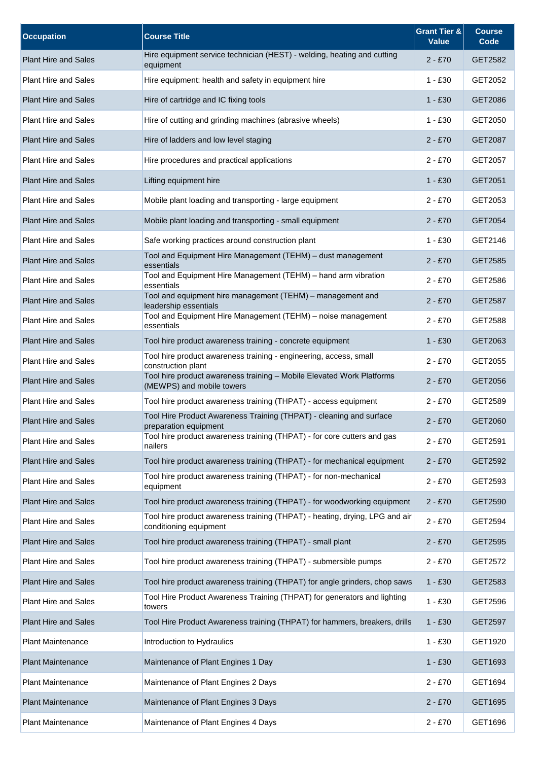| Occupation | Course Title | Grant Tier & Value | Course Code |
|---|---|---|---|
| Plant Hire and Sales | Hire equipment service technician (HEST) - welding, heating and cutting equipment | 2 - £70 | GET2582 |
| Plant Hire and Sales | Hire equipment: health and safety in equipment hire | 1 - £30 | GET2052 |
| Plant Hire and Sales | Hire of cartridge and IC fixing tools | 1 - £30 | GET2086 |
| Plant Hire and Sales | Hire of cutting and grinding machines (abrasive wheels) | 1 - £30 | GET2050 |
| Plant Hire and Sales | Hire of ladders and low level staging | 2 - £70 | GET2087 |
| Plant Hire and Sales | Hire procedures and practical applications | 2 - £70 | GET2057 |
| Plant Hire and Sales | Lifting equipment hire | 1 - £30 | GET2051 |
| Plant Hire and Sales | Mobile plant loading and transporting - large equipment | 2 - £70 | GET2053 |
| Plant Hire and Sales | Mobile plant loading and transporting - small equipment | 2 - £70 | GET2054 |
| Plant Hire and Sales | Safe working practices around construction plant | 1 - £30 | GET2146 |
| Plant Hire and Sales | Tool and Equipment Hire Management (TEHM) – dust management essentials | 2 - £70 | GET2585 |
| Plant Hire and Sales | Tool and Equipment Hire Management (TEHM) – hand arm vibration essentials | 2 - £70 | GET2586 |
| Plant Hire and Sales | Tool and equipment hire management (TEHM) – management and leadership essentials | 2 - £70 | GET2587 |
| Plant Hire and Sales | Tool and Equipment Hire Management (TEHM) – noise management essentials | 2 - £70 | GET2588 |
| Plant Hire and Sales | Tool hire product awareness training - concrete equipment | 1 - £30 | GET2063 |
| Plant Hire and Sales | Tool hire product awareness training - engineering, access, small construction plant | 2 - £70 | GET2055 |
| Plant Hire and Sales | Tool hire product awareness training – Mobile Elevated Work Platforms (MEWPS) and mobile towers | 2 - £70 | GET2056 |
| Plant Hire and Sales | Tool hire product awareness training (THPAT) - access equipment | 2 - £70 | GET2589 |
| Plant Hire and Sales | Tool Hire Product Awareness Training (THPAT) - cleaning and surface preparation equipment | 2 - £70 | GET2060 |
| Plant Hire and Sales | Tool hire product awareness training (THPAT) - for core cutters and gas nailers | 2 - £70 | GET2591 |
| Plant Hire and Sales | Tool hire product awareness training (THPAT) - for mechanical equipment | 2 - £70 | GET2592 |
| Plant Hire and Sales | Tool hire product awareness training (THPAT) - for non-mechanical equipment | 2 - £70 | GET2593 |
| Plant Hire and Sales | Tool hire product awareness training (THPAT) - for woodworking equipment | 2 - £70 | GET2590 |
| Plant Hire and Sales | Tool hire product awareness training (THPAT) - heating, drying, LPG and air conditioning equipment | 2 - £70 | GET2594 |
| Plant Hire and Sales | Tool hire product awareness training (THPAT) - small plant | 2 - £70 | GET2595 |
| Plant Hire and Sales | Tool hire product awareness training (THPAT) - submersible pumps | 2 - £70 | GET2572 |
| Plant Hire and Sales | Tool hire product awareness training (THPAT) for angle grinders, chop saws | 1 - £30 | GET2583 |
| Plant Hire and Sales | Tool Hire Product Awareness Training (THPAT) for generators and lighting towers | 1 - £30 | GET2596 |
| Plant Hire and Sales | Tool Hire Product Awareness training (THPAT) for hammers, breakers, drills | 1 - £30 | GET2597 |
| Plant Maintenance | Introduction to Hydraulics | 1 - £30 | GET1920 |
| Plant Maintenance | Maintenance of Plant Engines 1 Day | 1 - £30 | GET1693 |
| Plant Maintenance | Maintenance of Plant Engines 2 Days | 2 - £70 | GET1694 |
| Plant Maintenance | Maintenance of Plant Engines 3 Days | 2 - £70 | GET1695 |
| Plant Maintenance | Maintenance of Plant Engines 4 Days | 2 - £70 | GET1696 |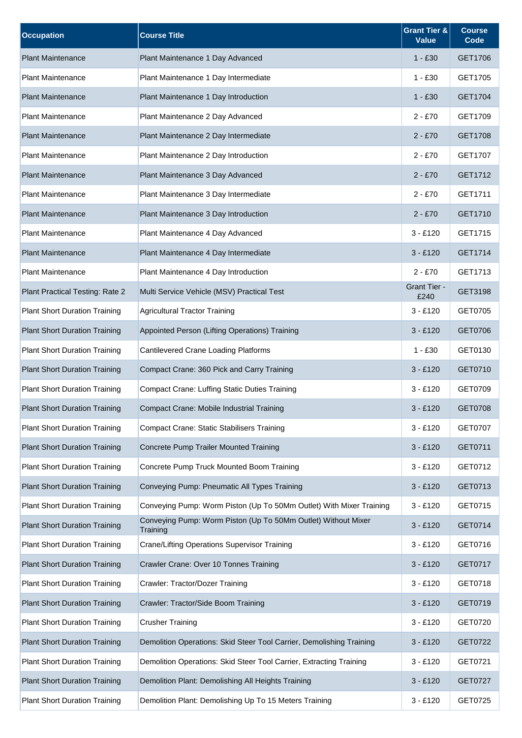| Occupation | Course Title | Grant Tier & Value | Course Code |
| --- | --- | --- | --- |
| Plant Maintenance | Plant Maintenance 1 Day Advanced | 1 - £30 | GET1706 |
| Plant Maintenance | Plant Maintenance 1 Day Intermediate | 1 - £30 | GET1705 |
| Plant Maintenance | Plant Maintenance 1 Day Introduction | 1 - £30 | GET1704 |
| Plant Maintenance | Plant Maintenance 2 Day Advanced | 2 - £70 | GET1709 |
| Plant Maintenance | Plant Maintenance 2 Day Intermediate | 2 - £70 | GET1708 |
| Plant Maintenance | Plant Maintenance 2 Day Introduction | 2 - £70 | GET1707 |
| Plant Maintenance | Plant Maintenance 3 Day Advanced | 2 - £70 | GET1712 |
| Plant Maintenance | Plant Maintenance 3 Day Intermediate | 2 - £70 | GET1711 |
| Plant Maintenance | Plant Maintenance 3 Day Introduction | 2 - £70 | GET1710 |
| Plant Maintenance | Plant Maintenance 4 Day Advanced | 3 - £120 | GET1715 |
| Plant Maintenance | Plant Maintenance 4 Day Intermediate | 3 - £120 | GET1714 |
| Plant Maintenance | Plant Maintenance 4 Day Introduction | 2 - £70 | GET1713 |
| Plant Practical Testing: Rate 2 | Multi Service Vehicle (MSV) Practical Test | Grant Tier - £240 | GET3198 |
| Plant Short Duration Training | Agricultural Tractor Training | 3 - £120 | GET0705 |
| Plant Short Duration Training | Appointed Person (Lifting Operations) Training | 3 - £120 | GET0706 |
| Plant Short Duration Training | Cantilevered Crane Loading Platforms | 1 - £30 | GET0130 |
| Plant Short Duration Training | Compact Crane: 360 Pick and Carry Training | 3 - £120 | GET0710 |
| Plant Short Duration Training | Compact Crane: Luffing Static Duties Training | 3 - £120 | GET0709 |
| Plant Short Duration Training | Compact Crane: Mobile Industrial Training | 3 - £120 | GET0708 |
| Plant Short Duration Training | Compact Crane: Static Stabilisers Training | 3 - £120 | GET0707 |
| Plant Short Duration Training | Concrete Pump Trailer Mounted Training | 3 - £120 | GET0711 |
| Plant Short Duration Training | Concrete Pump Truck Mounted Boom Training | 3 - £120 | GET0712 |
| Plant Short Duration Training | Conveying Pump: Pneumatic All Types Training | 3 - £120 | GET0713 |
| Plant Short Duration Training | Conveying Pump: Worm Piston (Up To 50Mm Outlet) With Mixer Training | 3 - £120 | GET0715 |
| Plant Short Duration Training | Conveying Pump: Worm Piston (Up To 50Mm Outlet) Without Mixer Training | 3 - £120 | GET0714 |
| Plant Short Duration Training | Crane/Lifting Operations Supervisor Training | 3 - £120 | GET0716 |
| Plant Short Duration Training | Crawler Crane: Over 10 Tonnes Training | 3 - £120 | GET0717 |
| Plant Short Duration Training | Crawler: Tractor/Dozer Training | 3 - £120 | GET0718 |
| Plant Short Duration Training | Crawler: Tractor/Side Boom Training | 3 - £120 | GET0719 |
| Plant Short Duration Training | Crusher Training | 3 - £120 | GET0720 |
| Plant Short Duration Training | Demolition Operations: Skid Steer Tool Carrier, Demolishing Training | 3 - £120 | GET0722 |
| Plant Short Duration Training | Demolition Operations: Skid Steer Tool Carrier, Extracting Training | 3 - £120 | GET0721 |
| Plant Short Duration Training | Demolition Plant: Demolishing All Heights Training | 3 - £120 | GET0727 |
| Plant Short Duration Training | Demolition Plant: Demolishing Up To 15 Meters Training | 3 - £120 | GET0725 |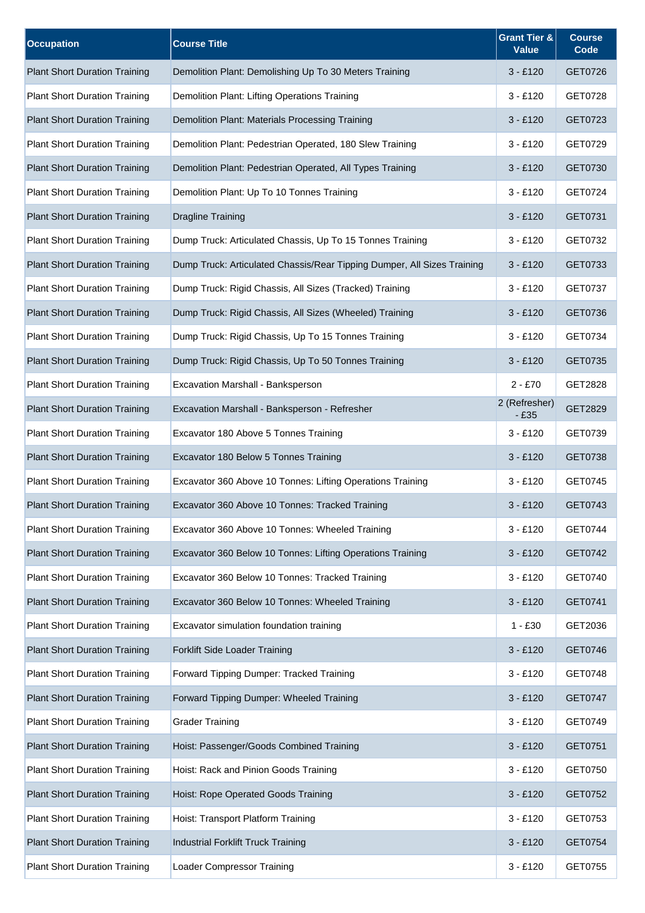| Occupation | Course Title | Grant Tier & Value | Course Code |
|---|---|---|---|
| Plant Short Duration Training | Demolition Plant: Demolishing Up To 30 Meters Training | 3 - £120 | GET0726 |
| Plant Short Duration Training | Demolition Plant: Lifting Operations Training | 3 - £120 | GET0728 |
| Plant Short Duration Training | Demolition Plant: Materials Processing Training | 3 - £120 | GET0723 |
| Plant Short Duration Training | Demolition Plant: Pedestrian Operated, 180 Slew Training | 3 - £120 | GET0729 |
| Plant Short Duration Training | Demolition Plant: Pedestrian Operated, All Types Training | 3 - £120 | GET0730 |
| Plant Short Duration Training | Demolition Plant: Up To 10 Tonnes Training | 3 - £120 | GET0724 |
| Plant Short Duration Training | Dragline Training | 3 - £120 | GET0731 |
| Plant Short Duration Training | Dump Truck: Articulated Chassis, Up To 15 Tonnes Training | 3 - £120 | GET0732 |
| Plant Short Duration Training | Dump Truck: Articulated Chassis/Rear Tipping Dumper, All Sizes Training | 3 - £120 | GET0733 |
| Plant Short Duration Training | Dump Truck: Rigid Chassis, All Sizes (Tracked) Training | 3 - £120 | GET0737 |
| Plant Short Duration Training | Dump Truck: Rigid Chassis, All Sizes (Wheeled) Training | 3 - £120 | GET0736 |
| Plant Short Duration Training | Dump Truck: Rigid Chassis, Up To 15 Tonnes Training | 3 - £120 | GET0734 |
| Plant Short Duration Training | Dump Truck: Rigid Chassis, Up To 50 Tonnes Training | 3 - £120 | GET0735 |
| Plant Short Duration Training | Excavation Marshall - Banksperson | 2 - £70 | GET2828 |
| Plant Short Duration Training | Excavation Marshall - Banksperson - Refresher | 2 (Refresher) - £35 | GET2829 |
| Plant Short Duration Training | Excavator 180 Above 5 Tonnes Training | 3 - £120 | GET0739 |
| Plant Short Duration Training | Excavator 180 Below 5 Tonnes Training | 3 - £120 | GET0738 |
| Plant Short Duration Training | Excavator 360 Above 10 Tonnes: Lifting Operations Training | 3 - £120 | GET0745 |
| Plant Short Duration Training | Excavator 360 Above 10 Tonnes: Tracked Training | 3 - £120 | GET0743 |
| Plant Short Duration Training | Excavator 360 Above 10 Tonnes: Wheeled Training | 3 - £120 | GET0744 |
| Plant Short Duration Training | Excavator 360 Below 10 Tonnes: Lifting Operations Training | 3 - £120 | GET0742 |
| Plant Short Duration Training | Excavator 360 Below 10 Tonnes: Tracked Training | 3 - £120 | GET0740 |
| Plant Short Duration Training | Excavator 360 Below 10 Tonnes: Wheeled Training | 3 - £120 | GET0741 |
| Plant Short Duration Training | Excavator simulation foundation training | 1 - £30 | GET2036 |
| Plant Short Duration Training | Forklift Side Loader Training | 3 - £120 | GET0746 |
| Plant Short Duration Training | Forward Tipping Dumper: Tracked Training | 3 - £120 | GET0748 |
| Plant Short Duration Training | Forward Tipping Dumper: Wheeled Training | 3 - £120 | GET0747 |
| Plant Short Duration Training | Grader Training | 3 - £120 | GET0749 |
| Plant Short Duration Training | Hoist: Passenger/Goods Combined Training | 3 - £120 | GET0751 |
| Plant Short Duration Training | Hoist: Rack and Pinion Goods Training | 3 - £120 | GET0750 |
| Plant Short Duration Training | Hoist: Rope Operated Goods Training | 3 - £120 | GET0752 |
| Plant Short Duration Training | Hoist: Transport Platform Training | 3 - £120 | GET0753 |
| Plant Short Duration Training | Industrial Forklift Truck Training | 3 - £120 | GET0754 |
| Plant Short Duration Training | Loader Compressor Training | 3 - £120 | GET0755 |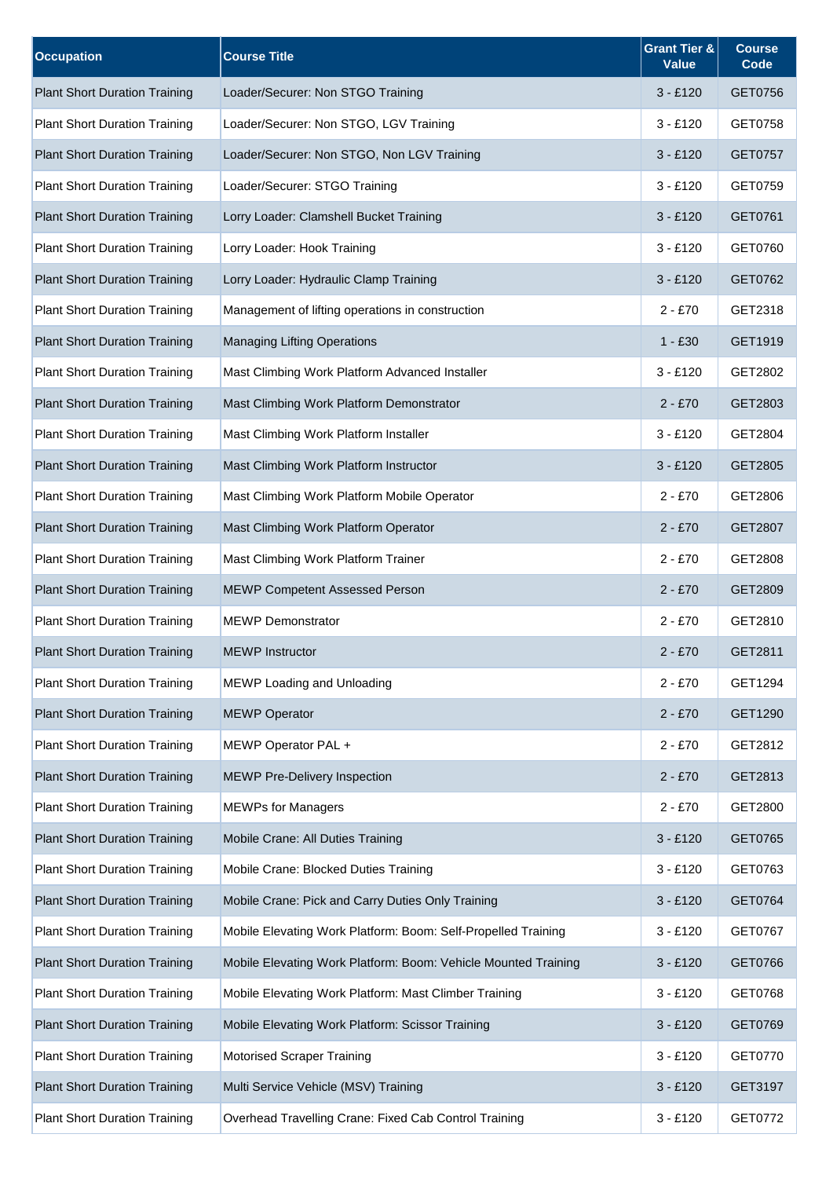| Occupation | Course Title | Grant Tier & Value | Course Code |
|---|---|---|---|
| Plant Short Duration Training | Loader/Securer: Non STGO Training | 3 - £120 | GET0756 |
| Plant Short Duration Training | Loader/Securer: Non STGO, LGV Training | 3 - £120 | GET0758 |
| Plant Short Duration Training | Loader/Securer: Non STGO, Non LGV Training | 3 - £120 | GET0757 |
| Plant Short Duration Training | Loader/Securer: STGO Training | 3 - £120 | GET0759 |
| Plant Short Duration Training | Lorry Loader: Clamshell Bucket Training | 3 - £120 | GET0761 |
| Plant Short Duration Training | Lorry Loader: Hook Training | 3 - £120 | GET0760 |
| Plant Short Duration Training | Lorry Loader: Hydraulic Clamp Training | 3 - £120 | GET0762 |
| Plant Short Duration Training | Management of lifting operations in construction | 2 - £70 | GET2318 |
| Plant Short Duration Training | Managing Lifting Operations | 1 - £30 | GET1919 |
| Plant Short Duration Training | Mast Climbing Work Platform Advanced Installer | 3 - £120 | GET2802 |
| Plant Short Duration Training | Mast Climbing Work Platform Demonstrator | 2 - £70 | GET2803 |
| Plant Short Duration Training | Mast Climbing Work Platform Installer | 3 - £120 | GET2804 |
| Plant Short Duration Training | Mast Climbing Work Platform Instructor | 3 - £120 | GET2805 |
| Plant Short Duration Training | Mast Climbing Work Platform Mobile Operator | 2 - £70 | GET2806 |
| Plant Short Duration Training | Mast Climbing Work Platform Operator | 2 - £70 | GET2807 |
| Plant Short Duration Training | Mast Climbing Work Platform Trainer | 2 - £70 | GET2808 |
| Plant Short Duration Training | MEWP Competent Assessed Person | 2 - £70 | GET2809 |
| Plant Short Duration Training | MEWP Demonstrator | 2 - £70 | GET2810 |
| Plant Short Duration Training | MEWP Instructor | 2 - £70 | GET2811 |
| Plant Short Duration Training | MEWP Loading and Unloading | 2 - £70 | GET1294 |
| Plant Short Duration Training | MEWP Operator | 2 - £70 | GET1290 |
| Plant Short Duration Training | MEWP Operator PAL + | 2 - £70 | GET2812 |
| Plant Short Duration Training | MEWP Pre-Delivery Inspection | 2 - £70 | GET2813 |
| Plant Short Duration Training | MEWPs for Managers | 2 - £70 | GET2800 |
| Plant Short Duration Training | Mobile Crane: All Duties Training | 3 - £120 | GET0765 |
| Plant Short Duration Training | Mobile Crane: Blocked Duties Training | 3 - £120 | GET0763 |
| Plant Short Duration Training | Mobile Crane: Pick and Carry Duties Only Training | 3 - £120 | GET0764 |
| Plant Short Duration Training | Mobile Elevating Work Platform: Boom: Self-Propelled Training | 3 - £120 | GET0767 |
| Plant Short Duration Training | Mobile Elevating Work Platform: Boom: Vehicle Mounted Training | 3 - £120 | GET0766 |
| Plant Short Duration Training | Mobile Elevating Work Platform: Mast Climber Training | 3 - £120 | GET0768 |
| Plant Short Duration Training | Mobile Elevating Work Platform: Scissor Training | 3 - £120 | GET0769 |
| Plant Short Duration Training | Motorised Scraper Training | 3 - £120 | GET0770 |
| Plant Short Duration Training | Multi Service Vehicle (MSV) Training | 3 - £120 | GET3197 |
| Plant Short Duration Training | Overhead Travelling Crane: Fixed Cab Control Training | 3 - £120 | GET0772 |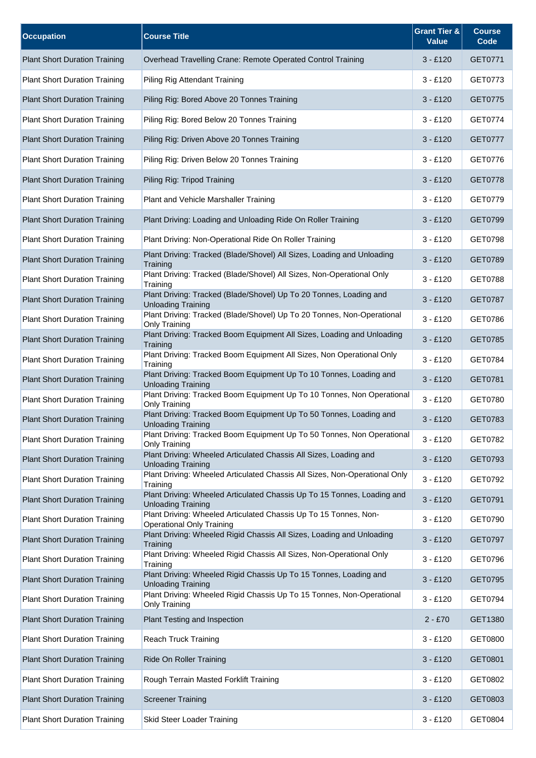| Occupation | Course Title | Grant Tier & Value | Course Code |
|---|---|---|---|
| Plant Short Duration Training | Overhead Travelling Crane: Remote Operated Control Training | 3 - £120 | GET0771 |
| Plant Short Duration Training | Piling Rig Attendant Training | 3 - £120 | GET0773 |
| Plant Short Duration Training | Piling Rig: Bored Above 20 Tonnes Training | 3 - £120 | GET0775 |
| Plant Short Duration Training | Piling Rig: Bored Below 20 Tonnes Training | 3 - £120 | GET0774 |
| Plant Short Duration Training | Piling Rig: Driven Above 20 Tonnes Training | 3 - £120 | GET0777 |
| Plant Short Duration Training | Piling Rig: Driven Below 20 Tonnes Training | 3 - £120 | GET0776 |
| Plant Short Duration Training | Piling Rig: Tripod Training | 3 - £120 | GET0778 |
| Plant Short Duration Training | Plant and Vehicle Marshaller Training | 3 - £120 | GET0779 |
| Plant Short Duration Training | Plant Driving: Loading and Unloading Ride On Roller Training | 3 - £120 | GET0799 |
| Plant Short Duration Training | Plant Driving: Non-Operational Ride On Roller Training | 3 - £120 | GET0798 |
| Plant Short Duration Training | Plant Driving: Tracked (Blade/Shovel) All Sizes, Loading and Unloading Training | 3 - £120 | GET0789 |
| Plant Short Duration Training | Plant Driving: Tracked (Blade/Shovel) All Sizes, Non-Operational Only Training | 3 - £120 | GET0788 |
| Plant Short Duration Training | Plant Driving: Tracked (Blade/Shovel) Up To 20 Tonnes, Loading and Unloading Training | 3 - £120 | GET0787 |
| Plant Short Duration Training | Plant Driving: Tracked (Blade/Shovel) Up To 20 Tonnes, Non-Operational Only Training | 3 - £120 | GET0786 |
| Plant Short Duration Training | Plant Driving: Tracked Boom Equipment All Sizes, Loading and Unloading Training | 3 - £120 | GET0785 |
| Plant Short Duration Training | Plant Driving: Tracked Boom Equipment All Sizes, Non Operational Only Training | 3 - £120 | GET0784 |
| Plant Short Duration Training | Plant Driving: Tracked Boom Equipment Up To 10 Tonnes, Loading and Unloading Training | 3 - £120 | GET0781 |
| Plant Short Duration Training | Plant Driving: Tracked Boom Equipment Up To 10 Tonnes, Non Operational Only Training | 3 - £120 | GET0780 |
| Plant Short Duration Training | Plant Driving: Tracked Boom Equipment Up To 50 Tonnes, Loading and Unloading Training | 3 - £120 | GET0783 |
| Plant Short Duration Training | Plant Driving: Tracked Boom Equipment Up To 50 Tonnes, Non Operational Only Training | 3 - £120 | GET0782 |
| Plant Short Duration Training | Plant Driving: Wheeled Articulated Chassis All Sizes, Loading and Unloading Training | 3 - £120 | GET0793 |
| Plant Short Duration Training | Plant Driving: Wheeled Articulated Chassis All Sizes, Non-Operational Only Training | 3 - £120 | GET0792 |
| Plant Short Duration Training | Plant Driving: Wheeled Articulated Chassis Up To 15 Tonnes, Loading and Unloading Training | 3 - £120 | GET0791 |
| Plant Short Duration Training | Plant Driving: Wheeled Articulated Chassis Up To 15 Tonnes, Non-Operational Only Training | 3 - £120 | GET0790 |
| Plant Short Duration Training | Plant Driving: Wheeled Rigid Chassis All Sizes, Loading and Unloading Training | 3 - £120 | GET0797 |
| Plant Short Duration Training | Plant Driving: Wheeled Rigid Chassis All Sizes, Non-Operational Only Training | 3 - £120 | GET0796 |
| Plant Short Duration Training | Plant Driving: Wheeled Rigid Chassis Up To 15 Tonnes, Loading and Unloading Training | 3 - £120 | GET0795 |
| Plant Short Duration Training | Plant Driving: Wheeled Rigid Chassis Up To 15 Tonnes, Non-Operational Only Training | 3 - £120 | GET0794 |
| Plant Short Duration Training | Plant Testing and Inspection | 2 - £70 | GET1380 |
| Plant Short Duration Training | Reach Truck Training | 3 - £120 | GET0800 |
| Plant Short Duration Training | Ride On Roller Training | 3 - £120 | GET0801 |
| Plant Short Duration Training | Rough Terrain Masted Forklift Training | 3 - £120 | GET0802 |
| Plant Short Duration Training | Screener Training | 3 - £120 | GET0803 |
| Plant Short Duration Training | Skid Steer Loader Training | 3 - £120 | GET0804 |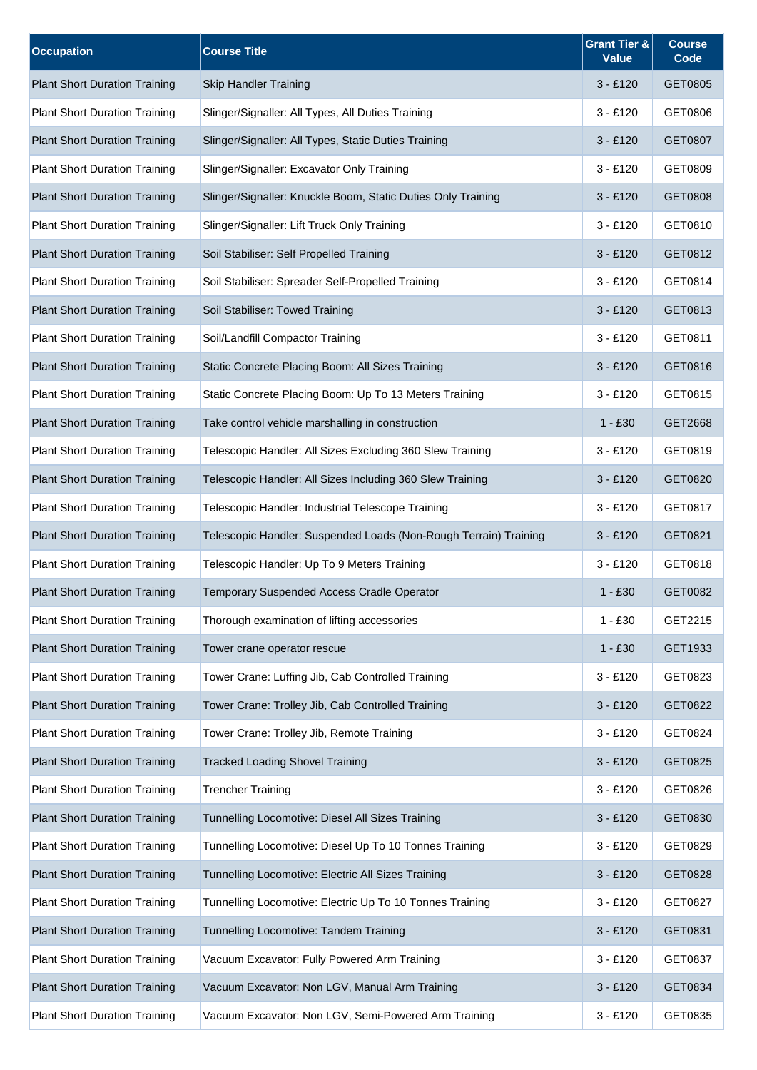| Occupation | Course Title | Grant Tier & Value | Course Code |
| --- | --- | --- | --- |
| Plant Short Duration Training | Skip Handler Training | 3 - £120 | GET0805 |
| Plant Short Duration Training | Slinger/Signaller: All Types, All Duties Training | 3 - £120 | GET0806 |
| Plant Short Duration Training | Slinger/Signaller: All Types, Static Duties Training | 3 - £120 | GET0807 |
| Plant Short Duration Training | Slinger/Signaller: Excavator Only Training | 3 - £120 | GET0809 |
| Plant Short Duration Training | Slinger/Signaller: Knuckle Boom, Static Duties Only Training | 3 - £120 | GET0808 |
| Plant Short Duration Training | Slinger/Signaller: Lift Truck Only Training | 3 - £120 | GET0810 |
| Plant Short Duration Training | Soil Stabiliser: Self Propelled Training | 3 - £120 | GET0812 |
| Plant Short Duration Training | Soil Stabiliser: Spreader Self-Propelled Training | 3 - £120 | GET0814 |
| Plant Short Duration Training | Soil Stabiliser: Towed Training | 3 - £120 | GET0813 |
| Plant Short Duration Training | Soil/Landfill Compactor Training | 3 - £120 | GET0811 |
| Plant Short Duration Training | Static Concrete Placing Boom: All Sizes Training | 3 - £120 | GET0816 |
| Plant Short Duration Training | Static Concrete Placing Boom: Up To 13 Meters Training | 3 - £120 | GET0815 |
| Plant Short Duration Training | Take control vehicle marshalling in construction | 1 - £30 | GET2668 |
| Plant Short Duration Training | Telescopic Handler: All Sizes Excluding 360 Slew Training | 3 - £120 | GET0819 |
| Plant Short Duration Training | Telescopic Handler: All Sizes Including 360 Slew Training | 3 - £120 | GET0820 |
| Plant Short Duration Training | Telescopic Handler: Industrial Telescope Training | 3 - £120 | GET0817 |
| Plant Short Duration Training | Telescopic Handler: Suspended Loads (Non-Rough Terrain) Training | 3 - £120 | GET0821 |
| Plant Short Duration Training | Telescopic Handler: Up To 9 Meters Training | 3 - £120 | GET0818 |
| Plant Short Duration Training | Temporary Suspended Access Cradle Operator | 1 - £30 | GET0082 |
| Plant Short Duration Training | Thorough examination of lifting accessories | 1 - £30 | GET2215 |
| Plant Short Duration Training | Tower crane operator rescue | 1 - £30 | GET1933 |
| Plant Short Duration Training | Tower Crane: Luffing Jib, Cab Controlled Training | 3 - £120 | GET0823 |
| Plant Short Duration Training | Tower Crane: Trolley Jib, Cab Controlled Training | 3 - £120 | GET0822 |
| Plant Short Duration Training | Tower Crane: Trolley Jib, Remote Training | 3 - £120 | GET0824 |
| Plant Short Duration Training | Tracked Loading Shovel Training | 3 - £120 | GET0825 |
| Plant Short Duration Training | Trencher Training | 3 - £120 | GET0826 |
| Plant Short Duration Training | Tunnelling Locomotive: Diesel All Sizes Training | 3 - £120 | GET0830 |
| Plant Short Duration Training | Tunnelling Locomotive: Diesel Up To 10 Tonnes Training | 3 - £120 | GET0829 |
| Plant Short Duration Training | Tunnelling Locomotive: Electric All Sizes Training | 3 - £120 | GET0828 |
| Plant Short Duration Training | Tunnelling Locomotive: Electric Up To 10 Tonnes Training | 3 - £120 | GET0827 |
| Plant Short Duration Training | Tunnelling Locomotive: Tandem Training | 3 - £120 | GET0831 |
| Plant Short Duration Training | Vacuum Excavator: Fully Powered Arm Training | 3 - £120 | GET0837 |
| Plant Short Duration Training | Vacuum Excavator: Non LGV, Manual Arm Training | 3 - £120 | GET0834 |
| Plant Short Duration Training | Vacuum Excavator: Non LGV, Semi-Powered Arm Training | 3 - £120 | GET0835 |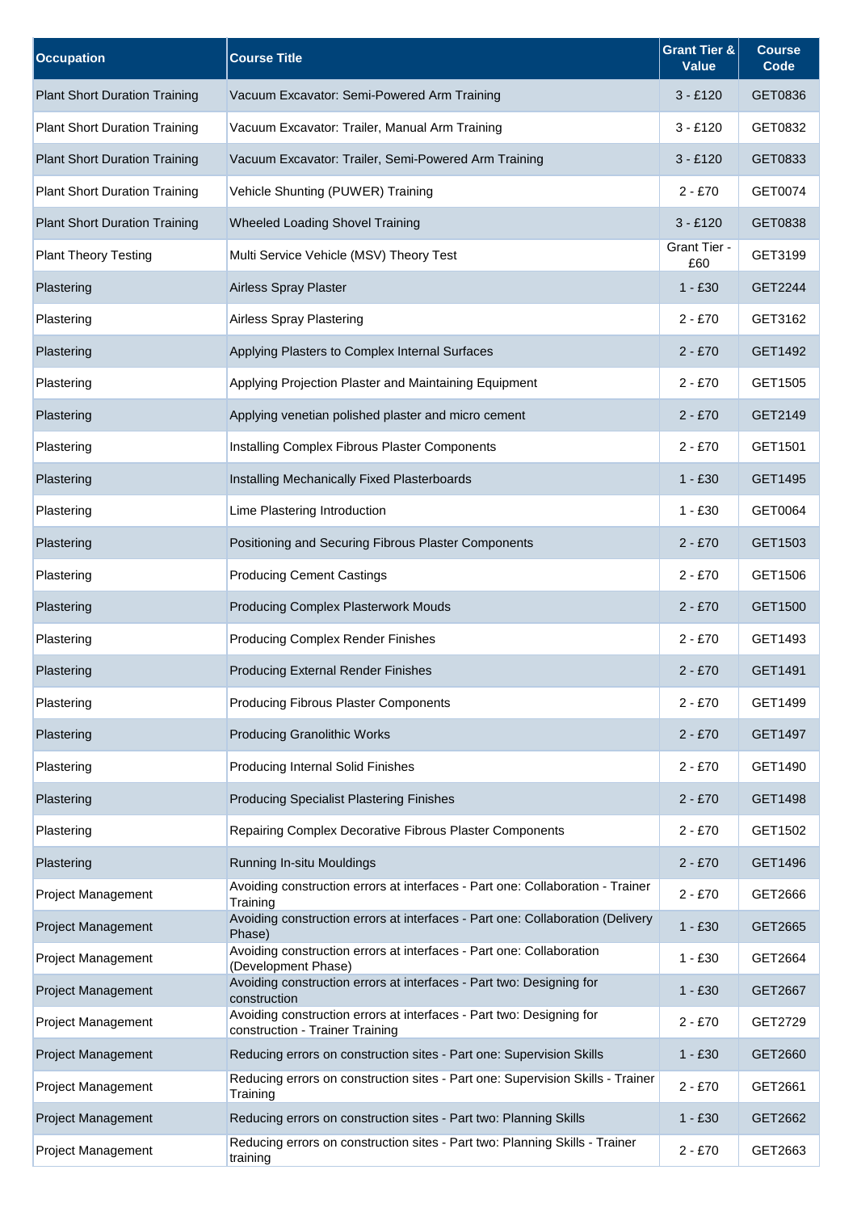| Occupation | Course Title | Grant Tier & Value | Course Code |
|---|---|---|---|
| Plant Short Duration Training | Vacuum Excavator: Semi-Powered Arm Training | 3 - £120 | GET0836 |
| Plant Short Duration Training | Vacuum Excavator: Trailer, Manual Arm Training | 3 - £120 | GET0832 |
| Plant Short Duration Training | Vacuum Excavator: Trailer, Semi-Powered Arm Training | 3 - £120 | GET0833 |
| Plant Short Duration Training | Vehicle Shunting (PUWER) Training | 2 - £70 | GET0074 |
| Plant Short Duration Training | Wheeled Loading Shovel Training | 3 - £120 | GET0838 |
| Plant Theory Testing | Multi Service Vehicle (MSV) Theory Test | Grant Tier - £60 | GET3199 |
| Plastering | Airless Spray Plaster | 1 - £30 | GET2244 |
| Plastering | Airless Spray Plastering | 2 - £70 | GET3162 |
| Plastering | Applying Plasters to Complex Internal Surfaces | 2 - £70 | GET1492 |
| Plastering | Applying Projection Plaster and Maintaining Equipment | 2 - £70 | GET1505 |
| Plastering | Applying venetian polished plaster and micro cement | 2 - £70 | GET2149 |
| Plastering | Installing Complex Fibrous Plaster Components | 2 - £70 | GET1501 |
| Plastering | Installing Mechanically Fixed Plasterboards | 1 - £30 | GET1495 |
| Plastering | Lime Plastering Introduction | 1 - £30 | GET0064 |
| Plastering | Positioning and Securing Fibrous Plaster Components | 2 - £70 | GET1503 |
| Plastering | Producing Cement Castings | 2 - £70 | GET1506 |
| Plastering | Producing Complex Plasterwork Mouds | 2 - £70 | GET1500 |
| Plastering | Producing Complex Render Finishes | 2 - £70 | GET1493 |
| Plastering | Producing External Render Finishes | 2 - £70 | GET1491 |
| Plastering | Producing Fibrous Plaster Components | 2 - £70 | GET1499 |
| Plastering | Producing Granolithic Works | 2 - £70 | GET1497 |
| Plastering | Producing Internal Solid Finishes | 2 - £70 | GET1490 |
| Plastering | Producing Specialist Plastering Finishes | 2 - £70 | GET1498 |
| Plastering | Repairing Complex Decorative Fibrous Plaster Components | 2 - £70 | GET1502 |
| Plastering | Running In-situ Mouldings | 2 - £70 | GET1496 |
| Project Management | Avoiding construction errors at interfaces - Part one: Collaboration - Trainer Training | 2 - £70 | GET2666 |
| Project Management | Avoiding construction errors at interfaces - Part one: Collaboration (Delivery Phase) | 1 - £30 | GET2665 |
| Project Management | Avoiding construction errors at interfaces - Part one: Collaboration (Development Phase) | 1 - £30 | GET2664 |
| Project Management | Avoiding construction errors at interfaces - Part two: Designing for construction | 1 - £30 | GET2667 |
| Project Management | Avoiding construction errors at interfaces - Part two: Designing for construction - Trainer Training | 2 - £70 | GET2729 |
| Project Management | Reducing errors on construction sites - Part one: Supervision Skills | 1 - £30 | GET2660 |
| Project Management | Reducing errors on construction sites - Part one: Supervision Skills - Trainer Training | 2 - £70 | GET2661 |
| Project Management | Reducing errors on construction sites - Part two: Planning Skills | 1 - £30 | GET2662 |
| Project Management | Reducing errors on construction sites - Part two: Planning Skills - Trainer training | 2 - £70 | GET2663 |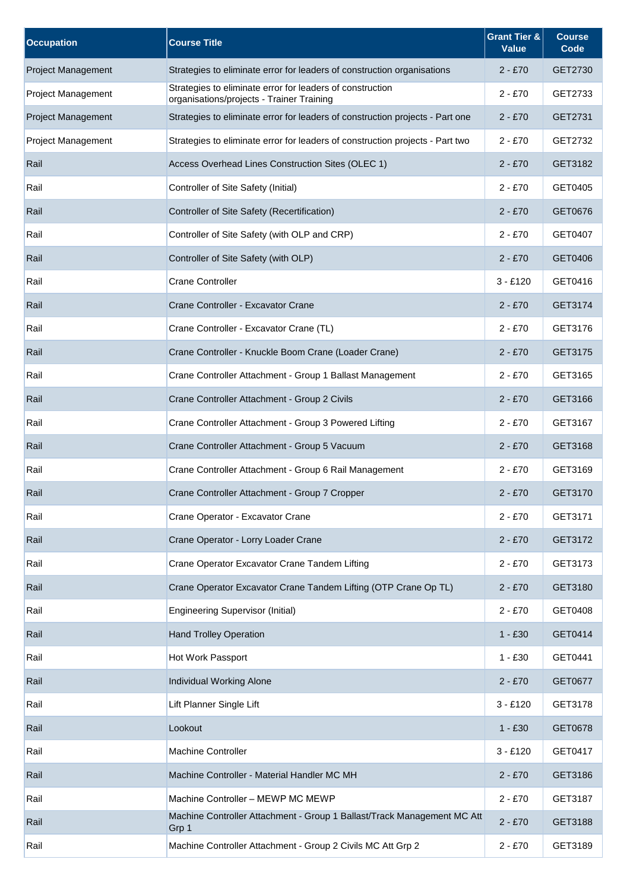| Occupation | Course Title | Grant Tier & Value | Course Code |
|---|---|---|---|
| Project Management | Strategies to eliminate error for leaders of construction organisations | 2 - £70 | GET2730 |
| Project Management | Strategies to eliminate error for leaders of construction organisations/projects - Trainer Training | 2 - £70 | GET2733 |
| Project Management | Strategies to eliminate error for leaders of construction projects - Part one | 2 - £70 | GET2731 |
| Project Management | Strategies to eliminate error for leaders of construction projects - Part two | 2 - £70 | GET2732 |
| Rail | Access Overhead Lines Construction Sites (OLEC 1) | 2 - £70 | GET3182 |
| Rail | Controller of Site Safety (Initial) | 2 - £70 | GET0405 |
| Rail | Controller of Site Safety (Recertification) | 2 - £70 | GET0676 |
| Rail | Controller of Site Safety (with OLP and CRP) | 2 - £70 | GET0407 |
| Rail | Controller of Site Safety (with OLP) | 2 - £70 | GET0406 |
| Rail | Crane Controller | 3 - £120 | GET0416 |
| Rail | Crane Controller - Excavator Crane | 2 - £70 | GET3174 |
| Rail | Crane Controller - Excavator Crane (TL) | 2 - £70 | GET3176 |
| Rail | Crane Controller - Knuckle Boom Crane (Loader Crane) | 2 - £70 | GET3175 |
| Rail | Crane Controller Attachment - Group 1 Ballast Management | 2 - £70 | GET3165 |
| Rail | Crane Controller Attachment - Group 2 Civils | 2 - £70 | GET3166 |
| Rail | Crane Controller Attachment - Group 3 Powered Lifting | 2 - £70 | GET3167 |
| Rail | Crane Controller Attachment - Group 5 Vacuum | 2 - £70 | GET3168 |
| Rail | Crane Controller Attachment - Group 6 Rail Management | 2 - £70 | GET3169 |
| Rail | Crane Controller Attachment - Group 7 Cropper | 2 - £70 | GET3170 |
| Rail | Crane Operator - Excavator Crane | 2 - £70 | GET3171 |
| Rail | Crane Operator - Lorry Loader Crane | 2 - £70 | GET3172 |
| Rail | Crane Operator Excavator Crane Tandem Lifting | 2 - £70 | GET3173 |
| Rail | Crane Operator Excavator Crane Tandem Lifting (OTP Crane Op TL) | 2 - £70 | GET3180 |
| Rail | Engineering Supervisor (Initial) | 2 - £70 | GET0408 |
| Rail | Hand Trolley Operation | 1 - £30 | GET0414 |
| Rail | Hot Work Passport | 1 - £30 | GET0441 |
| Rail | Individual Working Alone | 2 - £70 | GET0677 |
| Rail | Lift Planner Single Lift | 3 - £120 | GET3178 |
| Rail | Lookout | 1 - £30 | GET0678 |
| Rail | Machine Controller | 3 - £120 | GET0417 |
| Rail | Machine Controller - Material Handler MC MH | 2 - £70 | GET3186 |
| Rail | Machine Controller – MEWP MC MEWP | 2 - £70 | GET3187 |
| Rail | Machine Controller Attachment - Group 1 Ballast/Track Management MC Att Grp 1 | 2 - £70 | GET3188 |
| Rail | Machine Controller Attachment - Group 2 Civils MC Att Grp 2 | 2 - £70 | GET3189 |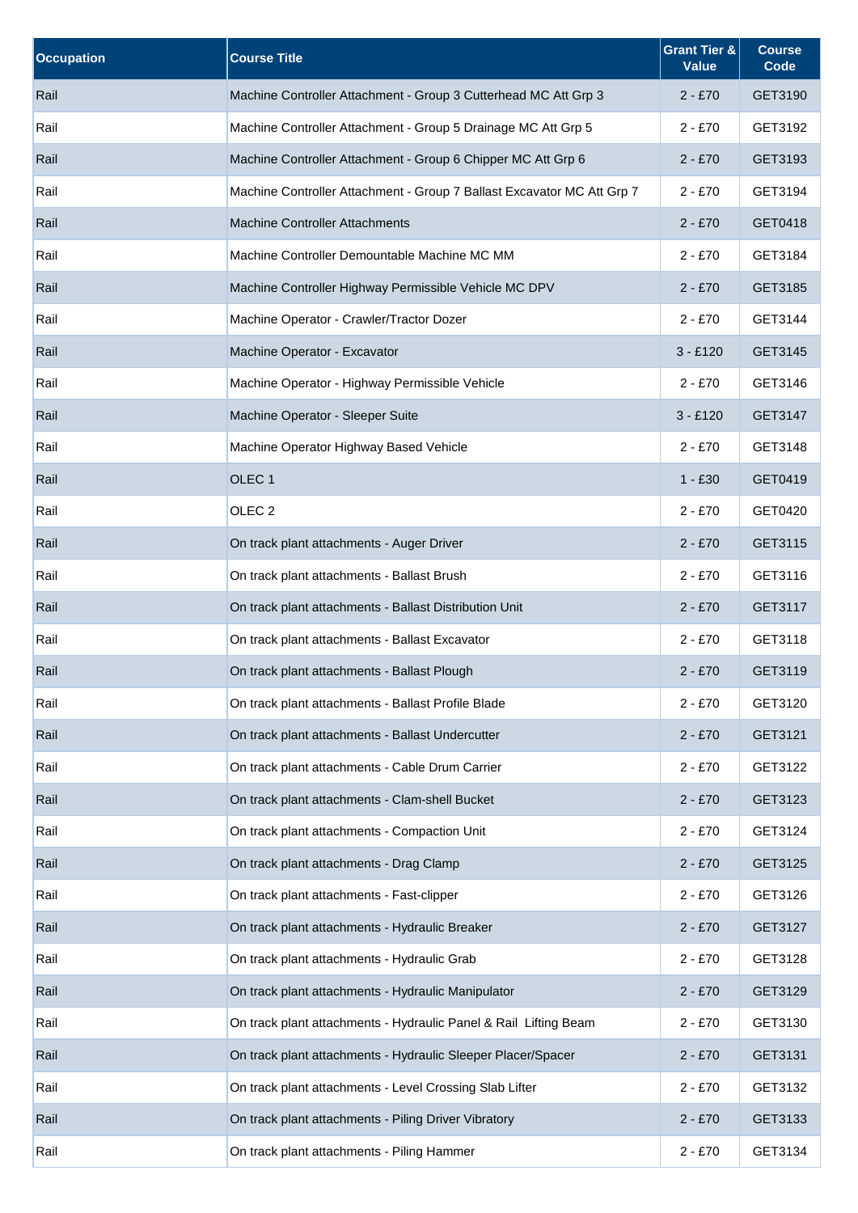| Occupation | Course Title | Grant Tier & Value | Course Code |
|---|---|---|---|
| Rail | Machine Controller Attachment - Group 3 Cutterhead MC Att Grp 3 | 2 - £70 | GET3190 |
| Rail | Machine Controller Attachment - Group 5 Drainage MC Att Grp 5 | 2 - £70 | GET3192 |
| Rail | Machine Controller Attachment - Group 6 Chipper MC Att Grp 6 | 2 - £70 | GET3193 |
| Rail | Machine Controller Attachment - Group 7 Ballast Excavator MC Att Grp 7 | 2 - £70 | GET3194 |
| Rail | Machine Controller Attachments | 2 - £70 | GET0418 |
| Rail | Machine Controller Demountable Machine MC MM | 2 - £70 | GET3184 |
| Rail | Machine Controller Highway Permissible Vehicle MC DPV | 2 - £70 | GET3185 |
| Rail | Machine Operator - Crawler/Tractor Dozer | 2 - £70 | GET3144 |
| Rail | Machine Operator - Excavator | 3 - £120 | GET3145 |
| Rail | Machine Operator - Highway Permissible Vehicle | 2 - £70 | GET3146 |
| Rail | Machine Operator - Sleeper Suite | 3 - £120 | GET3147 |
| Rail | Machine Operator Highway Based Vehicle | 2 - £70 | GET3148 |
| Rail | OLEC 1 | 1 - £30 | GET0419 |
| Rail | OLEC 2 | 2 - £70 | GET0420 |
| Rail | On track plant attachments - Auger Driver | 2 - £70 | GET3115 |
| Rail | On track plant attachments - Ballast Brush | 2 - £70 | GET3116 |
| Rail | On track plant attachments - Ballast Distribution Unit | 2 - £70 | GET3117 |
| Rail | On track plant attachments - Ballast Excavator | 2 - £70 | GET3118 |
| Rail | On track plant attachments - Ballast Plough | 2 - £70 | GET3119 |
| Rail | On track plant attachments - Ballast Profile Blade | 2 - £70 | GET3120 |
| Rail | On track plant attachments - Ballast Undercutter | 2 - £70 | GET3121 |
| Rail | On track plant attachments - Cable Drum Carrier | 2 - £70 | GET3122 |
| Rail | On track plant attachments - Clam-shell Bucket | 2 - £70 | GET3123 |
| Rail | On track plant attachments - Compaction Unit | 2 - £70 | GET3124 |
| Rail | On track plant attachments - Drag Clamp | 2 - £70 | GET3125 |
| Rail | On track plant attachments - Fast-clipper | 2 - £70 | GET3126 |
| Rail | On track plant attachments - Hydraulic Breaker | 2 - £70 | GET3127 |
| Rail | On track plant attachments - Hydraulic Grab | 2 - £70 | GET3128 |
| Rail | On track plant attachments - Hydraulic Manipulator | 2 - £70 | GET3129 |
| Rail | On track plant attachments - Hydraulic Panel & Rail Lifting Beam | 2 - £70 | GET3130 |
| Rail | On track plant attachments - Hydraulic Sleeper Placer/Spacer | 2 - £70 | GET3131 |
| Rail | On track plant attachments - Level Crossing Slab Lifter | 2 - £70 | GET3132 |
| Rail | On track plant attachments - Piling Driver Vibratory | 2 - £70 | GET3133 |
| Rail | On track plant attachments - Piling Hammer | 2 - £70 | GET3134 |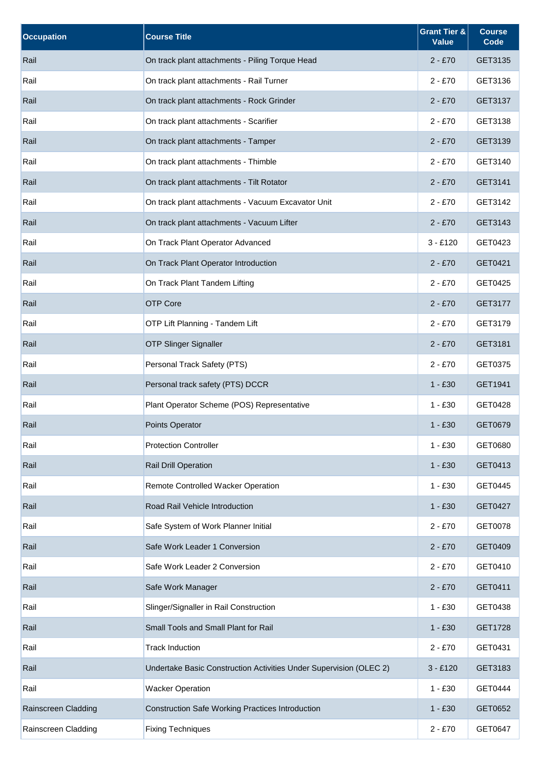| Occupation | Course Title | Grant Tier & Value | Course Code |
|---|---|---|---|
| Rail | On track plant attachments - Piling Torque Head | 2 - £70 | GET3135 |
| Rail | On track plant attachments - Rail Turner | 2 - £70 | GET3136 |
| Rail | On track plant attachments - Rock Grinder | 2 - £70 | GET3137 |
| Rail | On track plant attachments - Scarifier | 2 - £70 | GET3138 |
| Rail | On track plant attachments - Tamper | 2 - £70 | GET3139 |
| Rail | On track plant attachments - Thimble | 2 - £70 | GET3140 |
| Rail | On track plant attachments - Tilt Rotator | 2 - £70 | GET3141 |
| Rail | On track plant attachments - Vacuum Excavator Unit | 2 - £70 | GET3142 |
| Rail | On track plant attachments - Vacuum Lifter | 2 - £70 | GET3143 |
| Rail | On Track Plant Operator Advanced | 3 - £120 | GET0423 |
| Rail | On Track Plant Operator Introduction | 2 - £70 | GET0421 |
| Rail | On Track Plant Tandem Lifting | 2 - £70 | GET0425 |
| Rail | OTP Core | 2 - £70 | GET3177 |
| Rail | OTP Lift Planning - Tandem Lift | 2 - £70 | GET3179 |
| Rail | OTP Slinger Signaller | 2 - £70 | GET3181 |
| Rail | Personal Track Safety (PTS) | 2 - £70 | GET0375 |
| Rail | Personal track safety (PTS) DCCR | 1 - £30 | GET1941 |
| Rail | Plant Operator Scheme (POS) Representative | 1 - £30 | GET0428 |
| Rail | Points Operator | 1 - £30 | GET0679 |
| Rail | Protection Controller | 1 - £30 | GET0680 |
| Rail | Rail Drill Operation | 1 - £30 | GET0413 |
| Rail | Remote Controlled Wacker Operation | 1 - £30 | GET0445 |
| Rail | Road Rail Vehicle Introduction | 1 - £30 | GET0427 |
| Rail | Safe System of Work Planner Initial | 2 - £70 | GET0078 |
| Rail | Safe Work Leader 1 Conversion | 2 - £70 | GET0409 |
| Rail | Safe Work Leader 2 Conversion | 2 - £70 | GET0410 |
| Rail | Safe Work Manager | 2 - £70 | GET0411 |
| Rail | Slinger/Signaller in Rail Construction | 1 - £30 | GET0438 |
| Rail | Small Tools and Small Plant for Rail | 1 - £30 | GET1728 |
| Rail | Track Induction | 2 - £70 | GET0431 |
| Rail | Undertake Basic Construction Activities Under Supervision (OLEC 2) | 3 - £120 | GET3183 |
| Rail | Wacker Operation | 1 - £30 | GET0444 |
| Rainscreen Cladding | Construction Safe Working Practices Introduction | 1 - £30 | GET0652 |
| Rainscreen Cladding | Fixing Techniques | 2 - £70 | GET0647 |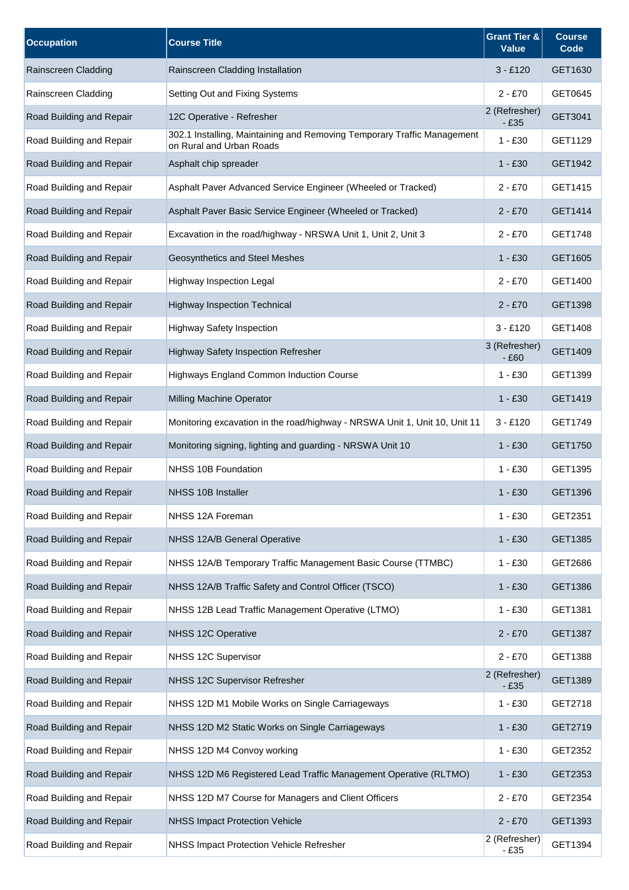| Occupation | Course Title | Grant Tier & Value | Course Code |
|---|---|---|---|
| Rainscreen Cladding | Rainscreen Cladding Installation | 3 - £120 | GET1630 |
| Rainscreen Cladding | Setting Out and Fixing Systems | 2 - £70 | GET0645 |
| Road Building and Repair | 12C Operative - Refresher | 2 (Refresher) - £35 | GET3041 |
| Road Building and Repair | 302.1 Installing, Maintaining and Removing Temporary Traffic Management on Rural and Urban Roads | 1 - £30 | GET1129 |
| Road Building and Repair | Asphalt chip spreader | 1 - £30 | GET1942 |
| Road Building and Repair | Asphalt Paver Advanced Service Engineer (Wheeled or Tracked) | 2 - £70 | GET1415 |
| Road Building and Repair | Asphalt Paver Basic Service Engineer (Wheeled or Tracked) | 2 - £70 | GET1414 |
| Road Building and Repair | Excavation in the road/highway - NRSWA Unit 1, Unit 2, Unit 3 | 2 - £70 | GET1748 |
| Road Building and Repair | Geosynthetics and Steel Meshes | 1 - £30 | GET1605 |
| Road Building and Repair | Highway Inspection Legal | 2 - £70 | GET1400 |
| Road Building and Repair | Highway Inspection Technical | 2 - £70 | GET1398 |
| Road Building and Repair | Highway Safety Inspection | 3 - £120 | GET1408 |
| Road Building and Repair | Highway Safety Inspection Refresher | 3 (Refresher) - £60 | GET1409 |
| Road Building and Repair | Highways England Common Induction Course | 1 - £30 | GET1399 |
| Road Building and Repair | Milling Machine Operator | 1 - £30 | GET1419 |
| Road Building and Repair | Monitoring excavation in the road/highway - NRSWA Unit 1, Unit 10, Unit 11 | 3 - £120 | GET1749 |
| Road Building and Repair | Monitoring signing, lighting and guarding - NRSWA Unit 10 | 1 - £30 | GET1750 |
| Road Building and Repair | NHSS 10B Foundation | 1 - £30 | GET1395 |
| Road Building and Repair | NHSS 10B Installer | 1 - £30 | GET1396 |
| Road Building and Repair | NHSS 12A Foreman | 1 - £30 | GET2351 |
| Road Building and Repair | NHSS 12A/B General Operative | 1 - £30 | GET1385 |
| Road Building and Repair | NHSS 12A/B Temporary Traffic Management Basic Course (TTMBC) | 1 - £30 | GET2686 |
| Road Building and Repair | NHSS 12A/B Traffic Safety and Control Officer (TSCO) | 1 - £30 | GET1386 |
| Road Building and Repair | NHSS 12B Lead Traffic Management Operative (LTMO) | 1 - £30 | GET1381 |
| Road Building and Repair | NHSS 12C Operative | 2 - £70 | GET1387 |
| Road Building and Repair | NHSS 12C Supervisor | 2 - £70 | GET1388 |
| Road Building and Repair | NHSS 12C Supervisor Refresher | 2 (Refresher) - £35 | GET1389 |
| Road Building and Repair | NHSS 12D M1 Mobile Works on Single Carriageways | 1 - £30 | GET2718 |
| Road Building and Repair | NHSS 12D M2 Static Works on Single Carriageways | 1 - £30 | GET2719 |
| Road Building and Repair | NHSS 12D M4 Convoy working | 1 - £30 | GET2352 |
| Road Building and Repair | NHSS 12D M6 Registered Lead Traffic Management Operative (RLTMO) | 1 - £30 | GET2353 |
| Road Building and Repair | NHSS 12D M7 Course for Managers and Client Officers | 2 - £70 | GET2354 |
| Road Building and Repair | NHSS Impact Protection Vehicle | 2 - £70 | GET1393 |
| Road Building and Repair | NHSS Impact Protection Vehicle Refresher | 2 (Refresher) - £35 | GET1394 |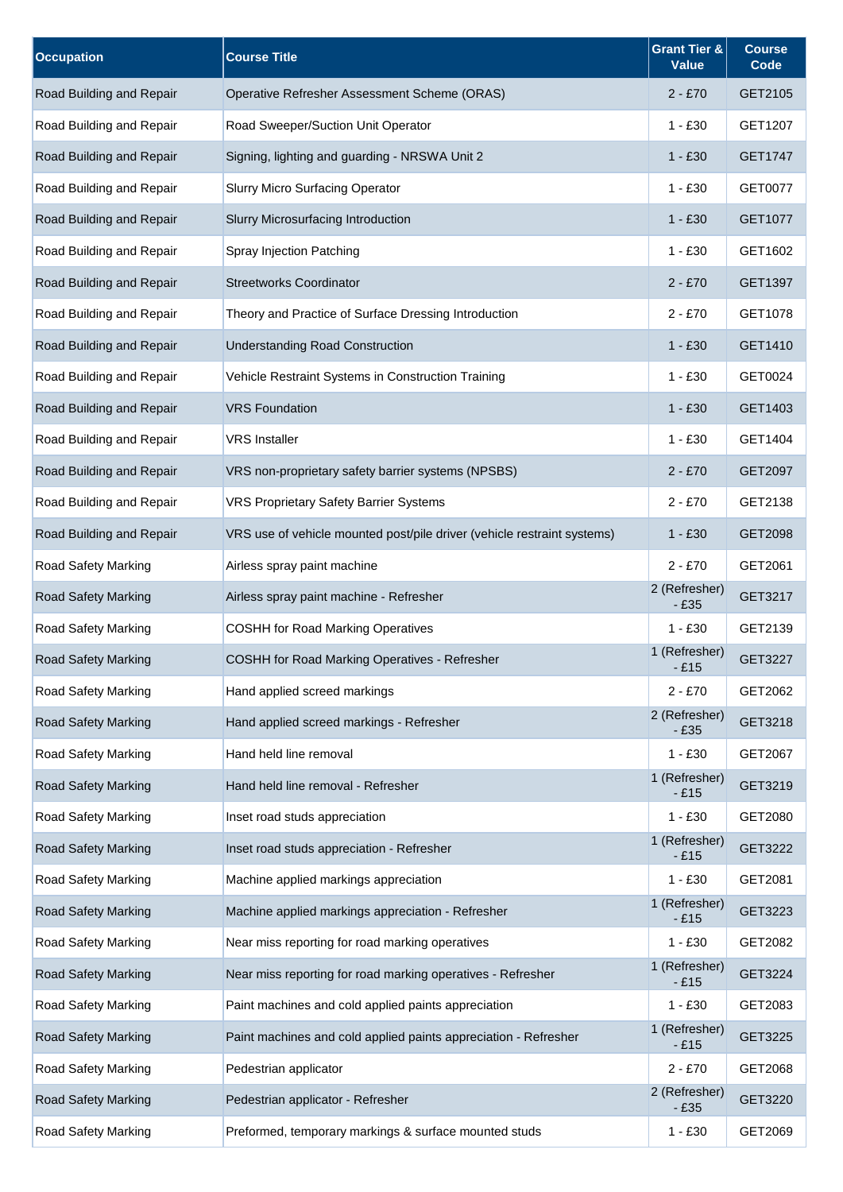| Occupation | Course Title | Grant Tier & Value | Course Code |
|---|---|---|---|
| Road Building and Repair | Operative Refresher Assessment Scheme (ORAS) | 2 - £70 | GET2105 |
| Road Building and Repair | Road Sweeper/Suction Unit Operator | 1 - £30 | GET1207 |
| Road Building and Repair | Signing, lighting and guarding - NRSWA Unit 2 | 1 - £30 | GET1747 |
| Road Building and Repair | Slurry Micro Surfacing Operator | 1 - £30 | GET0077 |
| Road Building and Repair | Slurry Microsurfacing Introduction | 1 - £30 | GET1077 |
| Road Building and Repair | Spray Injection Patching | 1 - £30 | GET1602 |
| Road Building and Repair | Streetworks Coordinator | 2 - £70 | GET1397 |
| Road Building and Repair | Theory and Practice of Surface Dressing Introduction | 2 - £70 | GET1078 |
| Road Building and Repair | Understanding Road Construction | 1 - £30 | GET1410 |
| Road Building and Repair | Vehicle Restraint Systems in Construction Training | 1 - £30 | GET0024 |
| Road Building and Repair | VRS Foundation | 1 - £30 | GET1403 |
| Road Building and Repair | VRS Installer | 1 - £30 | GET1404 |
| Road Building and Repair | VRS non-proprietary safety barrier systems (NPSBS) | 2 - £70 | GET2097 |
| Road Building and Repair | VRS Proprietary Safety Barrier Systems | 2 - £70 | GET2138 |
| Road Building and Repair | VRS use of vehicle mounted post/pile driver (vehicle restraint systems) | 1 - £30 | GET2098 |
| Road Safety Marking | Airless spray paint machine | 2 - £70 | GET2061 |
| Road Safety Marking | Airless spray paint machine - Refresher | 2 (Refresher) - £35 | GET3217 |
| Road Safety Marking | COSHH for Road Marking Operatives | 1 - £30 | GET2139 |
| Road Safety Marking | COSHH for Road Marking Operatives - Refresher | 1 (Refresher) - £15 | GET3227 |
| Road Safety Marking | Hand applied screed markings | 2 - £70 | GET2062 |
| Road Safety Marking | Hand applied screed markings - Refresher | 2 (Refresher) - £35 | GET3218 |
| Road Safety Marking | Hand held line removal | 1 - £30 | GET2067 |
| Road Safety Marking | Hand held line removal - Refresher | 1 (Refresher) - £15 | GET3219 |
| Road Safety Marking | Inset road studs appreciation | 1 - £30 | GET2080 |
| Road Safety Marking | Inset road studs appreciation - Refresher | 1 (Refresher) - £15 | GET3222 |
| Road Safety Marking | Machine applied markings appreciation | 1 - £30 | GET2081 |
| Road Safety Marking | Machine applied markings appreciation - Refresher | 1 (Refresher) - £15 | GET3223 |
| Road Safety Marking | Near miss reporting for road marking operatives | 1 - £30 | GET2082 |
| Road Safety Marking | Near miss reporting for road marking operatives - Refresher | 1 (Refresher) - £15 | GET3224 |
| Road Safety Marking | Paint machines and cold applied paints appreciation | 1 - £30 | GET2083 |
| Road Safety Marking | Paint machines and cold applied paints appreciation - Refresher | 1 (Refresher) - £15 | GET3225 |
| Road Safety Marking | Pedestrian applicator | 2 - £70 | GET2068 |
| Road Safety Marking | Pedestrian applicator - Refresher | 2 (Refresher) - £35 | GET3220 |
| Road Safety Marking | Preformed, temporary markings & surface mounted studs | 1 - £30 | GET2069 |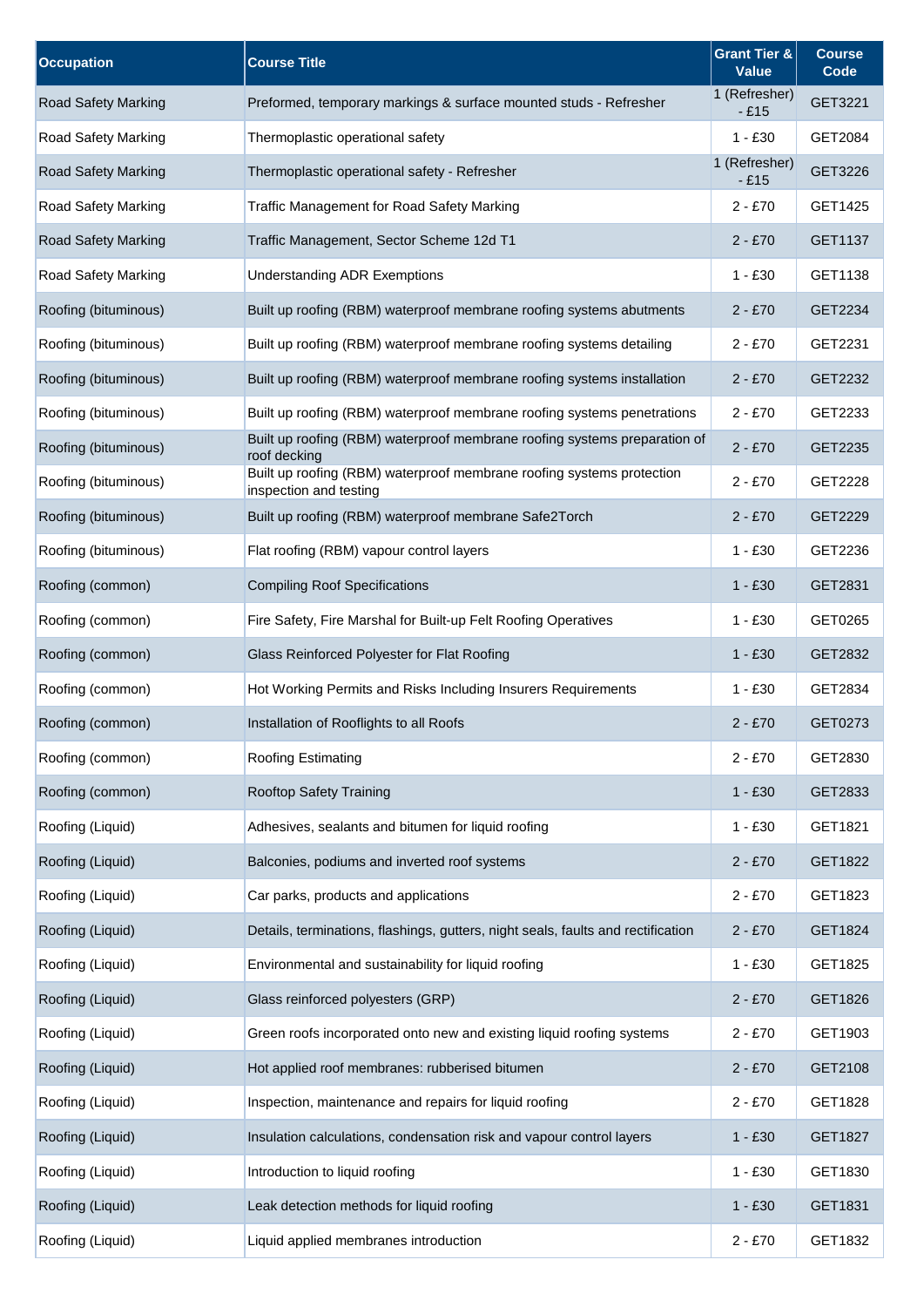| Occupation | Course Title | Grant Tier & Value | Course Code |
|---|---|---|---|
| Road Safety Marking | Preformed, temporary markings & surface mounted studs - Refresher | 1 (Refresher) - £15 | GET3221 |
| Road Safety Marking | Thermoplastic operational safety | 1 - £30 | GET2084 |
| Road Safety Marking | Thermoplastic operational safety - Refresher | 1 (Refresher) - £15 | GET3226 |
| Road Safety Marking | Traffic Management for Road Safety Marking | 2 - £70 | GET1425 |
| Road Safety Marking | Traffic Management, Sector Scheme 12d T1 | 2 - £70 | GET1137 |
| Road Safety Marking | Understanding ADR Exemptions | 1 - £30 | GET1138 |
| Roofing (bituminous) | Built up roofing (RBM) waterproof membrane roofing systems abutments | 2 - £70 | GET2234 |
| Roofing (bituminous) | Built up roofing (RBM) waterproof membrane roofing systems detailing | 2 - £70 | GET2231 |
| Roofing (bituminous) | Built up roofing (RBM) waterproof membrane roofing systems installation | 2 - £70 | GET2232 |
| Roofing (bituminous) | Built up roofing (RBM) waterproof membrane roofing systems penetrations | 2 - £70 | GET2233 |
| Roofing (bituminous) | Built up roofing (RBM) waterproof membrane roofing systems preparation of roof decking | 2 - £70 | GET2235 |
| Roofing (bituminous) | Built up roofing (RBM) waterproof membrane roofing systems protection inspection and testing | 2 - £70 | GET2228 |
| Roofing (bituminous) | Built up roofing (RBM) waterproof membrane Safe2Torch | 2 - £70 | GET2229 |
| Roofing (bituminous) | Flat roofing (RBM) vapour control layers | 1 - £30 | GET2236 |
| Roofing (common) | Compiling Roof Specifications | 1 - £30 | GET2831 |
| Roofing (common) | Fire Safety, Fire Marshal for Built-up Felt Roofing Operatives | 1 - £30 | GET0265 |
| Roofing (common) | Glass Reinforced Polyester for Flat Roofing | 1 - £30 | GET2832 |
| Roofing (common) | Hot Working Permits and Risks Including Insurers Requirements | 1 - £30 | GET2834 |
| Roofing (common) | Installation of Rooflights to all Roofs | 2 - £70 | GET0273 |
| Roofing (common) | Roofing Estimating | 2 - £70 | GET2830 |
| Roofing (common) | Rooftop Safety Training | 1 - £30 | GET2833 |
| Roofing (Liquid) | Adhesives, sealants and bitumen for liquid roofing | 1 - £30 | GET1821 |
| Roofing (Liquid) | Balconies, podiums and inverted roof systems | 2 - £70 | GET1822 |
| Roofing (Liquid) | Car parks, products and applications | 2 - £70 | GET1823 |
| Roofing (Liquid) | Details, terminations, flashings, gutters, night seals, faults and rectification | 2 - £70 | GET1824 |
| Roofing (Liquid) | Environmental and sustainability for liquid roofing | 1 - £30 | GET1825 |
| Roofing (Liquid) | Glass reinforced polyesters (GRP) | 2 - £70 | GET1826 |
| Roofing (Liquid) | Green roofs incorporated onto new and existing liquid roofing systems | 2 - £70 | GET1903 |
| Roofing (Liquid) | Hot applied roof membranes: rubberised bitumen | 2 - £70 | GET2108 |
| Roofing (Liquid) | Inspection, maintenance and repairs for liquid roofing | 2 - £70 | GET1828 |
| Roofing (Liquid) | Insulation calculations, condensation risk and vapour control layers | 1 - £30 | GET1827 |
| Roofing (Liquid) | Introduction to liquid roofing | 1 - £30 | GET1830 |
| Roofing (Liquid) | Leak detection methods for liquid roofing | 1 - £30 | GET1831 |
| Roofing (Liquid) | Liquid applied membranes introduction | 2 - £70 | GET1832 |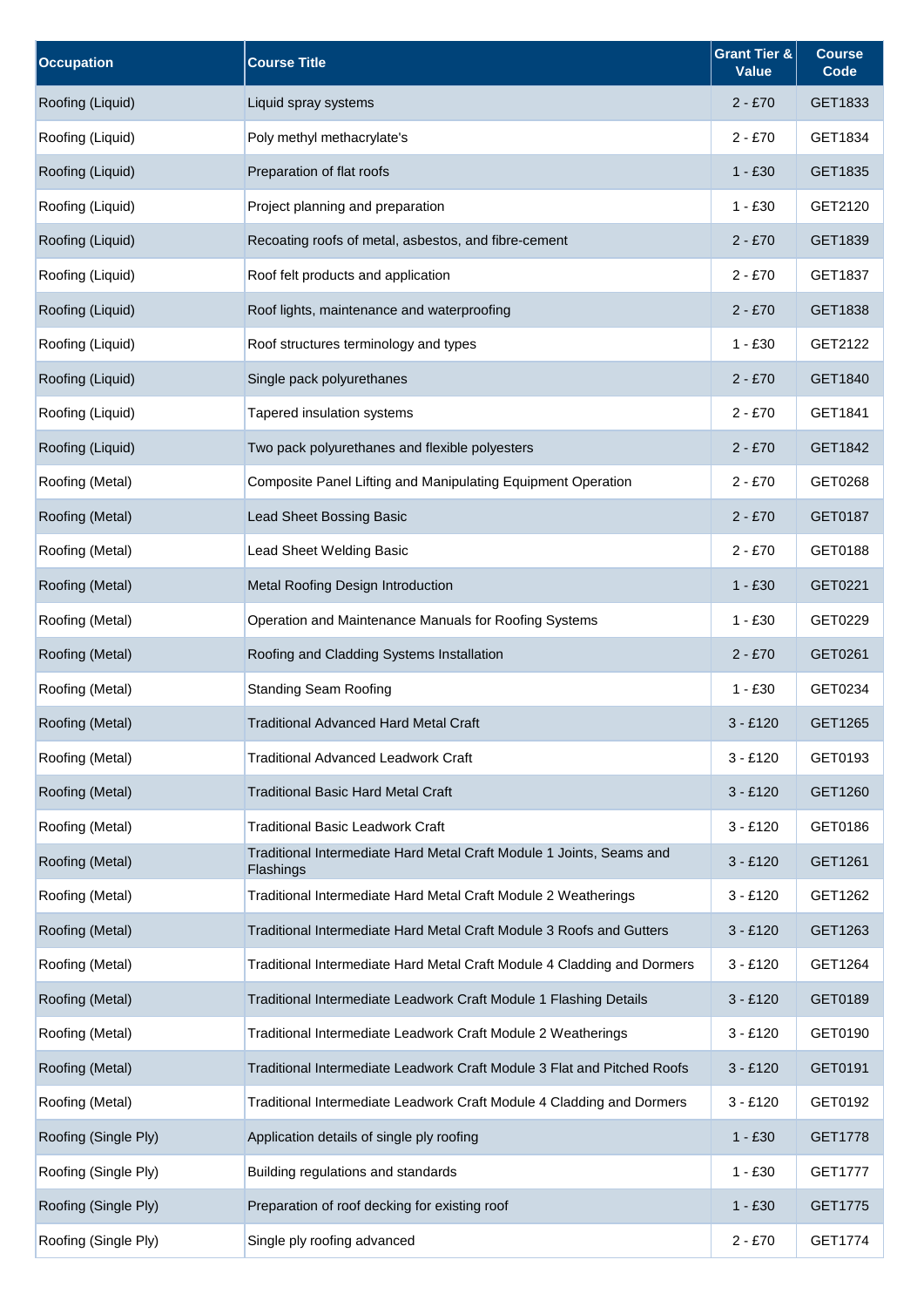| Occupation | Course Title | Grant Tier & Value | Course Code |
|---|---|---|---|
| Roofing (Liquid) | Liquid spray systems | 2 - £70 | GET1833 |
| Roofing (Liquid) | Poly methyl methacrylate's | 2 - £70 | GET1834 |
| Roofing (Liquid) | Preparation of flat roofs | 1 - £30 | GET1835 |
| Roofing (Liquid) | Project planning and preparation | 1 - £30 | GET2120 |
| Roofing (Liquid) | Recoating roofs of metal, asbestos, and fibre-cement | 2 - £70 | GET1839 |
| Roofing (Liquid) | Roof felt products and application | 2 - £70 | GET1837 |
| Roofing (Liquid) | Roof lights, maintenance and waterproofing | 2 - £70 | GET1838 |
| Roofing (Liquid) | Roof structures terminology and types | 1 - £30 | GET2122 |
| Roofing (Liquid) | Single pack polyurethanes | 2 - £70 | GET1840 |
| Roofing (Liquid) | Tapered insulation systems | 2 - £70 | GET1841 |
| Roofing (Liquid) | Two pack polyurethanes and flexible polyesters | 2 - £70 | GET1842 |
| Roofing (Metal) | Composite Panel Lifting and Manipulating Equipment Operation | 2 - £70 | GET0268 |
| Roofing (Metal) | Lead Sheet Bossing Basic | 2 - £70 | GET0187 |
| Roofing (Metal) | Lead Sheet Welding Basic | 2 - £70 | GET0188 |
| Roofing (Metal) | Metal Roofing Design Introduction | 1 - £30 | GET0221 |
| Roofing (Metal) | Operation and Maintenance Manuals for Roofing Systems | 1 - £30 | GET0229 |
| Roofing (Metal) | Roofing and Cladding Systems Installation | 2 - £70 | GET0261 |
| Roofing (Metal) | Standing Seam Roofing | 1 - £30 | GET0234 |
| Roofing (Metal) | Traditional Advanced Hard Metal Craft | 3 - £120 | GET1265 |
| Roofing (Metal) | Traditional Advanced Leadwork Craft | 3 - £120 | GET0193 |
| Roofing (Metal) | Traditional Basic Hard Metal Craft | 3 - £120 | GET1260 |
| Roofing (Metal) | Traditional Basic Leadwork Craft | 3 - £120 | GET0186 |
| Roofing (Metal) | Traditional Intermediate Hard Metal Craft Module 1 Joints, Seams and Flashings | 3 - £120 | GET1261 |
| Roofing (Metal) | Traditional Intermediate Hard Metal Craft Module 2 Weatherings | 3 - £120 | GET1262 |
| Roofing (Metal) | Traditional Intermediate Hard Metal Craft Module 3 Roofs and Gutters | 3 - £120 | GET1263 |
| Roofing (Metal) | Traditional Intermediate Hard Metal Craft Module 4 Cladding and Dormers | 3 - £120 | GET1264 |
| Roofing (Metal) | Traditional Intermediate Leadwork Craft Module 1 Flashing Details | 3 - £120 | GET0189 |
| Roofing (Metal) | Traditional Intermediate Leadwork Craft Module 2 Weatherings | 3 - £120 | GET0190 |
| Roofing (Metal) | Traditional Intermediate Leadwork Craft Module 3 Flat and Pitched Roofs | 3 - £120 | GET0191 |
| Roofing (Metal) | Traditional Intermediate Leadwork Craft Module 4 Cladding and Dormers | 3 - £120 | GET0192 |
| Roofing (Single Ply) | Application details of single ply roofing | 1 - £30 | GET1778 |
| Roofing (Single Ply) | Building regulations and standards | 1 - £30 | GET1777 |
| Roofing (Single Ply) | Preparation of roof decking for existing roof | 1 - £30 | GET1775 |
| Roofing (Single Ply) | Single ply roofing advanced | 2 - £70 | GET1774 |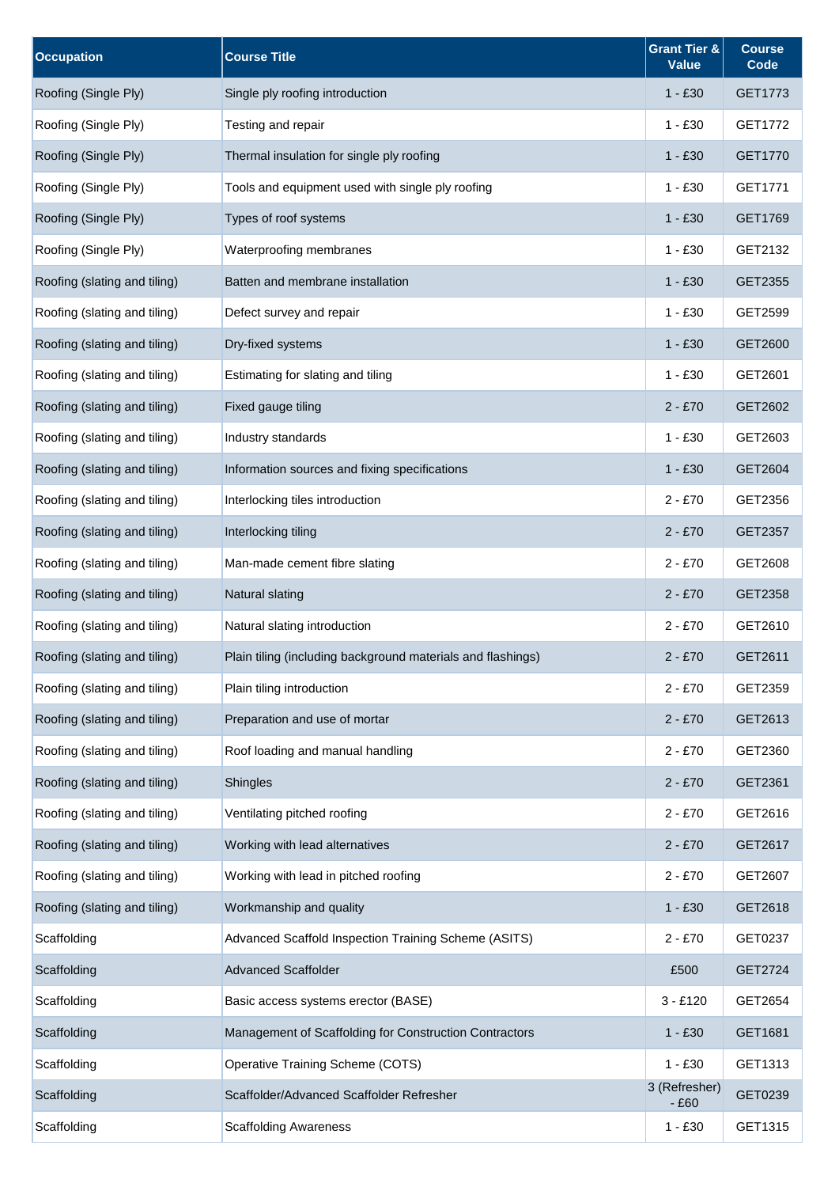| Occupation | Course Title | Grant Tier & Value | Course Code |
|---|---|---|---|
| Roofing (Single Ply) | Single ply roofing introduction | 1 - £30 | GET1773 |
| Roofing (Single Ply) | Testing and repair | 1 - £30 | GET1772 |
| Roofing (Single Ply) | Thermal insulation for single ply roofing | 1 - £30 | GET1770 |
| Roofing (Single Ply) | Tools and equipment used with single ply roofing | 1 - £30 | GET1771 |
| Roofing (Single Ply) | Types of roof systems | 1 - £30 | GET1769 |
| Roofing (Single Ply) | Waterproofing membranes | 1 - £30 | GET2132 |
| Roofing (slating and tiling) | Batten and membrane installation | 1 - £30 | GET2355 |
| Roofing (slating and tiling) | Defect survey and repair | 1 - £30 | GET2599 |
| Roofing (slating and tiling) | Dry-fixed systems | 1 - £30 | GET2600 |
| Roofing (slating and tiling) | Estimating for slating and tiling | 1 - £30 | GET2601 |
| Roofing (slating and tiling) | Fixed gauge tiling | 2 - £70 | GET2602 |
| Roofing (slating and tiling) | Industry standards | 1 - £30 | GET2603 |
| Roofing (slating and tiling) | Information sources and fixing specifications | 1 - £30 | GET2604 |
| Roofing (slating and tiling) | Interlocking tiles introduction | 2 - £70 | GET2356 |
| Roofing (slating and tiling) | Interlocking tiling | 2 - £70 | GET2357 |
| Roofing (slating and tiling) | Man-made cement fibre slating | 2 - £70 | GET2608 |
| Roofing (slating and tiling) | Natural slating | 2 - £70 | GET2358 |
| Roofing (slating and tiling) | Natural slating introduction | 2 - £70 | GET2610 |
| Roofing (slating and tiling) | Plain tiling (including background materials and flashings) | 2 - £70 | GET2611 |
| Roofing (slating and tiling) | Plain tiling introduction | 2 - £70 | GET2359 |
| Roofing (slating and tiling) | Preparation and use of mortar | 2 - £70 | GET2613 |
| Roofing (slating and tiling) | Roof loading and manual handling | 2 - £70 | GET2360 |
| Roofing (slating and tiling) | Shingles | 2 - £70 | GET2361 |
| Roofing (slating and tiling) | Ventilating pitched roofing | 2 - £70 | GET2616 |
| Roofing (slating and tiling) | Working with lead alternatives | 2 - £70 | GET2617 |
| Roofing (slating and tiling) | Working with lead in pitched roofing | 2 - £70 | GET2607 |
| Roofing (slating and tiling) | Workmanship and quality | 1 - £30 | GET2618 |
| Scaffolding | Advanced Scaffold Inspection Training Scheme (ASITS) | 2 - £70 | GET0237 |
| Scaffolding | Advanced Scaffolder | £500 | GET2724 |
| Scaffolding | Basic access systems erector (BASE) | 3 - £120 | GET2654 |
| Scaffolding | Management of Scaffolding for Construction Contractors | 1 - £30 | GET1681 |
| Scaffolding | Operative Training Scheme (COTS) | 1 - £30 | GET1313 |
| Scaffolding | Scaffolder/Advanced Scaffolder Refresher | 3 (Refresher) - £60 | GET0239 |
| Scaffolding | Scaffolding Awareness | 1 - £30 | GET1315 |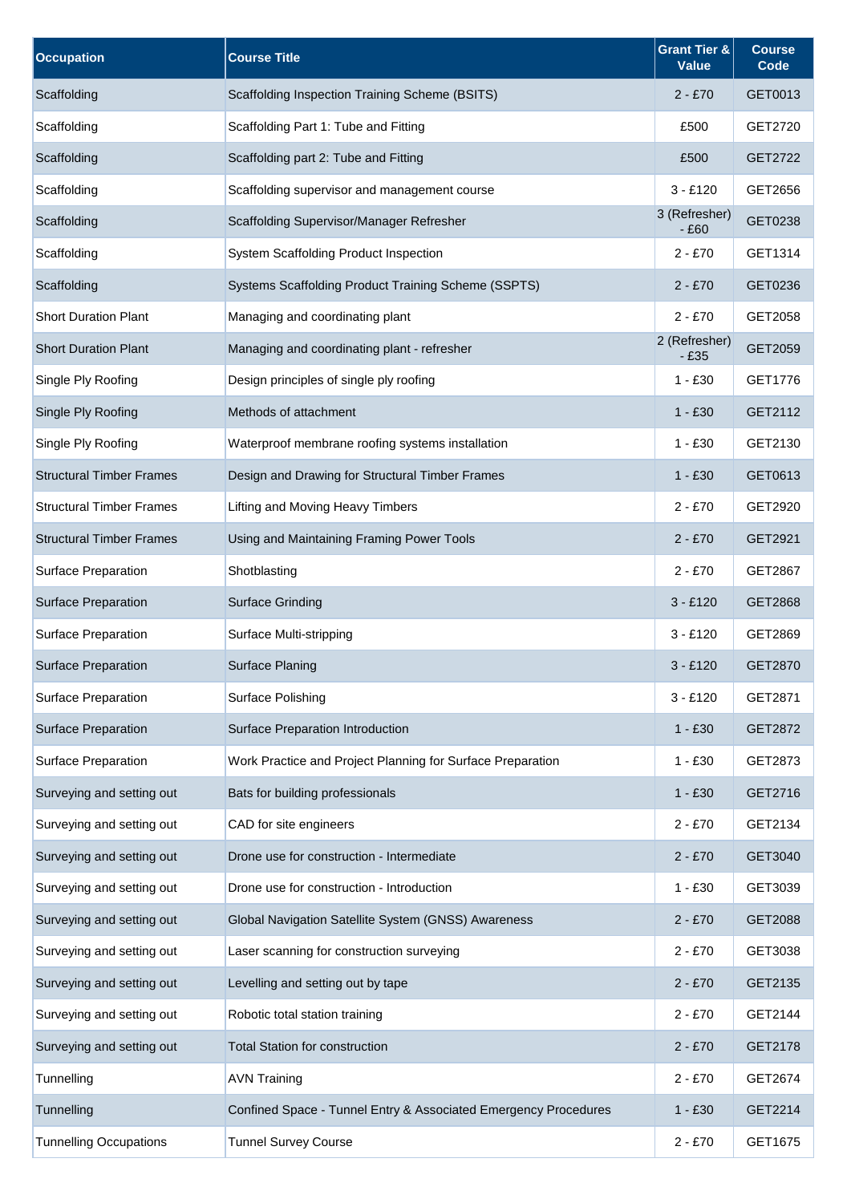| Occupation | Course Title | Grant Tier & Value | Course Code |
|---|---|---|---|
| Scaffolding | Scaffolding Inspection Training Scheme (BSITS) | 2 - £70 | GET0013 |
| Scaffolding | Scaffolding Part 1: Tube and Fitting | £500 | GET2720 |
| Scaffolding | Scaffolding part 2: Tube and Fitting | £500 | GET2722 |
| Scaffolding | Scaffolding supervisor and management course | 3 - £120 | GET2656 |
| Scaffolding | Scaffolding Supervisor/Manager Refresher | 3 (Refresher) - £60 | GET0238 |
| Scaffolding | System Scaffolding Product Inspection | 2 - £70 | GET1314 |
| Scaffolding | Systems Scaffolding Product Training Scheme (SSPTS) | 2 - £70 | GET0236 |
| Short Duration Plant | Managing and coordinating plant | 2 - £70 | GET2058 |
| Short Duration Plant | Managing and coordinating plant - refresher | 2 (Refresher) - £35 | GET2059 |
| Single Ply Roofing | Design principles of single ply roofing | 1 - £30 | GET1776 |
| Single Ply Roofing | Methods of attachment | 1 - £30 | GET2112 |
| Single Ply Roofing | Waterproof membrane roofing systems installation | 1 - £30 | GET2130 |
| Structural Timber Frames | Design and Drawing for Structural Timber Frames | 1 - £30 | GET0613 |
| Structural Timber Frames | Lifting and Moving Heavy Timbers | 2 - £70 | GET2920 |
| Structural Timber Frames | Using and Maintaining Framing Power Tools | 2 - £70 | GET2921 |
| Surface Preparation | Shotblasting | 2 - £70 | GET2867 |
| Surface Preparation | Surface Grinding | 3 - £120 | GET2868 |
| Surface Preparation | Surface Multi-stripping | 3 - £120 | GET2869 |
| Surface Preparation | Surface Planing | 3 - £120 | GET2870 |
| Surface Preparation | Surface Polishing | 3 - £120 | GET2871 |
| Surface Preparation | Surface Preparation Introduction | 1 - £30 | GET2872 |
| Surface Preparation | Work Practice and Project Planning for Surface Preparation | 1 - £30 | GET2873 |
| Surveying and setting out | Bats for building professionals | 1 - £30 | GET2716 |
| Surveying and setting out | CAD for site engineers | 2 - £70 | GET2134 |
| Surveying and setting out | Drone use for construction - Intermediate | 2 - £70 | GET3040 |
| Surveying and setting out | Drone use for construction - Introduction | 1 - £30 | GET3039 |
| Surveying and setting out | Global Navigation Satellite System (GNSS) Awareness | 2 - £70 | GET2088 |
| Surveying and setting out | Laser scanning for construction surveying | 2 - £70 | GET3038 |
| Surveying and setting out | Levelling and setting out by tape | 2 - £70 | GET2135 |
| Surveying and setting out | Robotic total station training | 2 - £70 | GET2144 |
| Surveying and setting out | Total Station for construction | 2 - £70 | GET2178 |
| Tunnelling | AVN Training | 2 - £70 | GET2674 |
| Tunnelling | Confined Space - Tunnel Entry & Associated Emergency Procedures | 1 - £30 | GET2214 |
| Tunnelling Occupations | Tunnel Survey Course | 2 - £70 | GET1675 |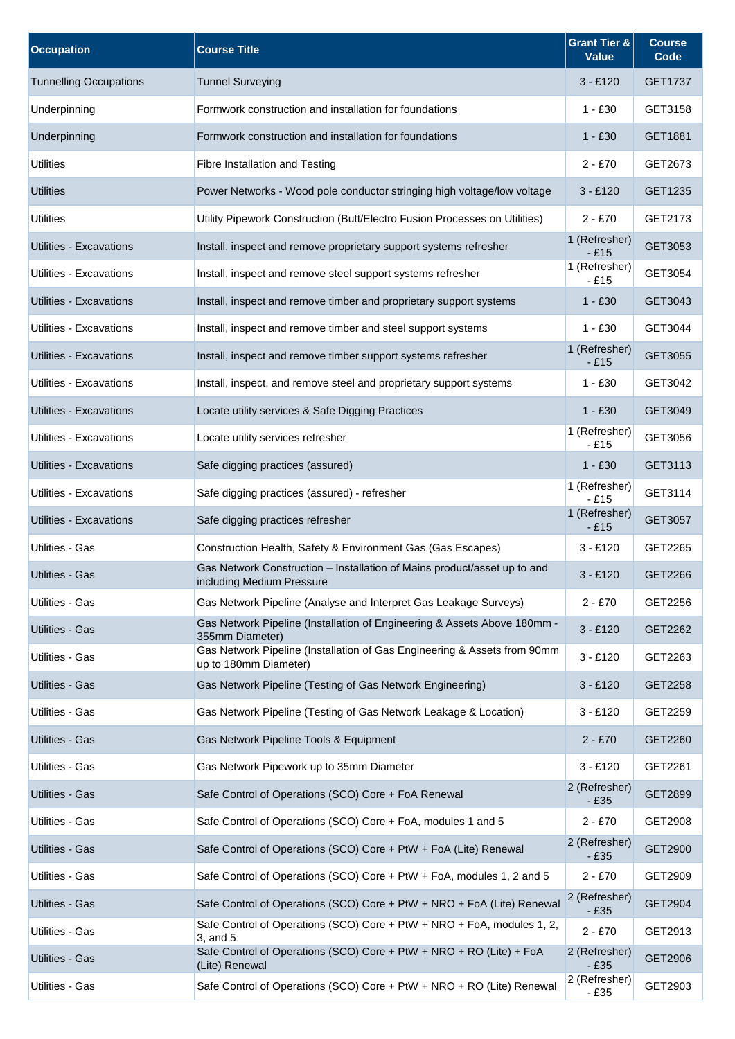| Occupation | Course Title | Grant Tier & Value | Course Code |
|---|---|---|---|
| Tunnelling Occupations | Tunnel Surveying | 3 - £120 | GET1737 |
| Underpinning | Formwork construction and installation for foundations | 1 - £30 | GET3158 |
| Underpinning | Formwork construction and installation for foundations | 1 - £30 | GET1881 |
| Utilities | Fibre Installation and Testing | 2 - £70 | GET2673 |
| Utilities | Power Networks - Wood pole conductor stringing high voltage/low voltage | 3 - £120 | GET1235 |
| Utilities | Utility Pipework Construction (Butt/Electro Fusion Processes on Utilities) | 2 - £70 | GET2173 |
| Utilities - Excavations | Install, inspect and remove proprietary support systems refresher | 1 (Refresher) - £15 | GET3053 |
| Utilities - Excavations | Install, inspect and remove steel support systems refresher | 1 (Refresher) - £15 | GET3054 |
| Utilities - Excavations | Install, inspect and remove timber and proprietary support systems | 1 - £30 | GET3043 |
| Utilities - Excavations | Install, inspect and remove timber and steel support systems | 1 - £30 | GET3044 |
| Utilities - Excavations | Install, inspect and remove timber support systems refresher | 1 (Refresher) - £15 | GET3055 |
| Utilities - Excavations | Install, inspect, and remove steel and proprietary support systems | 1 - £30 | GET3042 |
| Utilities - Excavations | Locate utility services & Safe Digging Practices | 1 - £30 | GET3049 |
| Utilities - Excavations | Locate utility services refresher | 1 (Refresher) - £15 | GET3056 |
| Utilities - Excavations | Safe digging practices (assured) | 1 - £30 | GET3113 |
| Utilities - Excavations | Safe digging practices (assured) - refresher | 1 (Refresher) - £15 | GET3114 |
| Utilities - Excavations | Safe digging practices refresher | 1 (Refresher) - £15 | GET3057 |
| Utilities - Gas | Construction Health, Safety & Environment Gas (Gas Escapes) | 3 - £120 | GET2265 |
| Utilities - Gas | Gas Network Construction – Installation of Mains product/asset up to and including Medium Pressure | 3 - £120 | GET2266 |
| Utilities - Gas | Gas Network Pipeline (Analyse and Interpret Gas Leakage Surveys) | 2 - £70 | GET2256 |
| Utilities - Gas | Gas Network Pipeline (Installation of Engineering & Assets Above 180mm - 355mm Diameter) | 3 - £120 | GET2262 |
| Utilities - Gas | Gas Network Pipeline (Installation of Gas Engineering & Assets from 90mm up to 180mm Diameter) | 3 - £120 | GET2263 |
| Utilities - Gas | Gas Network Pipeline (Testing of Gas Network Engineering) | 3 - £120 | GET2258 |
| Utilities - Gas | Gas Network Pipeline (Testing of Gas Network Leakage & Location) | 3 - £120 | GET2259 |
| Utilities - Gas | Gas Network Pipeline Tools & Equipment | 2 - £70 | GET2260 |
| Utilities - Gas | Gas Network Pipework up to 35mm Diameter | 3 - £120 | GET2261 |
| Utilities - Gas | Safe Control of Operations (SCO) Core + FoA Renewal | 2 (Refresher) - £35 | GET2899 |
| Utilities - Gas | Safe Control of Operations (SCO) Core + FoA, modules 1 and 5 | 2 - £70 | GET2908 |
| Utilities - Gas | Safe Control of Operations (SCO) Core + PtW + FoA (Lite) Renewal | 2 (Refresher) - £35 | GET2900 |
| Utilities - Gas | Safe Control of Operations (SCO) Core + PtW + FoA, modules 1, 2 and 5 | 2 - £70 | GET2909 |
| Utilities - Gas | Safe Control of Operations (SCO) Core + PtW + NRO + FoA (Lite) Renewal | 2 (Refresher) - £35 | GET2904 |
| Utilities - Gas | Safe Control of Operations (SCO) Core + PtW + NRO + FoA, modules 1, 2, 3, and 5 | 2 - £70 | GET2913 |
| Utilities - Gas | Safe Control of Operations (SCO) Core + PtW + NRO + RO (Lite) + FoA (Lite) Renewal | 2 (Refresher) - £35 | GET2906 |
| Utilities - Gas | Safe Control of Operations (SCO) Core + PtW + NRO + RO (Lite) Renewal | 2 (Refresher) - £35 | GET2903 |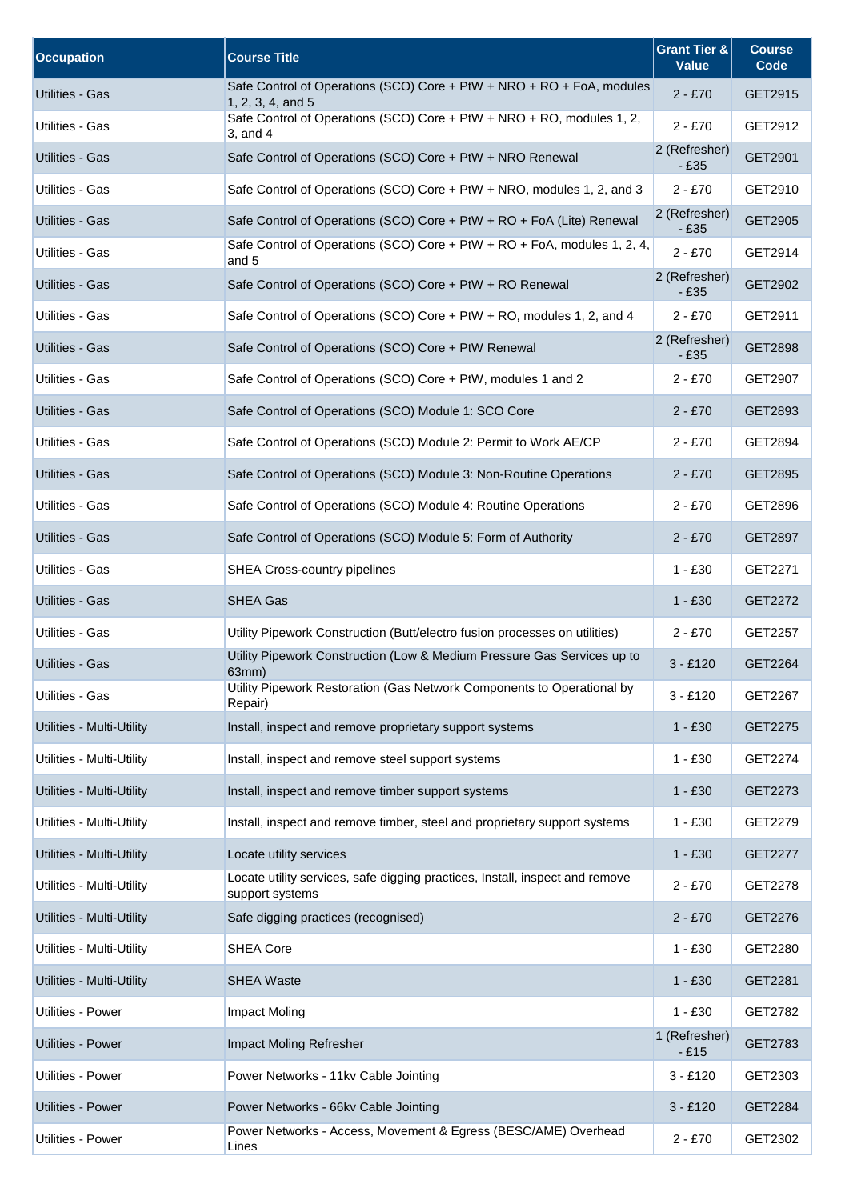| Occupation | Course Title | Grant Tier & Value | Course Code |
|---|---|---|---|
| Utilities - Gas | Safe Control of Operations (SCO) Core + PtW + NRO + RO + FoA, modules 1, 2, 3, 4, and 5 | 2 - £70 | GET2915 |
| Utilities - Gas | Safe Control of Operations (SCO) Core + PtW + NRO + RO, modules 1, 2, 3, and 4 | 2 - £70 | GET2912 |
| Utilities - Gas | Safe Control of Operations (SCO) Core + PtW + NRO Renewal | 2 (Refresher) - £35 | GET2901 |
| Utilities - Gas | Safe Control of Operations (SCO) Core + PtW + NRO, modules 1, 2, and 3 | 2 - £70 | GET2910 |
| Utilities - Gas | Safe Control of Operations (SCO) Core + PtW + RO + FoA (Lite) Renewal | 2 (Refresher) - £35 | GET2905 |
| Utilities - Gas | Safe Control of Operations (SCO) Core + PtW + RO + FoA, modules 1, 2, 4, and 5 | 2 - £70 | GET2914 |
| Utilities - Gas | Safe Control of Operations (SCO) Core + PtW + RO Renewal | 2 (Refresher) - £35 | GET2902 |
| Utilities - Gas | Safe Control of Operations (SCO) Core + PtW + RO, modules 1, 2, and 4 | 2 - £70 | GET2911 |
| Utilities - Gas | Safe Control of Operations (SCO) Core + PtW Renewal | 2 (Refresher) - £35 | GET2898 |
| Utilities - Gas | Safe Control of Operations (SCO) Core + PtW, modules 1 and 2 | 2 - £70 | GET2907 |
| Utilities - Gas | Safe Control of Operations (SCO) Module 1: SCO Core | 2 - £70 | GET2893 |
| Utilities - Gas | Safe Control of Operations (SCO) Module 2: Permit to Work AE/CP | 2 - £70 | GET2894 |
| Utilities - Gas | Safe Control of Operations (SCO) Module 3: Non-Routine Operations | 2 - £70 | GET2895 |
| Utilities - Gas | Safe Control of Operations (SCO) Module 4: Routine Operations | 2 - £70 | GET2896 |
| Utilities - Gas | Safe Control of Operations (SCO) Module 5: Form of Authority | 2 - £70 | GET2897 |
| Utilities - Gas | SHEA Cross-country pipelines | 1 - £30 | GET2271 |
| Utilities - Gas | SHEA Gas | 1 - £30 | GET2272 |
| Utilities - Gas | Utility Pipework Construction (Butt/electro fusion processes on utilities) | 2 - £70 | GET2257 |
| Utilities - Gas | Utility Pipework Construction (Low & Medium Pressure Gas Services up to 63mm) | 3 - £120 | GET2264 |
| Utilities - Gas | Utility Pipework Restoration (Gas Network Components to Operational by Repair) | 3 - £120 | GET2267 |
| Utilities - Multi-Utility | Install, inspect and remove proprietary support systems | 1 - £30 | GET2275 |
| Utilities - Multi-Utility | Install, inspect and remove steel support systems | 1 - £30 | GET2274 |
| Utilities - Multi-Utility | Install, inspect and remove timber support systems | 1 - £30 | GET2273 |
| Utilities - Multi-Utility | Install, inspect and remove timber, steel and proprietary support systems | 1 - £30 | GET2279 |
| Utilities - Multi-Utility | Locate utility services | 1 - £30 | GET2277 |
| Utilities - Multi-Utility | Locate utility services, safe digging practices, Install, inspect and remove support systems | 2 - £70 | GET2278 |
| Utilities - Multi-Utility | Safe digging practices (recognised) | 2 - £70 | GET2276 |
| Utilities - Multi-Utility | SHEA Core | 1 - £30 | GET2280 |
| Utilities - Multi-Utility | SHEA Waste | 1 - £30 | GET2281 |
| Utilities - Power | Impact Moling | 1 - £30 | GET2782 |
| Utilities - Power | Impact Moling Refresher | 1 (Refresher) - £15 | GET2783 |
| Utilities - Power | Power Networks - 11kv Cable Jointing | 3 - £120 | GET2303 |
| Utilities - Power | Power Networks - 66kv Cable Jointing | 3 - £120 | GET2284 |
| Utilities - Power | Power Networks - Access, Movement & Egress (BESC/AME) Overhead Lines | 2 - £70 | GET2302 |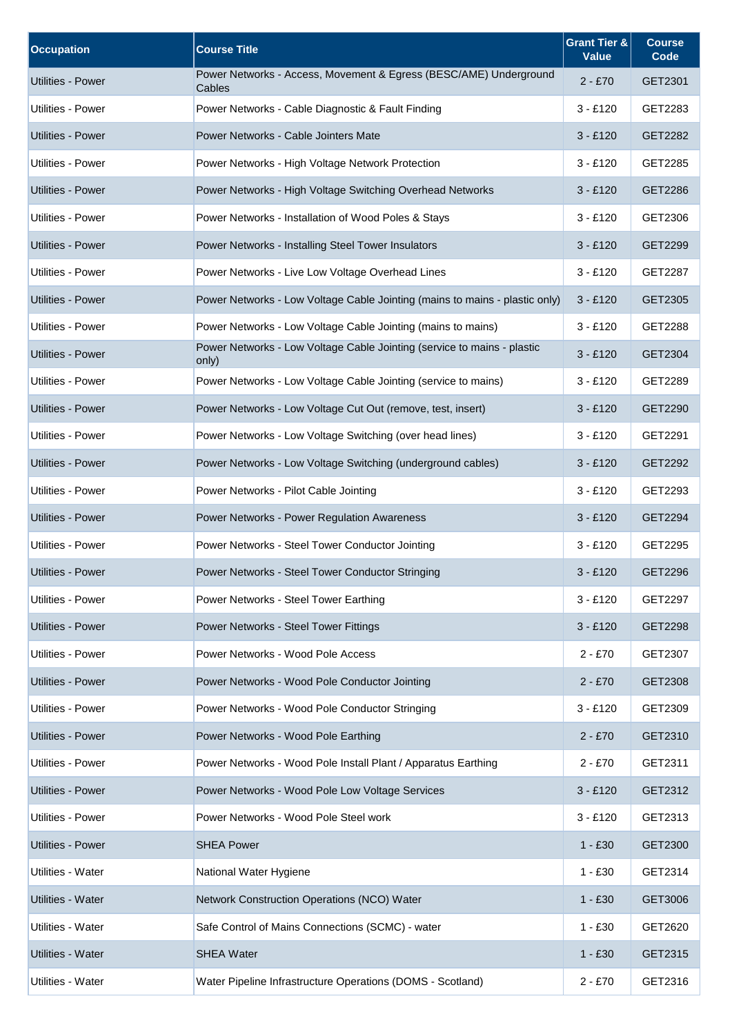| Occupation | Course Title | Grant Tier & Value | Course Code |
|---|---|---|---|
| Utilities - Power | Power Networks - Access, Movement & Egress (BESC/AME) Underground Cables | 2 - £70 | GET2301 |
| Utilities - Power | Power Networks - Cable Diagnostic & Fault Finding | 3 - £120 | GET2283 |
| Utilities - Power | Power Networks - Cable Jointers Mate | 3 - £120 | GET2282 |
| Utilities - Power | Power Networks - High Voltage Network Protection | 3 - £120 | GET2285 |
| Utilities - Power | Power Networks - High Voltage Switching Overhead Networks | 3 - £120 | GET2286 |
| Utilities - Power | Power Networks - Installation of Wood Poles & Stays | 3 - £120 | GET2306 |
| Utilities - Power | Power Networks - Installing Steel Tower Insulators | 3 - £120 | GET2299 |
| Utilities - Power | Power Networks - Live Low Voltage Overhead Lines | 3 - £120 | GET2287 |
| Utilities - Power | Power Networks - Low Voltage Cable Jointing (mains to mains - plastic only) | 3 - £120 | GET2305 |
| Utilities - Power | Power Networks - Low Voltage Cable Jointing (mains to mains) | 3 - £120 | GET2288 |
| Utilities - Power | Power Networks - Low Voltage Cable Jointing (service to mains - plastic only) | 3 - £120 | GET2304 |
| Utilities - Power | Power Networks - Low Voltage Cable Jointing (service to mains) | 3 - £120 | GET2289 |
| Utilities - Power | Power Networks - Low Voltage Cut Out (remove, test, insert) | 3 - £120 | GET2290 |
| Utilities - Power | Power Networks - Low Voltage Switching (over head lines) | 3 - £120 | GET2291 |
| Utilities - Power | Power Networks - Low Voltage Switching (underground cables) | 3 - £120 | GET2292 |
| Utilities - Power | Power Networks - Pilot Cable Jointing | 3 - £120 | GET2293 |
| Utilities - Power | Power Networks - Power Regulation Awareness | 3 - £120 | GET2294 |
| Utilities - Power | Power Networks - Steel Tower Conductor Jointing | 3 - £120 | GET2295 |
| Utilities - Power | Power Networks - Steel Tower Conductor Stringing | 3 - £120 | GET2296 |
| Utilities - Power | Power Networks - Steel Tower Earthing | 3 - £120 | GET2297 |
| Utilities - Power | Power Networks - Steel Tower Fittings | 3 - £120 | GET2298 |
| Utilities - Power | Power Networks - Wood Pole Access | 2 - £70 | GET2307 |
| Utilities - Power | Power Networks - Wood Pole Conductor Jointing | 2 - £70 | GET2308 |
| Utilities - Power | Power Networks - Wood Pole Conductor Stringing | 3 - £120 | GET2309 |
| Utilities - Power | Power Networks - Wood Pole Earthing | 2 - £70 | GET2310 |
| Utilities - Power | Power Networks - Wood Pole Install Plant / Apparatus Earthing | 2 - £70 | GET2311 |
| Utilities - Power | Power Networks - Wood Pole Low Voltage Services | 3 - £120 | GET2312 |
| Utilities - Power | Power Networks - Wood Pole Steel work | 3 - £120 | GET2313 |
| Utilities - Power | SHEA Power | 1 - £30 | GET2300 |
| Utilities - Water | National Water Hygiene | 1 - £30 | GET2314 |
| Utilities - Water | Network Construction Operations (NCO) Water | 1 - £30 | GET3006 |
| Utilities - Water | Safe Control of Mains Connections (SCMC) - water | 1 - £30 | GET2620 |
| Utilities - Water | SHEA Water | 1 - £30 | GET2315 |
| Utilities - Water | Water Pipeline Infrastructure Operations (DOMS - Scotland) | 2 - £70 | GET2316 |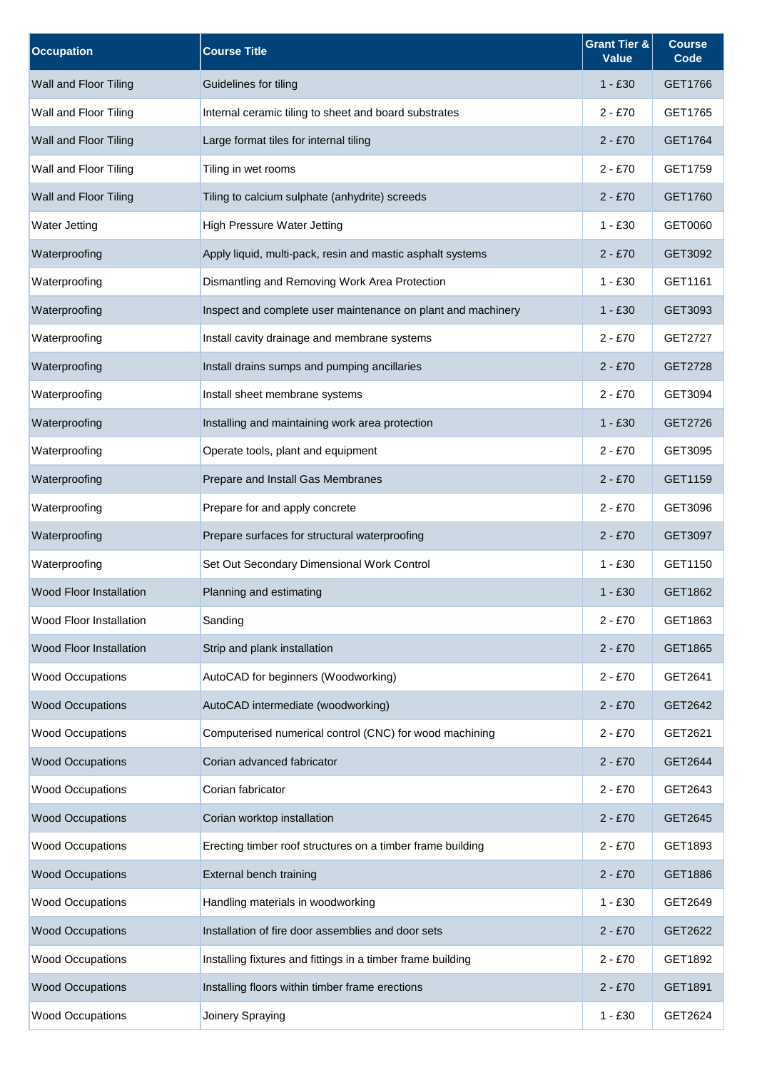| Occupation | Course Title | Grant Tier & Value | Course Code |
|---|---|---|---|
| Wall and Floor Tiling | Guidelines for tiling | 1 - £30 | GET1766 |
| Wall and Floor Tiling | Internal ceramic tiling to sheet and board substrates | 2 - £70 | GET1765 |
| Wall and Floor Tiling | Large format tiles for internal tiling | 2 - £70 | GET1764 |
| Wall and Floor Tiling | Tiling in wet rooms | 2 - £70 | GET1759 |
| Wall and Floor Tiling | Tiling to calcium sulphate (anhydrite) screeds | 2 - £70 | GET1760 |
| Water Jetting | High Pressure Water Jetting | 1 - £30 | GET0060 |
| Waterproofing | Apply liquid, multi-pack, resin and mastic asphalt systems | 2 - £70 | GET3092 |
| Waterproofing | Dismantling and Removing Work Area Protection | 1 - £30 | GET1161 |
| Waterproofing | Inspect and complete user maintenance on plant and machinery | 1 - £30 | GET3093 |
| Waterproofing | Install cavity drainage and membrane systems | 2 - £70 | GET2727 |
| Waterproofing | Install drains sumps and pumping ancillaries | 2 - £70 | GET2728 |
| Waterproofing | Install sheet membrane systems | 2 - £70 | GET3094 |
| Waterproofing | Installing and maintaining work area protection | 1 - £30 | GET2726 |
| Waterproofing | Operate tools, plant and equipment | 2 - £70 | GET3095 |
| Waterproofing | Prepare and Install Gas Membranes | 2 - £70 | GET1159 |
| Waterproofing | Prepare for and apply concrete | 2 - £70 | GET3096 |
| Waterproofing | Prepare surfaces for structural waterproofing | 2 - £70 | GET3097 |
| Waterproofing | Set Out Secondary Dimensional Work Control | 1 - £30 | GET1150 |
| Wood Floor Installation | Planning and estimating | 1 - £30 | GET1862 |
| Wood Floor Installation | Sanding | 2 - £70 | GET1863 |
| Wood Floor Installation | Strip and plank installation | 2 - £70 | GET1865 |
| Wood Occupations | AutoCAD for beginners (Woodworking) | 2 - £70 | GET2641 |
| Wood Occupations | AutoCAD intermediate (woodworking) | 2 - £70 | GET2642 |
| Wood Occupations | Computerised numerical control (CNC) for wood machining | 2 - £70 | GET2621 |
| Wood Occupations | Corian advanced fabricator | 2 - £70 | GET2644 |
| Wood Occupations | Corian fabricator | 2 - £70 | GET2643 |
| Wood Occupations | Corian worktop installation | 2 - £70 | GET2645 |
| Wood Occupations | Erecting timber roof structures on a timber frame building | 2 - £70 | GET1893 |
| Wood Occupations | External bench training | 2 - £70 | GET1886 |
| Wood Occupations | Handling materials in woodworking | 1 - £30 | GET2649 |
| Wood Occupations | Installation of fire door assemblies and door sets | 2 - £70 | GET2622 |
| Wood Occupations | Installing fixtures and fittings in a timber frame building | 2 - £70 | GET1892 |
| Wood Occupations | Installing floors within timber frame erections | 2 - £70 | GET1891 |
| Wood Occupations | Joinery Spraying | 1 - £30 | GET2624 |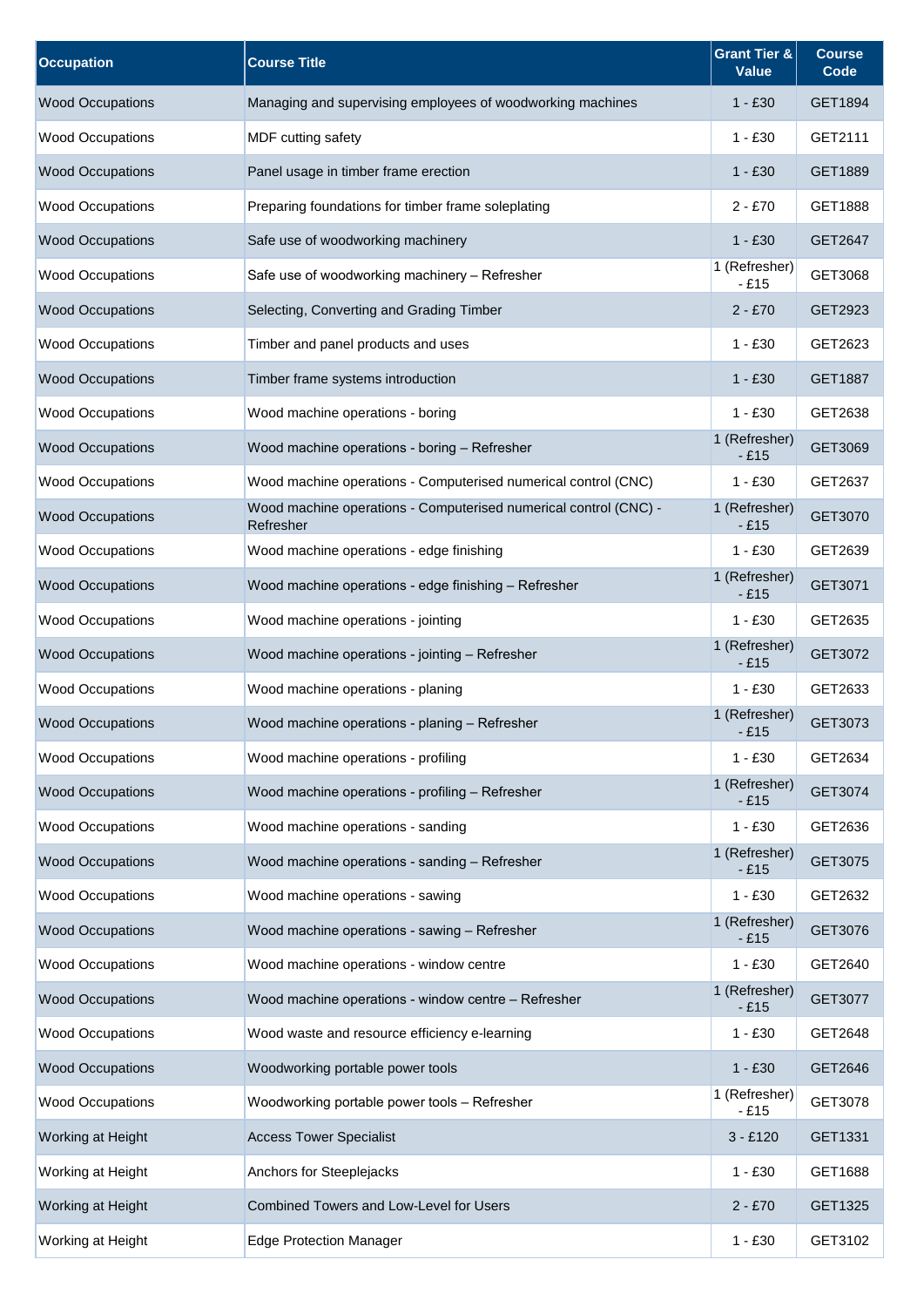| Occupation | Course Title | Grant Tier & Value | Course Code |
|---|---|---|---|
| Wood Occupations | Managing and supervising employees of woodworking machines | 1 - £30 | GET1894 |
| Wood Occupations | MDF cutting safety | 1 - £30 | GET2111 |
| Wood Occupations | Panel usage in timber frame erection | 1 - £30 | GET1889 |
| Wood Occupations | Preparing foundations for timber frame soleplating | 2 - £70 | GET1888 |
| Wood Occupations | Safe use of woodworking machinery | 1 - £30 | GET2647 |
| Wood Occupations | Safe use of woodworking machinery – Refresher | 1 (Refresher) - £15 | GET3068 |
| Wood Occupations | Selecting, Converting and Grading Timber | 2 - £70 | GET2923 |
| Wood Occupations | Timber and panel products and uses | 1 - £30 | GET2623 |
| Wood Occupations | Timber frame systems introduction | 1 - £30 | GET1887 |
| Wood Occupations | Wood machine operations - boring | 1 - £30 | GET2638 |
| Wood Occupations | Wood machine operations - boring – Refresher | 1 (Refresher) - £15 | GET3069 |
| Wood Occupations | Wood machine operations - Computerised numerical control (CNC) | 1 - £30 | GET2637 |
| Wood Occupations | Wood machine operations - Computerised numerical control (CNC) - Refresher | 1 (Refresher) - £15 | GET3070 |
| Wood Occupations | Wood machine operations - edge finishing | 1 - £30 | GET2639 |
| Wood Occupations | Wood machine operations - edge finishing – Refresher | 1 (Refresher) - £15 | GET3071 |
| Wood Occupations | Wood machine operations - jointing | 1 - £30 | GET2635 |
| Wood Occupations | Wood machine operations - jointing – Refresher | 1 (Refresher) - £15 | GET3072 |
| Wood Occupations | Wood machine operations - planing | 1 - £30 | GET2633 |
| Wood Occupations | Wood machine operations - planing – Refresher | 1 (Refresher) - £15 | GET3073 |
| Wood Occupations | Wood machine operations - profiling | 1 - £30 | GET2634 |
| Wood Occupations | Wood machine operations - profiling – Refresher | 1 (Refresher) - £15 | GET3074 |
| Wood Occupations | Wood machine operations - sanding | 1 - £30 | GET2636 |
| Wood Occupations | Wood machine operations - sanding – Refresher | 1 (Refresher) - £15 | GET3075 |
| Wood Occupations | Wood machine operations - sawing | 1 - £30 | GET2632 |
| Wood Occupations | Wood machine operations - sawing – Refresher | 1 (Refresher) - £15 | GET3076 |
| Wood Occupations | Wood machine operations - window centre | 1 - £30 | GET2640 |
| Wood Occupations | Wood machine operations - window centre – Refresher | 1 (Refresher) - £15 | GET3077 |
| Wood Occupations | Wood waste and resource efficiency e-learning | 1 - £30 | GET2648 |
| Wood Occupations | Woodworking portable power tools | 1 - £30 | GET2646 |
| Wood Occupations | Woodworking portable power tools – Refresher | 1 (Refresher) - £15 | GET3078 |
| Working at Height | Access Tower Specialist | 3 - £120 | GET1331 |
| Working at Height | Anchors for Steeplejacks | 1 - £30 | GET1688 |
| Working at Height | Combined Towers and Low-Level for Users | 2 - £70 | GET1325 |
| Working at Height | Edge Protection Manager | 1 - £30 | GET3102 |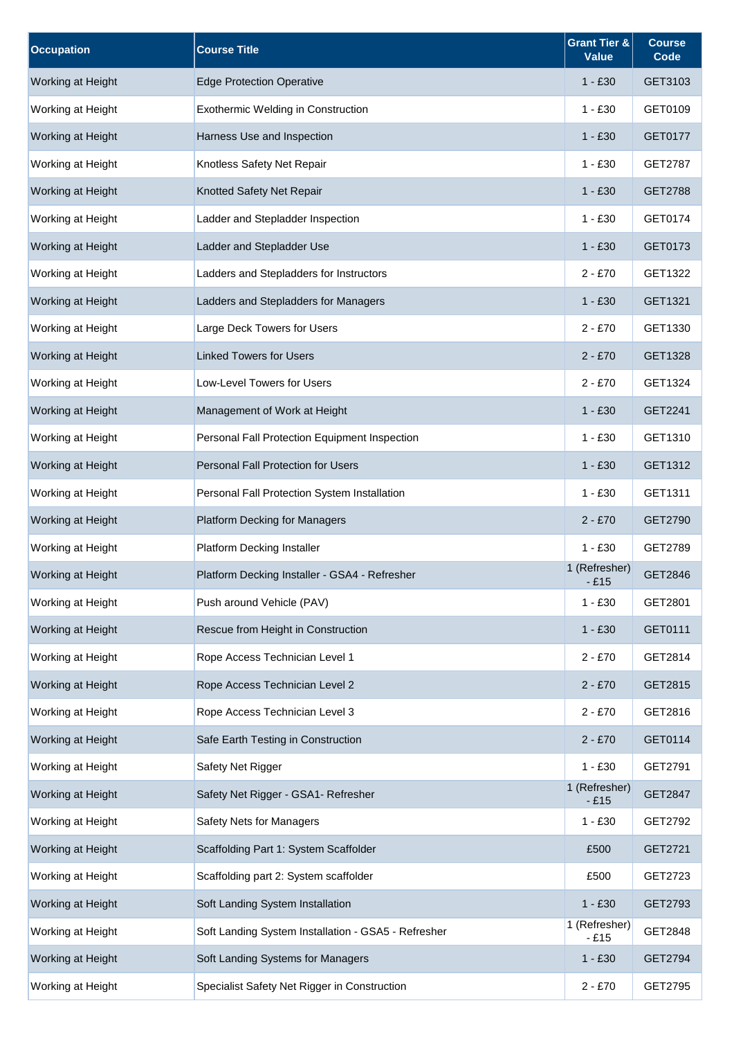| Occupation | Course Title | Grant Tier & Value | Course Code |
| --- | --- | --- | --- |
| Working at Height | Edge Protection Operative | 1 - £30 | GET3103 |
| Working at Height | Exothermic Welding in Construction | 1 - £30 | GET0109 |
| Working at Height | Harness Use and Inspection | 1 - £30 | GET0177 |
| Working at Height | Knotless Safety Net Repair | 1 - £30 | GET2787 |
| Working at Height | Knotted Safety Net Repair | 1 - £30 | GET2788 |
| Working at Height | Ladder and Stepladder Inspection | 1 - £30 | GET0174 |
| Working at Height | Ladder and Stepladder Use | 1 - £30 | GET0173 |
| Working at Height | Ladders and Stepladders for Instructors | 2 - £70 | GET1322 |
| Working at Height | Ladders and Stepladders for Managers | 1 - £30 | GET1321 |
| Working at Height | Large Deck Towers for Users | 2 - £70 | GET1330 |
| Working at Height | Linked Towers for Users | 2 - £70 | GET1328 |
| Working at Height | Low-Level Towers for Users | 2 - £70 | GET1324 |
| Working at Height | Management of Work at Height | 1 - £30 | GET2241 |
| Working at Height | Personal Fall Protection Equipment Inspection | 1 - £30 | GET1310 |
| Working at Height | Personal Fall Protection for Users | 1 - £30 | GET1312 |
| Working at Height | Personal Fall Protection System Installation | 1 - £30 | GET1311 |
| Working at Height | Platform Decking for Managers | 2 - £70 | GET2790 |
| Working at Height | Platform Decking Installer | 1 - £30 | GET2789 |
| Working at Height | Platform Decking Installer - GSA4 - Refresher | 1 (Refresher) - £15 | GET2846 |
| Working at Height | Push around Vehicle (PAV) | 1 - £30 | GET2801 |
| Working at Height | Rescue from Height in Construction | 1 - £30 | GET0111 |
| Working at Height | Rope Access Technician Level 1 | 2 - £70 | GET2814 |
| Working at Height | Rope Access Technician Level 2 | 2 - £70 | GET2815 |
| Working at Height | Rope Access Technician Level 3 | 2 - £70 | GET2816 |
| Working at Height | Safe Earth Testing in Construction | 2 - £70 | GET0114 |
| Working at Height | Safety Net Rigger | 1 - £30 | GET2791 |
| Working at Height | Safety Net Rigger - GSA1- Refresher | 1 (Refresher) - £15 | GET2847 |
| Working at Height | Safety Nets for Managers | 1 - £30 | GET2792 |
| Working at Height | Scaffolding Part 1: System Scaffolder | £500 | GET2721 |
| Working at Height | Scaffolding part 2: System scaffolder | £500 | GET2723 |
| Working at Height | Soft Landing System Installation | 1 - £30 | GET2793 |
| Working at Height | Soft Landing System Installation - GSA5 - Refresher | 1 (Refresher) - £15 | GET2848 |
| Working at Height | Soft Landing Systems for Managers | 1 - £30 | GET2794 |
| Working at Height | Specialist Safety Net Rigger in Construction | 2 - £70 | GET2795 |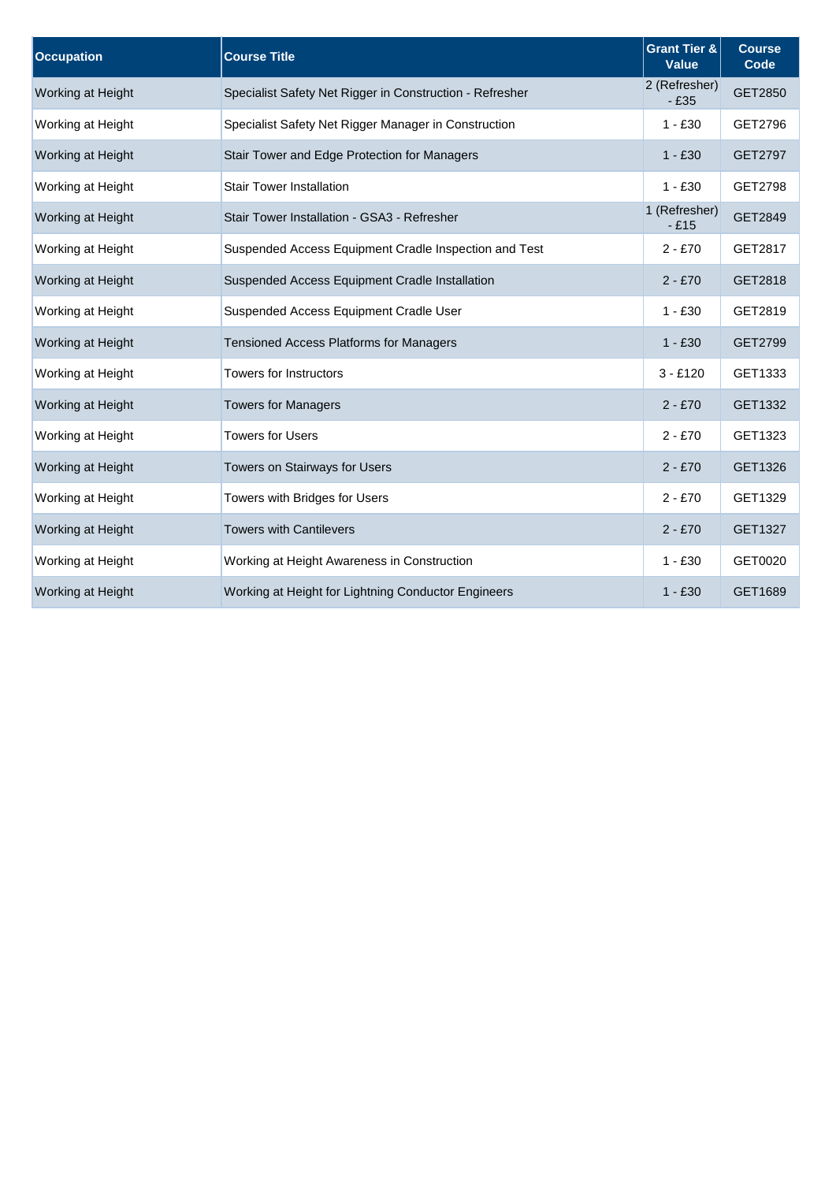| Occupation | Course Title | Grant Tier & Value | Course Code |
|---|---|---|---|
| Working at Height | Specialist Safety Net Rigger in Construction - Refresher | 2 (Refresher) - £35 | GET2850 |
| Working at Height | Specialist Safety Net Rigger Manager in Construction | 1 - £30 | GET2796 |
| Working at Height | Stair Tower and Edge Protection for Managers | 1 - £30 | GET2797 |
| Working at Height | Stair Tower Installation | 1 - £30 | GET2798 |
| Working at Height | Stair Tower Installation - GSA3 - Refresher | 1 (Refresher) - £15 | GET2849 |
| Working at Height | Suspended Access Equipment Cradle Inspection and Test | 2 - £70 | GET2817 |
| Working at Height | Suspended Access Equipment Cradle Installation | 2 - £70 | GET2818 |
| Working at Height | Suspended Access Equipment Cradle User | 1 - £30 | GET2819 |
| Working at Height | Tensioned Access Platforms for Managers | 1 - £30 | GET2799 |
| Working at Height | Towers for Instructors | 3 - £120 | GET1333 |
| Working at Height | Towers for Managers | 2 - £70 | GET1332 |
| Working at Height | Towers for Users | 2 - £70 | GET1323 |
| Working at Height | Towers on Stairways for Users | 2 - £70 | GET1326 |
| Working at Height | Towers with Bridges for Users | 2 - £70 | GET1329 |
| Working at Height | Towers with Cantilevers | 2 - £70 | GET1327 |
| Working at Height | Working at Height Awareness in Construction | 1 - £30 | GET0020 |
| Working at Height | Working at Height for Lightning Conductor Engineers | 1 - £30 | GET1689 |